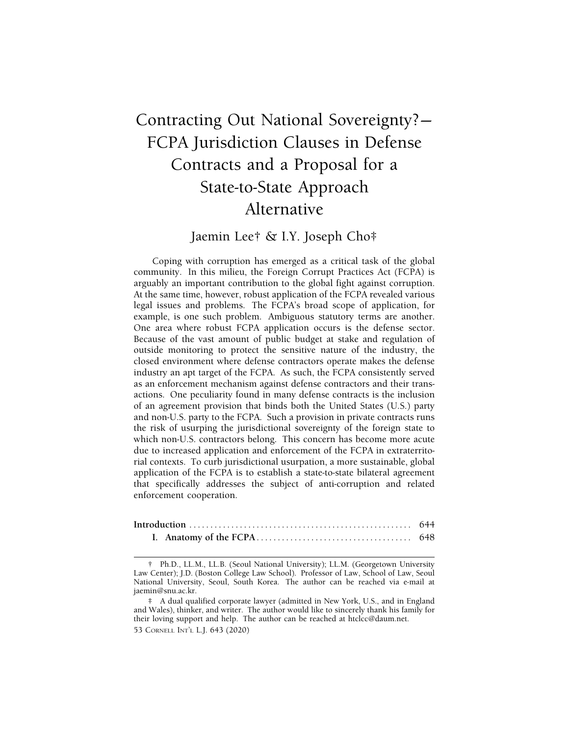# Contracting Out National Sovereignty?— FCPA Jurisdiction Clauses in Defense Contracts and a Proposal for a State-to-State Approach Alternative

Jaemin Lee† & I.Y. Joseph Cho‡

Coping with corruption has emerged as a critical task of the global community. In this milieu, the Foreign Corrupt Practices Act (FCPA) is arguably an important contribution to the global fight against corruption. At the same time, however, robust application of the FCPA revealed various legal issues and problems. The FCPA's broad scope of application, for example, is one such problem. Ambiguous statutory terms are another. One area where robust FCPA application occurs is the defense sector. Because of the vast amount of public budget at stake and regulation of outside monitoring to protect the sensitive nature of the industry, the closed environment where defense contractors operate makes the defense industry an apt target of the FCPA. As such, the FCPA consistently served as an enforcement mechanism against defense contractors and their transactions. One peculiarity found in many defense contracts is the inclusion of an agreement provision that binds both the United States (U.S.) party and non-U.S. party to the FCPA. Such a provision in private contracts runs the risk of usurping the jurisdictional sovereignty of the foreign state to which non-U.S. contractors belong. This concern has become more acute due to increased application and enforcement of the FCPA in extraterritorial contexts. To curb jurisdictional usurpation, a more sustainable, global application of the FCPA is to establish a state-to-state bilateral agreement that specifically addresses the subject of anti-corruption and related enforcement cooperation.

**Introduction** .................................................... 644

**I. Anatomy of the FCPA** .................................... 648

---

† Ph.D., LL.M., LL.B. (Seoul National University); LL.M. (Georgetown University Law Center); J.D. (Boston College Law School). Professor of Law, School of Law, Seoul National University, Seoul, South Korea. The author can be reached via e-mail at jaemin@snu.ac.kr.

‡ A dual qualified corporate lawyer (admitted in New York, U.S., and in England and Wales), thinker, and writer. The author would like to sincerely thank his family for their loving support and help. The author can be reached at htclcc@daum.net.

53 Cornell Int'l L.J. 643 (2020)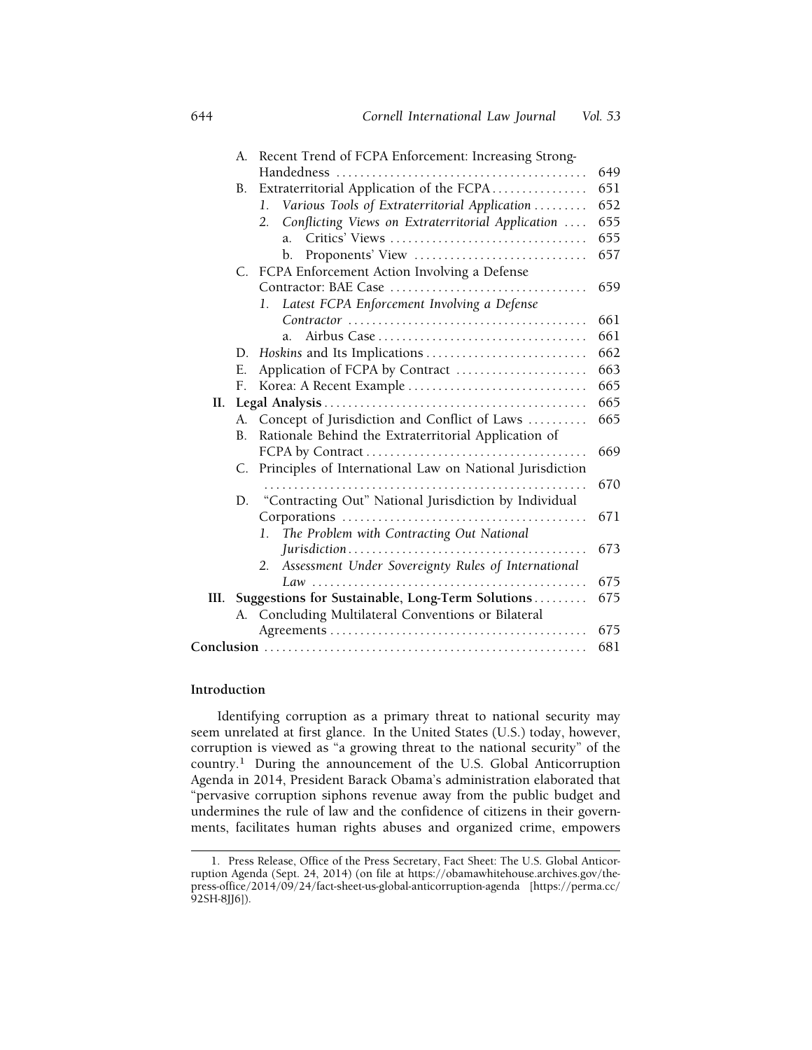A. Recent Trend of FCPA Enforcement: Increasing Strong-Handedness .......... 649
B. Extraterritorial Application of the FCPA .......... 651
   1. *Various Tools of Extraterritorial Application* .......... 652
   2. *Conflicting Views on Extraterritorial Application* .......... 655
      a. Critics' Views .......... 655
      b. Proponents' View .......... 657
C. FCPA Enforcement Action Involving a Defense Contractor: BAE Case .......... 659
   1. *Latest FCPA Enforcement Involving a Defense Contractor* .......... 661
      a. Airbus Case .......... 661
D. *Hoskins* and Its Implications .......... 662
E. Application of FCPA by Contract .......... 663
F. Korea: A Recent Example .......... 665

II. Legal Analysis .......... 665
A. Concept of Jurisdiction and Conflict of Laws .......... 665
B. Rationale Behind the Extraterritorial Application of FCPA by Contract .......... 669
C. Principles of International Law on National Jurisdiction .......... 670
D. "Contracting Out" National Jurisdiction by Individual Corporations .......... 671
   1. *The Problem with Contracting Out National Jurisdiction* .......... 673
   2. *Assessment Under Sovereignty Rules of International Law* .......... 675

III. Suggestions for Sustainable, Long-Term Solutions .......... 675
A. Concluding Multilateral Conventions or Bilateral Agreements .......... 675

Conclusion .......... 681

## Introduction

Identifying corruption as a primary threat to national security may seem unrelated at first glance. In the United States (U.S.) today, however, corruption is viewed as "a growing threat to the national security" of the country.[1] During the announcement of the U.S. Global Anticorruption Agenda in 2014, President Barack Obama's administration elaborated that "pervasive corruption siphons revenue away from the public budget and undermines the rule of law and the confidence of citizens in their governments, facilitates human rights abuses and organized crime, empowers

---

1. Press Release, Office of the Press Secretary, Fact Sheet: The U.S. Global Anticorruption Agenda (Sept. 24, 2014) (on file at https://obamawhitehouse.archives.gov/the-press-office/2014/09/24/fact-sheet-us-global-anticorruption-agenda [https://perma.cc/92SH-8JJ6]).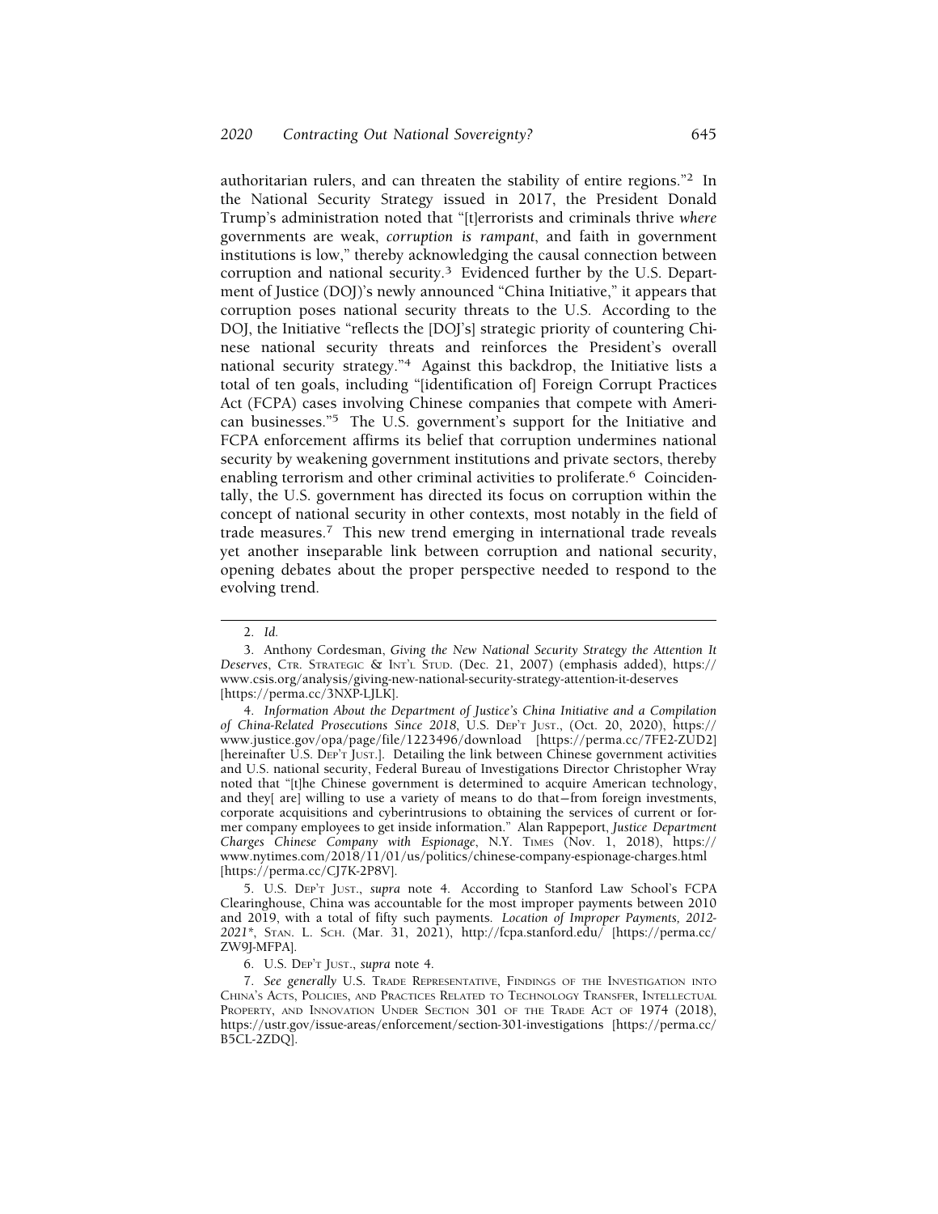authoritarian rulers, and can threaten the stability of entire regions."[2] In the National Security Strategy issued in 2017, the President Donald Trump's administration noted that "[t]errorists and criminals thrive *where* governments are weak, *corruption is rampant*, and faith in government institutions is low," thereby acknowledging the causal connection between corruption and national security.[3] Evidenced further by the U.S. Department of Justice (DOJ)'s newly announced "China Initiative," it appears that corruption poses national security threats to the U.S. According to the DOJ, the Initiative "reflects the [DOJ's] strategic priority of countering Chinese national security threats and reinforces the President's overall national security strategy."[4] Against this backdrop, the Initiative lists a total of ten goals, including "[identification of] Foreign Corrupt Practices Act (FCPA) cases involving Chinese companies that compete with American businesses."[5] The U.S. government's support for the Initiative and FCPA enforcement affirms its belief that corruption undermines national security by weakening government institutions and private sectors, thereby enabling terrorism and other criminal activities to proliferate.[6] Coincidentally, the U.S. government has directed its focus on corruption within the concept of national security in other contexts, most notably in the field of trade measures.[7] This new trend emerging in international trade reveals yet another inseparable link between corruption and national security, opening debates about the proper perspective needed to respond to the evolving trend.

---

2. *Id.*

3. Anthony Cordesman, *Giving the New National Security Strategy the Attention It Deserves*, CTR. STRATEGIC & INT'L STUD. (Dec. 21, 2007) (emphasis added), https://www.csis.org/analysis/giving-new-national-security-strategy-attention-it-deserves [https://perma.cc/3NXP-LJLK].

4. *Information About the Department of Justice's China Initiative and a Compilation of China-Related Prosecutions Since 2018*, U.S. DEP'T JUST., (Oct. 20, 2020), https://www.justice.gov/opa/page/file/1223496/download [https://perma.cc/7FE2-ZUD2] [hereinafter U.S. DEP'T JUST.]. Detailing the link between Chinese government activities and U.S. national security, Federal Bureau of Investigations Director Christopher Wray noted that "[t]he Chinese government is determined to acquire American technology, and they[ are] willing to use a variety of means to do that—from foreign investments, corporate acquisitions and cyberintrusions to obtaining the services of current or former company employees to get inside information." Alan Rappeport, *Justice Department Charges Chinese Company with Espionage*, N.Y. TIMES (Nov. 1, 2018), https://www.nytimes.com/2018/11/01/us/politics/chinese-company-espionage-charges.html [https://perma.cc/CJ7K-2P8V].

5. U.S. DEP'T JUST., *supra* note 4. According to Stanford Law School's FCPA Clearinghouse, China was accountable for the most improper payments between 2010 and 2019, with a total of fifty such payments. *Location of Improper Payments, 2012-2021\**, STAN. L. SCH. (Mar. 31, 2021), http://fcpa.stanford.edu/ [https://perma.cc/ZW9J-MFPA].

6. U.S. DEP'T JUST., *supra* note 4.

7. *See generally* U.S. TRADE REPRESENTATIVE, FINDINGS OF THE INVESTIGATION INTO CHINA'S ACTS, POLICIES, AND PRACTICES RELATED TO TECHNOLOGY TRANSFER, INTELLECTUAL PROPERTY, AND INNOVATION UNDER SECTION 301 OF THE TRADE ACT OF 1974 (2018), https://ustr.gov/issue-areas/enforcement/section-301-investigations [https://perma.cc/B5CL-2ZDQ].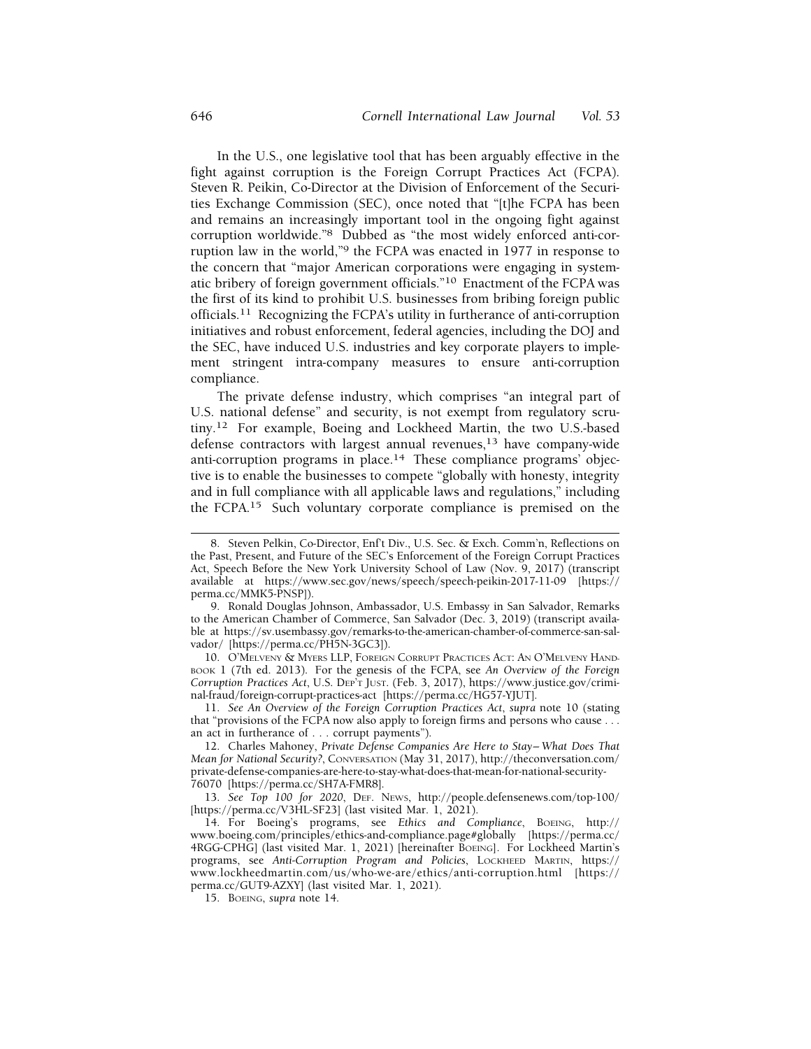In the U.S., one legislative tool that has been arguably effective in the fight against corruption is the Foreign Corrupt Practices Act (FCPA). Steven R. Peikin, Co-Director at the Division of Enforcement of the Securities Exchange Commission (SEC), once noted that "[t]he FCPA has been and remains an increasingly important tool in the ongoing fight against corruption worldwide."[8] Dubbed as "the most widely enforced anti-corruption law in the world,"[9] the FCPA was enacted in 1977 in response to the concern that "major American corporations were engaging in systematic bribery of foreign government officials."[10] Enactment of the FCPA was the first of its kind to prohibit U.S. businesses from bribing foreign public officials.[11] Recognizing the FCPA's utility in furtherance of anti-corruption initiatives and robust enforcement, federal agencies, including the DOJ and the SEC, have induced U.S. industries and key corporate players to implement stringent intra-company measures to ensure anti-corruption compliance.

The private defense industry, which comprises "an integral part of U.S. national defense" and security, is not exempt from regulatory scrutiny.[12] For example, Boeing and Lockheed Martin, the two U.S.-based defense contractors with largest annual revenues,[13] have company-wide anti-corruption programs in place.[14] These compliance programs' objective is to enable the businesses to compete "globally with honesty, integrity and in full compliance with all applicable laws and regulations," including the FCPA.[15] Such voluntary corporate compliance is premised on the

---

8. Steven Pelkin, Co-Director, Enf't Div., U.S. Sec. & Exch. Comm'n, Reflections on the Past, Present, and Future of the SEC's Enforcement of the Foreign Corrupt Practices Act, Speech Before the New York University School of Law (Nov. 9, 2017) (transcript available at https://www.sec.gov/news/speech/speech-peikin-2017-11-09 [https://perma.cc/MMK5-PNSP]).

9. Ronald Douglas Johnson, Ambassador, U.S. Embassy in San Salvador, Remarks to the American Chamber of Commerce, San Salvador (Dec. 3, 2019) (transcript available at https://sv.usembassy.gov/remarks-to-the-american-chamber-of-commerce-san-salvador/ [https://perma.cc/PH5N-3GC3]).

10. O'MELVENY & MYERS LLP, FOREIGN CORRUPT PRACTICES ACT: AN O'MELVENY HANDBOOK 1 (7th ed. 2013). For the genesis of the FCPA, see *An Overview of the Foreign Corruption Practices Act*, U.S. DEP'T JUST. (Feb. 3, 2017), https://www.justice.gov/criminal-fraud/foreign-corrupt-practices-act [https://perma.cc/HG57-YJUT].

11. *See An Overview of the Foreign Corruption Practices Act*, *supra* note 10 (stating that "provisions of the FCPA now also apply to foreign firms and persons who cause . . . an act in furtherance of . . . corrupt payments").

12. Charles Mahoney, *Private Defense Companies Are Here to Stay– What Does That Mean for National Security?*, CONVERSATION (May 31, 2017), http://theconversation.com/private-defense-companies-are-here-to-stay-what-does-that-mean-for-national-security-76070 [https://perma.cc/SH7A-FMR8].

13. *See Top 100 for 2020*, DEF. NEWS, http://people.defensenews.com/top-100/ [https://perma.cc/V3HL-SF23] (last visited Mar. 1, 2021).

14. For Boeing's programs, see *Ethics and Compliance*, BOEING, http://www.boeing.com/principles/ethics-and-compliance.page#globally [https://perma.cc/4RGG-CPHG] (last visited Mar. 1, 2021) [hereinafter BOEING]. For Lockheed Martin's programs, see *Anti-Corruption Program and Policies*, LOCKHEED MARTIN, https://www.lockheedmartin.com/us/who-we-are/ethics/anti-corruption.html [https://perma.cc/GUT9-AZXY] (last visited Mar. 1, 2021).

15. BOEING, *supra* note 14.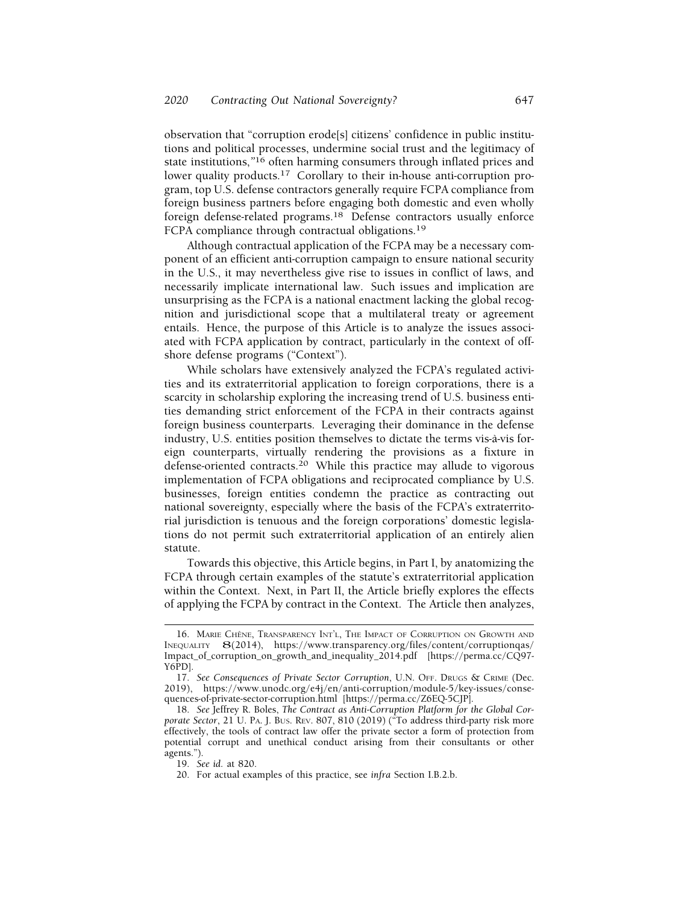observation that "corruption erode[s] citizens' confidence in public institutions and political processes, undermine social trust and the legitimacy of state institutions,"[16] often harming consumers through inflated prices and lower quality products.[17] Corollary to their in-house anti-corruption program, top U.S. defense contractors generally require FCPA compliance from foreign business partners before engaging both domestic and even wholly foreign defense-related programs.[18] Defense contractors usually enforce FCPA compliance through contractual obligations.[19]

Although contractual application of the FCPA may be a necessary component of an efficient anti-corruption campaign to ensure national security in the U.S., it may nevertheless give rise to issues in conflict of laws, and necessarily implicate international law. Such issues and implication are unsurprising as the FCPA is a national enactment lacking the global recognition and jurisdictional scope that a multilateral treaty or agreement entails. Hence, the purpose of this Article is to analyze the issues associated with FCPA application by contract, particularly in the context of offshore defense programs ("Context").

While scholars have extensively analyzed the FCPA's regulated activities and its extraterritorial application to foreign corporations, there is a scarcity in scholarship exploring the increasing trend of U.S. business entities demanding strict enforcement of the FCPA in their contracts against foreign business counterparts. Leveraging their dominance in the defense industry, U.S. entities position themselves to dictate the terms vis-à-vis foreign counterparts, virtually rendering the provisions as a fixture in defense-oriented contracts.[20] While this practice may allude to vigorous implementation of FCPA obligations and reciprocated compliance by U.S. businesses, foreign entities condemn the practice as contracting out national sovereignty, especially where the basis of the FCPA's extraterritorial jurisdiction is tenuous and the foreign corporations' domestic legislations do not permit such extraterritorial application of an entirely alien statute.

Towards this objective, this Article begins, in Part I, by anatomizing the FCPA through certain examples of the statute's extraterritorial application within the Context. Next, in Part II, the Article briefly explores the effects of applying the FCPA by contract in the Context. The Article then analyzes,

---

16. Marie Chêne, Transparency Int'l, The Impact of Corruption on Growth and Inequality 8(2014), https://www.transparency.org/files/content/corruptionqas/Impact_of_corruption_on_growth_and_inequality_2014.pdf [https://perma.cc/CQ97-Y6PD].

17. *See Consequences of Private Sector Corruption*, U.N. Off. Drugs & Crime (Dec. 2019), https://www.unodc.org/e4j/en/anti-corruption/module-5/key-issues/consequences-of-private-sector-corruption.html [https://perma.cc/Z6EQ-5CJP].

18. *See* Jeffrey R. Boles, *The Contract as Anti-Corruption Platform for the Global Corporate Sector*, 21 U. Pa. J. Bus. Rev. 807, 810 (2019) ("To address third-party risk more effectively, the tools of contract law offer the private sector a form of protection from potential corrupt and unethical conduct arising from their consultants or other agents.").

19. *See id.* at 820.

20. For actual examples of this practice, see *infra* Section I.B.2.b.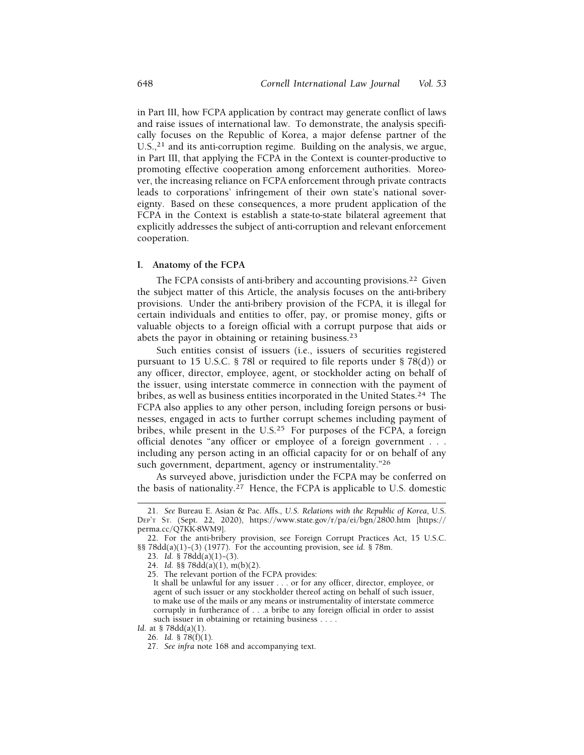in Part III, how FCPA application by contract may generate conflict of laws and raise issues of international law. To demonstrate, the analysis specifically focuses on the Republic of Korea, a major defense partner of the U.S.,[21] and its anti-corruption regime. Building on the analysis, we argue, in Part III, that applying the FCPA in the Context is counter-productive to promoting effective cooperation among enforcement authorities. Moreover, the increasing reliance on FCPA enforcement through private contracts leads to corporations' infringement of their own state's national sovereignty. Based on these consequences, a more prudent application of the FCPA in the Context is establish a state-to-state bilateral agreement that explicitly addresses the subject of anti-corruption and relevant enforcement cooperation.

## I. Anatomy of the FCPA

The FCPA consists of anti-bribery and accounting provisions.[22] Given the subject matter of this Article, the analysis focuses on the anti-bribery provisions. Under the anti-bribery provision of the FCPA, it is illegal for certain individuals and entities to offer, pay, or promise money, gifts or valuable objects to a foreign official with a corrupt purpose that aids or abets the payor in obtaining or retaining business.[23]

Such entities consist of issuers (i.e., issuers of securities registered pursuant to 15 U.S.C. § 78l or required to file reports under § 78(d)) or any officer, director, employee, agent, or stockholder acting on behalf of the issuer, using interstate commerce in connection with the payment of bribes, as well as business entities incorporated in the United States.[24] The FCPA also applies to any other person, including foreign persons or businesses, engaged in acts to further corrupt schemes including payment of bribes, while present in the U.S.[25] For purposes of the FCPA, a foreign official denotes "any officer or employee of a foreign government . . . including any person acting in an official capacity for or on behalf of any such government, department, agency or instrumentality."[26]

As surveyed above, jurisdiction under the FCPA may be conferred on the basis of nationality.[27] Hence, the FCPA is applicable to U.S. domestic

---

21. *See* Bureau E. Asian & Pac. Affs., *U.S. Relations with the Republic of Korea*, U.S. Dep't St. (Sept. 22, 2020), https://www.state.gov/r/pa/ei/bgn/2800.htm [https://perma.cc/Q7KK-8WM9].

22. For the anti-bribery provision, see Foreign Corrupt Practices Act, 15 U.S.C. §§ 78dd(a)(1)–(3) (1977). For the accounting provision, see *id.* § 78m.

23. *Id.* § 78dd(a)(1)–(3).

24. *Id.* §§ 78dd(a)(1), m(b)(2).

25. The relevant portion of the FCPA provides:

> It shall be unlawful for any issuer . . . or for any officer, director, employee, or agent of such issuer or any stockholder thereof acting on behalf of such issuer, to make use of the mails or any means or instrumentality of interstate commerce corruptly in furtherance of . . .a bribe to any foreign official in order to assist such issuer in obtaining or retaining business . . . .

*Id.* at § 78dd(a)(1).

26. *Id.* § 78(f)(1).

27. *See infra* note 168 and accompanying text.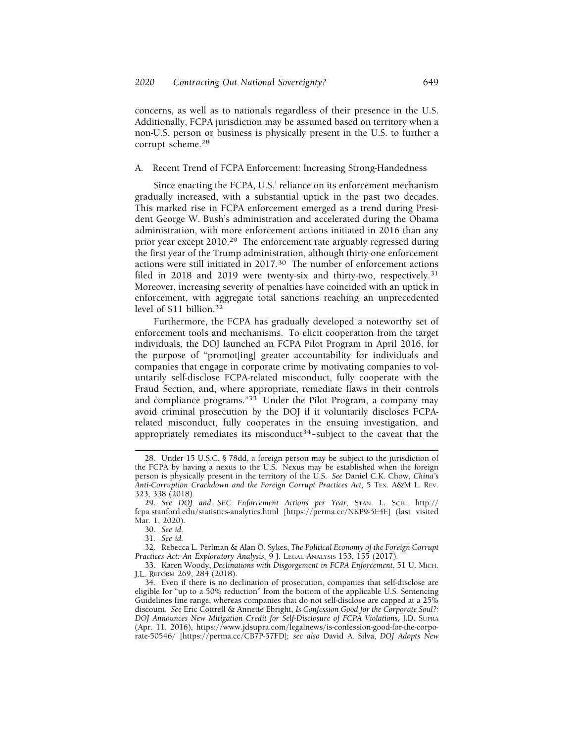concerns, as well as to nationals regardless of their presence in the U.S. Additionally, FCPA jurisdiction may be assumed based on territory when a non-U.S. person or business is physically present in the U.S. to further a corrupt scheme.[28]

### A. Recent Trend of FCPA Enforcement: Increasing Strong-Handedness

Since enacting the FCPA, U.S.' reliance on its enforcement mechanism gradually increased, with a substantial uptick in the past two decades. This marked rise in FCPA enforcement emerged as a trend during President George W. Bush's administration and accelerated during the Obama administration, with more enforcement actions initiated in 2016 than any prior year except 2010.[29] The enforcement rate arguably regressed during the first year of the Trump administration, although thirty-one enforcement actions were still initiated in 2017.[30] The number of enforcement actions filed in 2018 and 2019 were twenty-six and thirty-two, respectively.[31] Moreover, increasing severity of penalties have coincided with an uptick in enforcement, with aggregate total sanctions reaching an unprecedented level of $11 billion.[32]

Furthermore, the FCPA has gradually developed a noteworthy set of enforcement tools and mechanisms. To elicit cooperation from the target individuals, the DOJ launched an FCPA Pilot Program in April 2016, for the purpose of "promot[ing] greater accountability for individuals and companies that engage in corporate crime by motivating companies to voluntarily self-disclose FCPA-related misconduct, fully cooperate with the Fraud Section, and, where appropriate, remediate flaws in their controls and compliance programs."[33] Under the Pilot Program, a company may avoid criminal prosecution by the DOJ if it voluntarily discloses FCPA-related misconduct, fully cooperates in the ensuing investigation, and appropriately remediates its misconduct[34]–subject to the caveat that the

---

28. Under 15 U.S.C. § 78dd, a foreign person may be subject to the jurisdiction of the FCPA by having a nexus to the U.S. Nexus may be established when the foreign person is physically present in the territory of the U.S. *See* Daniel C.K. Chow, *China's Anti-Corruption Crackdown and the Foreign Corrupt Practices Act*, 5 TEX. A&M L. REV. 323, 338 (2018).

29. *See DOJ and SEC Enforcement Actions per Year*, STAN. L. SCH., http://fcpa.stanford.edu/statistics-analytics.html [https://perma.cc/NKP9-5E4E] (last visited Mar. 1, 2020).

30. *See id.*

31. *See id.*

32. Rebecca L. Perlman & Alan O. Sykes, *The Political Economy of the Foreign Corrupt Practices Act: An Exploratory Analysis*, 9 J. LEGAL ANALYSIS 153, 155 (2017).

33. Karen Woody, *Declinations with Disgorgement in FCPA Enforcement*, 51 U. MICH. J.L. REFORM 269, 284 (2018).

34. Even if there is no declination of prosecution, companies that self-disclose are eligible for "up to a 50% reduction" from the bottom of the applicable U.S. Sentencing Guidelines fine range, whereas companies that do not self-disclose are capped at a 25% discount. *See* Eric Cottrell & Annette Ebright, *Is Confession Good for the Corporate Soul?: DOJ Announces New Mitigation Credit for Self-Disclosure of FCPA Violations*, J.D. SUPRA (Apr. 11, 2016), https://www.jdsupra.com/legalnews/is-confession-good-for-the-corporate-50546/ [https://perma.cc/CB7P-57FD]; *see also* David A. Silva, *DOJ Adopts New*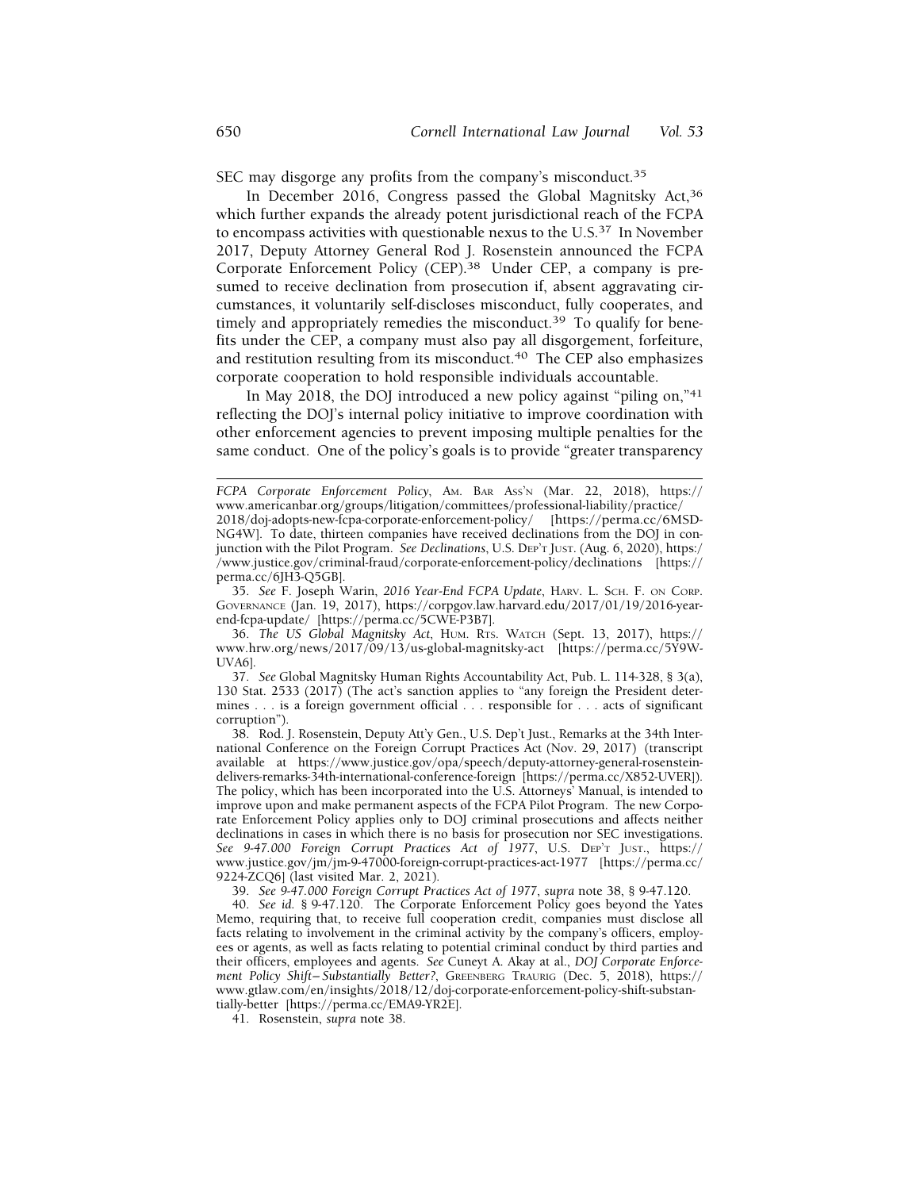SEC may disgorge any profits from the company's misconduct.[35]

In December 2016, Congress passed the Global Magnitsky Act,[36] which further expands the already potent jurisdictional reach of the FCPA to encompass activities with questionable nexus to the U.S.[37] In November 2017, Deputy Attorney General Rod J. Rosenstein announced the FCPA Corporate Enforcement Policy (CEP).[38] Under CEP, a company is presumed to receive declination from prosecution if, absent aggravating circumstances, it voluntarily self-discloses misconduct, fully cooperates, and timely and appropriately remedies the misconduct.[39] To qualify for benefits under the CEP, a company must also pay all disgorgement, forfeiture, and restitution resulting from its misconduct.[40] The CEP also emphasizes corporate cooperation to hold responsible individuals accountable.

In May 2018, the DOJ introduced a new policy against "piling on,"[41] reflecting the DOJ's internal policy initiative to improve coordination with other enforcement agencies to prevent imposing multiple penalties for the same conduct. One of the policy's goals is to provide "greater transparency

---

*FCPA Corporate Enforcement Policy*, AM. BAR ASS'N (Mar. 22, 2018), https://www.americanbar.org/groups/litigation/committees/professional-liability/practice/2018/doj-adopts-new-fcpa-corporate-enforcement-policy/ [https://perma.cc/6MSD-NG4W]. To date, thirteen companies have received declinations from the DOJ in conjunction with the Pilot Program. *See Declinations*, U.S. DEP'T JUST. (Aug. 6, 2020), https://www.justice.gov/criminal-fraud/corporate-enforcement-policy/declinations [https://perma.cc/6JH3-Q5GB].

35. *See* F. Joseph Warin, *2016 Year-End FCPA Update*, HARV. L. SCH. F. ON CORP. GOVERNANCE (Jan. 19, 2017), https://corpgov.law.harvard.edu/2017/01/19/2016-year-end-fcpa-update/ [https://perma.cc/5CWE-P3B7].

36. *The US Global Magnitsky Act*, HUM. RTS. WATCH (Sept. 13, 2017), https://www.hrw.org/news/2017/09/13/us-global-magnitsky-act [https://perma.cc/5Y9W-UVA6].

37. *See* Global Magnitsky Human Rights Accountability Act, Pub. L. 114-328, § 3(a), 130 Stat. 2533 (2017) (The act's sanction applies to "any foreign the President determines . . . is a foreign government official . . . responsible for . . . acts of significant corruption").

38. Rod. J. Rosenstein, Deputy Att'y Gen., U.S. Dep't Just., Remarks at the 34th International Conference on the Foreign Corrupt Practices Act (Nov. 29, 2017) (transcript available at https://www.justice.gov/opa/speech/deputy-attorney-general-rosenstein-delivers-remarks-34th-international-conference-foreign [https://perma.cc/X852-UVER]). The policy, which has been incorporated into the U.S. Attorneys' Manual, is intended to improve upon and make permanent aspects of the FCPA Pilot Program. The new Corporate Enforcement Policy applies only to DOJ criminal prosecutions and affects neither declinations in cases in which there is no basis for prosecution nor SEC investigations. *See 9-47.000 Foreign Corrupt Practices Act of 1977*, U.S. DEP'T JUST., https://www.justice.gov/jm/jm-9-47000-foreign-corrupt-practices-act-1977 [https://perma.cc/9224-ZCQ6] (last visited Mar. 2, 2021).

39. *See 9-47.000 Foreign Corrupt Practices Act of 1977*, *supra* note 38, § 9-47.120.

40. *See id.* § 9-47.120. The Corporate Enforcement Policy goes beyond the Yates Memo, requiring that, to receive full cooperation credit, companies must disclose all facts relating to involvement in the criminal activity by the company's officers, employees or agents, as well as facts relating to potential criminal conduct by third parties and their officers, employees and agents. *See* Cuneyt A. Akay at al., *DOJ Corporate Enforcement Policy Shift—Substantially Better?*, GREENBERG TRAURIG (Dec. 5, 2018), https://www.gtlaw.com/en/insights/2018/12/doj-corporate-enforcement-policy-shift-substantially-better [https://perma.cc/EMA9-YR2E].

41. Rosenstein, *supra* note 38.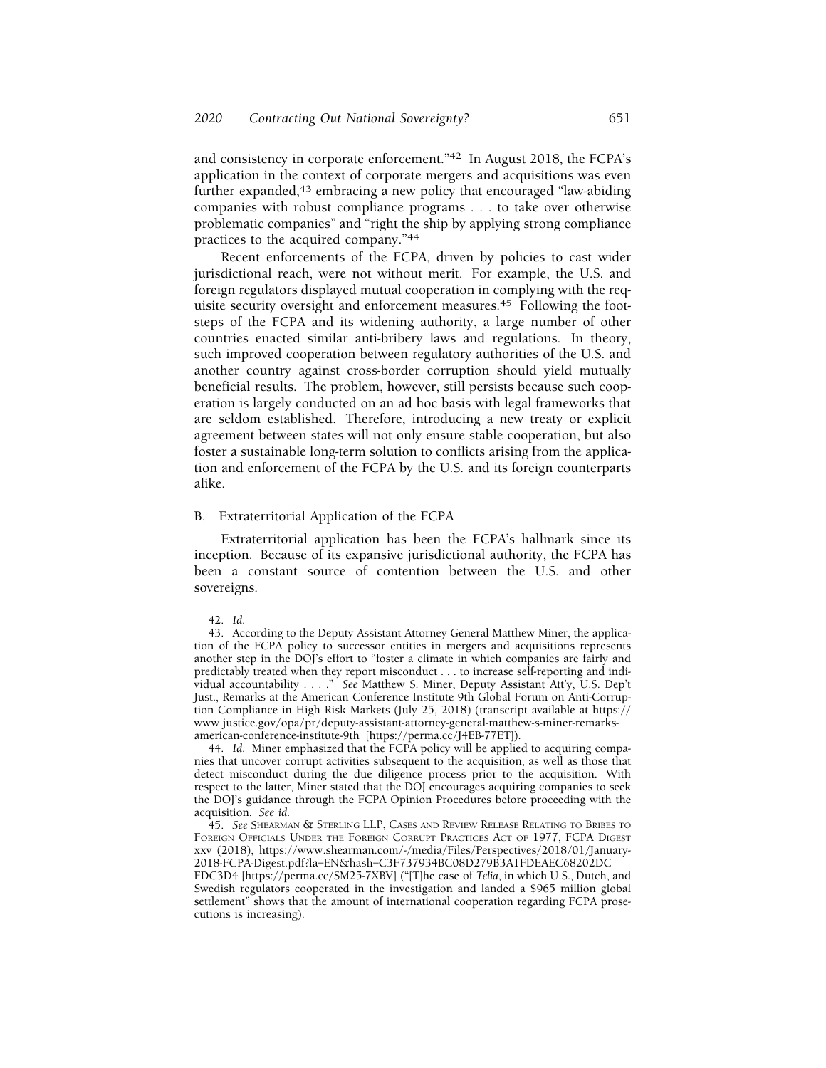and consistency in corporate enforcement."[42] In August 2018, the FCPA's application in the context of corporate mergers and acquisitions was even further expanded,[43] embracing a new policy that encouraged "law-abiding companies with robust compliance programs . . . to take over otherwise problematic companies" and "right the ship by applying strong compliance practices to the acquired company."[44]

Recent enforcements of the FCPA, driven by policies to cast wider jurisdictional reach, were not without merit. For example, the U.S. and foreign regulators displayed mutual cooperation in complying with the requisite security oversight and enforcement measures.[45] Following the footsteps of the FCPA and its widening authority, a large number of other countries enacted similar anti-bribery laws and regulations. In theory, such improved cooperation between regulatory authorities of the U.S. and another country against cross-border corruption should yield mutually beneficial results. The problem, however, still persists because such cooperation is largely conducted on an ad hoc basis with legal frameworks that are seldom established. Therefore, introducing a new treaty or explicit agreement between states will not only ensure stable cooperation, but also foster a sustainable long-term solution to conflicts arising from the application and enforcement of the FCPA by the U.S. and its foreign counterparts alike.

## B. Extraterritorial Application of the FCPA

Extraterritorial application has been the FCPA's hallmark since its inception. Because of its expansive jurisdictional authority, the FCPA has been a constant source of contention between the U.S. and other sovereigns.

---

42. *Id.*

43. According to the Deputy Assistant Attorney General Matthew Miner, the application of the FCPA policy to successor entities in mergers and acquisitions represents another step in the DOJ's effort to "foster a climate in which companies are fairly and predictably treated when they report misconduct . . . to increase self-reporting and individual accountability . . . ." *See* Matthew S. Miner, Deputy Assistant Att'y, U.S. Dep't Just., Remarks at the American Conference Institute 9th Global Forum on Anti-Corruption Compliance in High Risk Markets (July 25, 2018) (transcript available at https://www.justice.gov/opa/pr/deputy-assistant-attorney-general-matthew-s-miner-remarks-american-conference-institute-9th [https://perma.cc/J4EB-77ET]).

44. *Id.* Miner emphasized that the FCPA policy will be applied to acquiring companies that uncover corrupt activities subsequent to the acquisition, as well as those that detect misconduct during the due diligence process prior to the acquisition. With respect to the latter, Miner stated that the DOJ encourages acquiring companies to seek the DOJ's guidance through the FCPA Opinion Procedures before proceeding with the acquisition. *See id.*

45. *See* SHEARMAN & STERLING LLP, CASES AND REVIEW RELEASE RELATING TO BRIBES TO FOREIGN OFFICIALS UNDER THE FOREIGN CORRUPT PRACTICES ACT OF 1977, FCPA DIGEST xxv (2018), https://www.shearman.com/-/media/Files/Perspectives/2018/01/January-2018-FCPA-Digest.pdf?la=EN&hash=C3F737934BC08D279B3A1FDEAEC68202DCFDC3D4 [https://perma.cc/SM25-7XBV] ("[T]he case of *Telia*, in which U.S., Dutch, and Swedish regulators cooperated in the investigation and landed a $965 million global settlement" shows that the amount of international cooperation regarding FCPA prosecutions is increasing).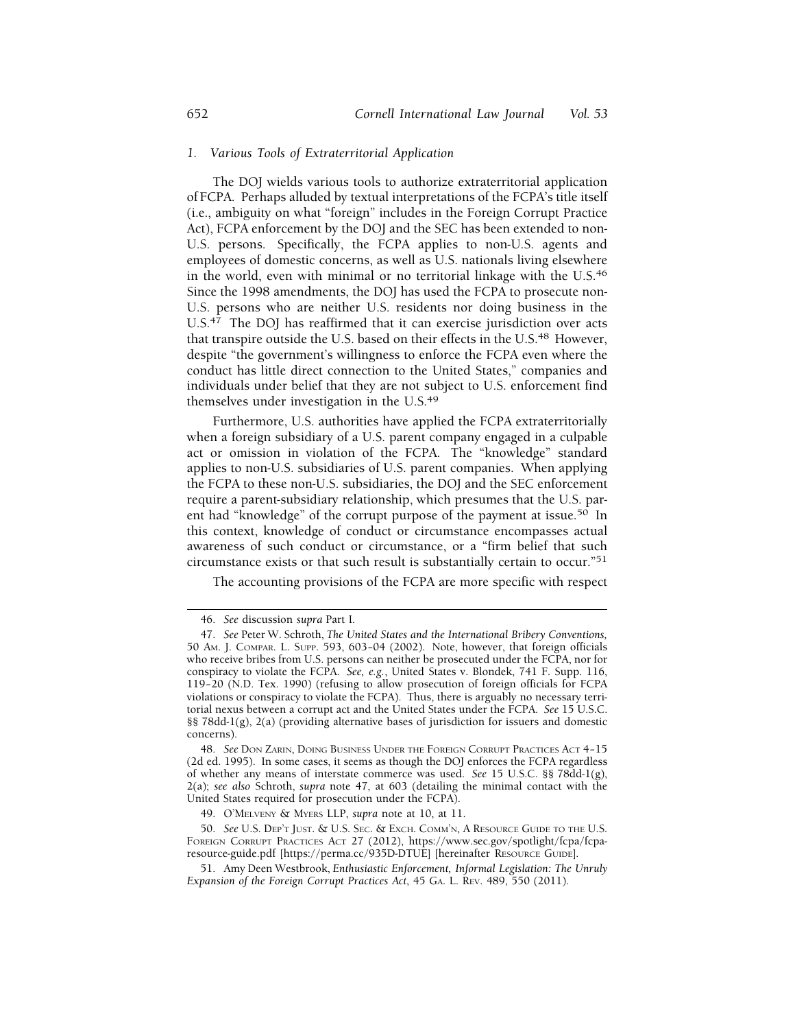### *1. Various Tools of Extraterritorial Application*

The DOJ wields various tools to authorize extraterritorial application of FCPA. Perhaps alluded by textual interpretations of the FCPA's title itself (i.e., ambiguity on what "foreign" includes in the Foreign Corrupt Practice Act), FCPA enforcement by the DOJ and the SEC has been extended to non-U.S. persons. Specifically, the FCPA applies to non-U.S. agents and employees of domestic concerns, as well as U.S. nationals living elsewhere in the world, even with minimal or no territorial linkage with the U.S.[46] Since the 1998 amendments, the DOJ has used the FCPA to prosecute non-U.S. persons who are neither U.S. residents nor doing business in the U.S.[47] The DOJ has reaffirmed that it can exercise jurisdiction over acts that transpire outside the U.S. based on their effects in the U.S.[48] However, despite "the government's willingness to enforce the FCPA even where the conduct has little direct connection to the United States," companies and individuals under belief that they are not subject to U.S. enforcement find themselves under investigation in the U.S.[49]

Furthermore, U.S. authorities have applied the FCPA extraterritorially when a foreign subsidiary of a U.S. parent company engaged in a culpable act or omission in violation of the FCPA. The "knowledge" standard applies to non-U.S. subsidiaries of U.S. parent companies. When applying the FCPA to these non-U.S. subsidiaries, the DOJ and the SEC enforcement require a parent-subsidiary relationship, which presumes that the U.S. parent had "knowledge" of the corrupt purpose of the payment at issue.[50] In this context, knowledge of conduct or circumstance encompasses actual awareness of such conduct or circumstance, or a "firm belief that such circumstance exists or that such result is substantially certain to occur."[51]

The accounting provisions of the FCPA are more specific with respect

---

46. *See* discussion *supra* Part I.

47. *See* Peter W. Schroth, *The United States and the International Bribery Conventions,* 50 AM. J. COMPAR. L. SUPP. 593, 603–04 (2002). Note, however, that foreign officials who receive bribes from U.S. persons can neither be prosecuted under the FCPA, nor for conspiracy to violate the FCPA. *See, e.g.*, United States v. Blondek, 741 F. Supp. 116, 119–20 (N.D. Tex. 1990) (refusing to allow prosecution of foreign officials for FCPA violations or conspiracy to violate the FCPA). Thus, there is arguably no necessary territorial nexus between a corrupt act and the United States under the FCPA. *See* 15 U.S.C. §§ 78dd-1(g), 2(a) (providing alternative bases of jurisdiction for issuers and domestic concerns).

48. *See* DON ZARIN, DOING BUSINESS UNDER THE FOREIGN CORRUPT PRACTICES ACT 4–15 (2d ed. 1995). In some cases, it seems as though the DOJ enforces the FCPA regardless of whether any means of interstate commerce was used. *See* 15 U.S.C. §§ 78dd-1(g), 2(a); *see also* Schroth, *supra* note 47, at 603 (detailing the minimal contact with the United States required for prosecution under the FCPA).

49. O'MELVENY & MYERS LLP, *supra* note at 10, at 11.

50. *See* U.S. DEP'T JUST. & U.S. SEC. & EXCH. COMM'N, A RESOURCE GUIDE TO THE U.S. FOREIGN CORRUPT PRACTICES ACT 27 (2012), https://www.sec.gov/spotlight/fcpa/fcpa-resource-guide.pdf [https://perma.cc/935D-DTUE] [hereinafter RESOURCE GUIDE].

51. Amy Deen Westbrook, *Enthusiastic Enforcement, Informal Legislation: The Unruly Expansion of the Foreign Corrupt Practices Act*, 45 GA. L. REV. 489, 550 (2011).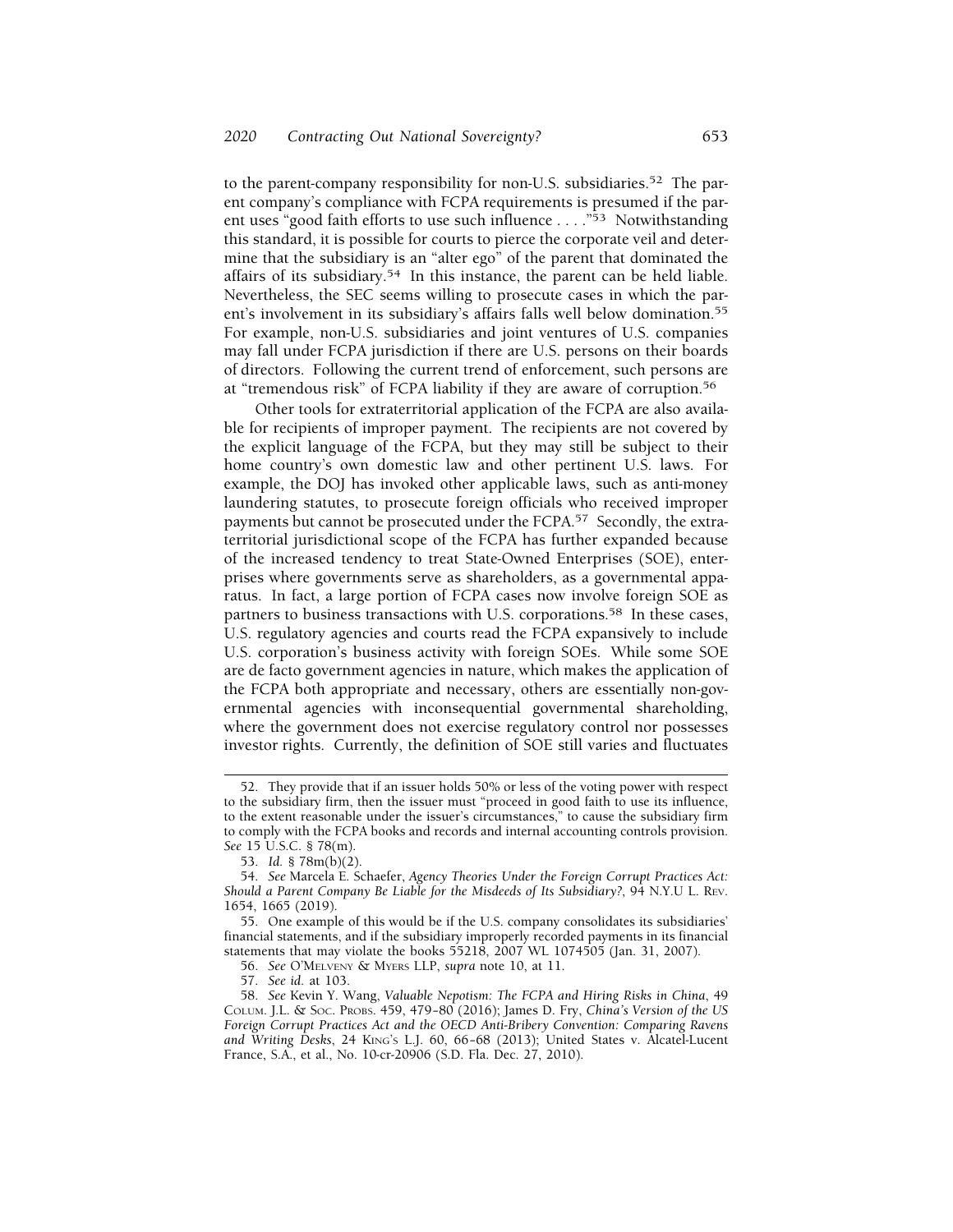to the parent-company responsibility for non-U.S. subsidiaries.[52] The parent company's compliance with FCPA requirements is presumed if the parent uses "good faith efforts to use such influence . . . ."[53] Notwithstanding this standard, it is possible for courts to pierce the corporate veil and determine that the subsidiary is an "alter ego" of the parent that dominated the affairs of its subsidiary.[54] In this instance, the parent can be held liable. Nevertheless, the SEC seems willing to prosecute cases in which the parent's involvement in its subsidiary's affairs falls well below domination.[55] For example, non-U.S. subsidiaries and joint ventures of U.S. companies may fall under FCPA jurisdiction if there are U.S. persons on their boards of directors. Following the current trend of enforcement, such persons are at "tremendous risk" of FCPA liability if they are aware of corruption.[56]

Other tools for extraterritorial application of the FCPA are also available for recipients of improper payment. The recipients are not covered by the explicit language of the FCPA, but they may still be subject to their home country's own domestic law and other pertinent U.S. laws. For example, the DOJ has invoked other applicable laws, such as anti-money laundering statutes, to prosecute foreign officials who received improper payments but cannot be prosecuted under the FCPA.[57] Secondly, the extraterritorial jurisdictional scope of the FCPA has further expanded because of the increased tendency to treat State-Owned Enterprises (SOE), enterprises where governments serve as shareholders, as a governmental apparatus. In fact, a large portion of FCPA cases now involve foreign SOE as partners to business transactions with U.S. corporations.[58] In these cases, U.S. regulatory agencies and courts read the FCPA expansively to include U.S. corporation's business activity with foreign SOEs. While some SOE are de facto government agencies in nature, which makes the application of the FCPA both appropriate and necessary, others are essentially non-governmental agencies with inconsequential governmental shareholding, where the government does not exercise regulatory control nor possesses investor rights. Currently, the definition of SOE still varies and fluctuates

---

52. They provide that if an issuer holds 50% or less of the voting power with respect to the subsidiary firm, then the issuer must "proceed in good faith to use its influence, to the extent reasonable under the issuer's circumstances," to cause the subsidiary firm to comply with the FCPA books and records and internal accounting controls provision. *See* 15 U.S.C. § 78(m).

53. *Id.* § 78m(b)(2).

54. *See* Marcela E. Schaefer, *Agency Theories Under the Foreign Corrupt Practices Act: Should a Parent Company Be Liable for the Misdeeds of Its Subsidiary?*, 94 N.Y.U L. REV. 1654, 1665 (2019).

55. One example of this would be if the U.S. company consolidates its subsidiaries' financial statements, and if the subsidiary improperly recorded payments in its financial statements that may violate the books 55218, 2007 WL 1074505 (Jan. 31, 2007).

56. *See* O'MELVENY & MYERS LLP, *supra* note 10, at 11.

57. *See id.* at 103.

58. *See* Kevin Y. Wang, *Valuable Nepotism: The FCPA and Hiring Risks in China*, 49 COLUM. J.L. & SOC. PROBS. 459, 479–80 (2016); James D. Fry, *China's Version of the US Foreign Corrupt Practices Act and the OECD Anti-Bribery Convention: Comparing Ravens and Writing Desks*, 24 KING'S L.J. 60, 66–68 (2013); United States v. Alcatel-Lucent France, S.A., et al., No. 10-cr-20906 (S.D. Fla. Dec. 27, 2010).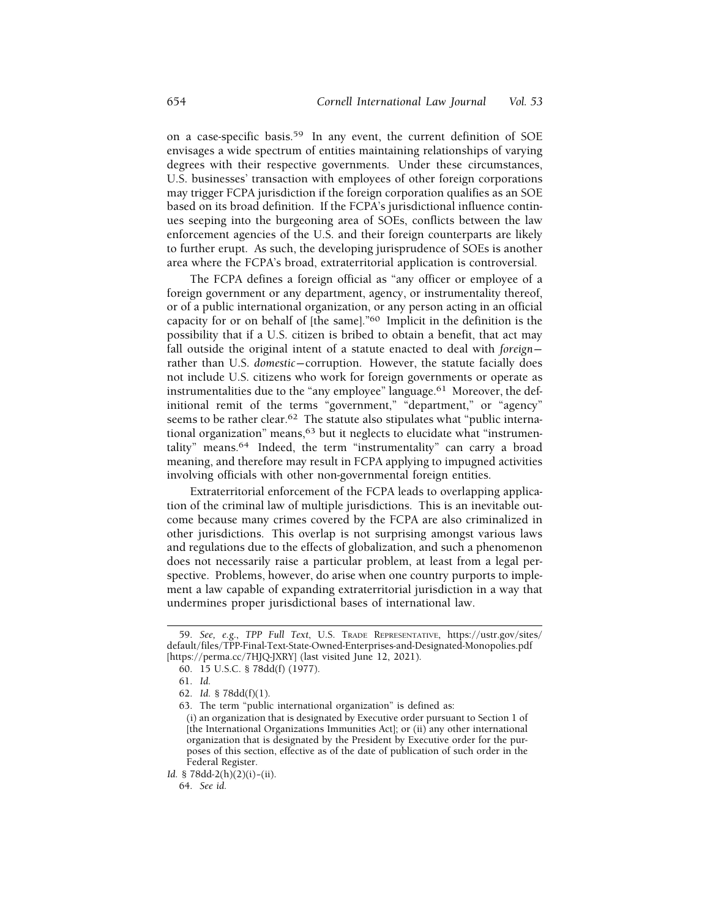on a case-specific basis.[59] In any event, the current definition of SOE envisages a wide spectrum of entities maintaining relationships of varying degrees with their respective governments. Under these circumstances, U.S. businesses' transaction with employees of other foreign corporations may trigger FCPA jurisdiction if the foreign corporation qualifies as an SOE based on its broad definition. If the FCPA's jurisdictional influence continues seeping into the burgeoning area of SOEs, conflicts between the law enforcement agencies of the U.S. and their foreign counterparts are likely to further erupt. As such, the developing jurisprudence of SOEs is another area where the FCPA's broad, extraterritorial application is controversial.

The FCPA defines a foreign official as "any officer or employee of a foreign government or any department, agency, or instrumentality thereof, or of a public international organization, or any person acting in an official capacity for or on behalf of [the same]."[60] Implicit in the definition is the possibility that if a U.S. citizen is bribed to obtain a benefit, that act may fall outside the original intent of a statute enacted to deal with *foreign*—rather than U.S. *domestic*—corruption. However, the statute facially does not include U.S. citizens who work for foreign governments or operate as instrumentalities due to the "any employee" language.[61] Moreover, the definitional remit of the terms "government," "department," or "agency" seems to be rather clear.[62] The statute also stipulates what "public international organization" means,[63] but it neglects to elucidate what "instrumentality" means.[64] Indeed, the term "instrumentality" can carry a broad meaning, and therefore may result in FCPA applying to impugned activities involving officials with other non-governmental foreign entities.

Extraterritorial enforcement of the FCPA leads to overlapping application of the criminal law of multiple jurisdictions. This is an inevitable outcome because many crimes covered by the FCPA are also criminalized in other jurisdictions. This overlap is not surprising amongst various laws and regulations due to the effects of globalization, and such a phenomenon does not necessarily raise a particular problem, at least from a legal perspective. Problems, however, do arise when one country purports to implement a law capable of expanding extraterritorial jurisdiction in a way that undermines proper jurisdictional bases of international law.

---

59. *See, e.g.*, *TPP Full Text*, U.S. TRADE REPRESENTATIVE, https://ustr.gov/sites/default/files/TPP-Final-Text-State-Owned-Enterprises-and-Designated-Monopolies.pdf [https://perma.cc/7HJQ-JXRY] (last visited June 12, 2021).

60. 15 U.S.C. § 78dd(f) (1977).

61. *Id.*

62. *Id.* § 78dd(f)(1).

63. The term "public international organization" is defined as:

> (i) an organization that is designated by Executive order pursuant to Section 1 of [the International Organizations Immunities Act]; or (ii) any other international organization that is designated by the President by Executive order for the purposes of this section, effective as of the date of publication of such order in the Federal Register.

*Id.* § 78dd-2(h)(2)(i)–(ii).

64. *See id.*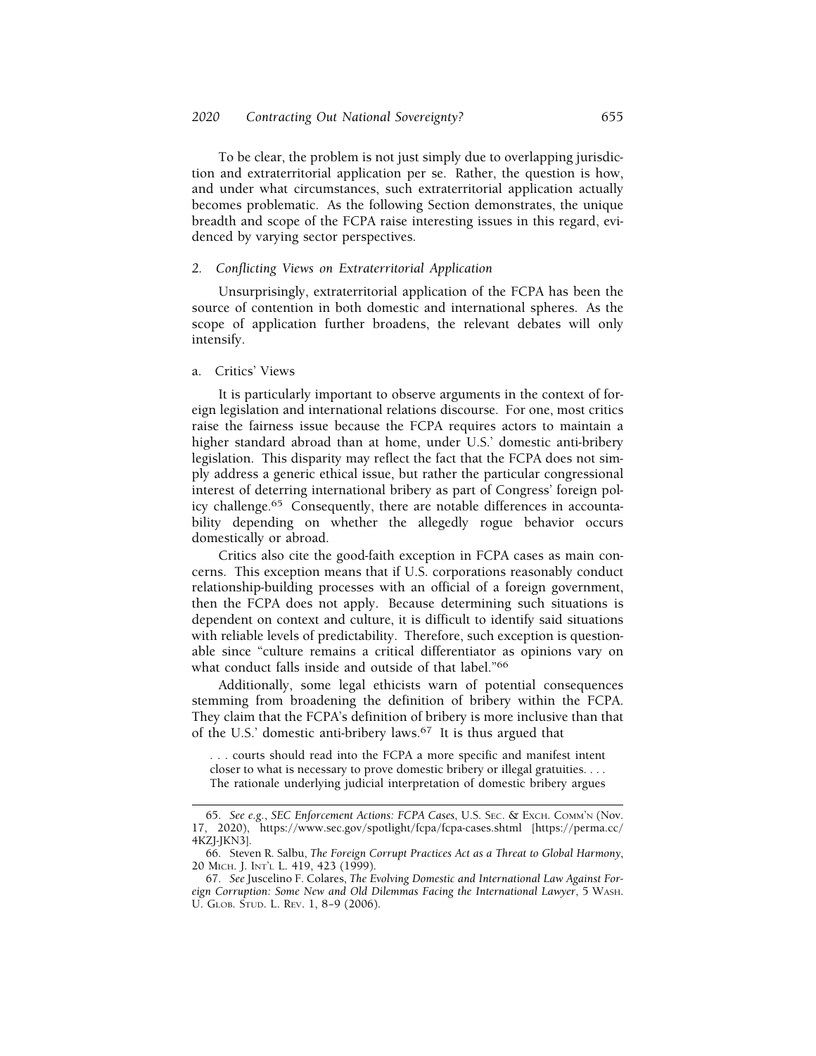To be clear, the problem is not just simply due to overlapping jurisdiction and extraterritorial application per se. Rather, the question is how, and under what circumstances, such extraterritorial application actually becomes problematic. As the following Section demonstrates, the unique breadth and scope of the FCPA raise interesting issues in this regard, evidenced by varying sector perspectives.

### 2. *Conflicting Views on Extraterritorial Application*

Unsurprisingly, extraterritorial application of the FCPA has been the source of contention in both domestic and international spheres. As the scope of application further broadens, the relevant debates will only intensify.

#### a. Critics' Views

It is particularly important to observe arguments in the context of foreign legislation and international relations discourse. For one, most critics raise the fairness issue because the FCPA requires actors to maintain a higher standard abroad than at home, under U.S.' domestic anti-bribery legislation. This disparity may reflect the fact that the FCPA does not simply address a generic ethical issue, but rather the particular congressional interest of deterring international bribery as part of Congress' foreign policy challenge.[65] Consequently, there are notable differences in accountability depending on whether the allegedly rogue behavior occurs domestically or abroad.

Critics also cite the good-faith exception in FCPA cases as main concerns. This exception means that if U.S. corporations reasonably conduct relationship-building processes with an official of a foreign government, then the FCPA does not apply. Because determining such situations is dependent on context and culture, it is difficult to identify said situations with reliable levels of predictability. Therefore, such exception is questionable since "culture remains a critical differentiator as opinions vary on what conduct falls inside and outside of that label."[66]

Additionally, some legal ethicists warn of potential consequences stemming from broadening the definition of bribery within the FCPA. They claim that the FCPA's definition of bribery is more inclusive than that of the U.S.' domestic anti-bribery laws.[67] It is thus argued that

> . . . courts should read into the FCPA a more specific and manifest intent closer to what is necessary to prove domestic bribery or illegal gratuities. . . . The rationale underlying judicial interpretation of domestic bribery argues

---

65. *See e.g.*, *SEC Enforcement Actions: FCPA Cases*, U.S. SEC. & EXCH. COMM'N (Nov. 17, 2020), https://www.sec.gov/spotlight/fcpa/fcpa-cases.shtml [https://perma.cc/4KZJ-JKN3].

66. Steven R. Salbu, *The Foreign Corrupt Practices Act as a Threat to Global Harmony*, 20 MICH. J. INT'L L. 419, 423 (1999).

67. *See* Juscelino F. Colares, *The Evolving Domestic and International Law Against Foreign Corruption: Some New and Old Dilemmas Facing the International Lawyer*, 5 WASH. U. GLOB. STUD. L. REV. 1, 8–9 (2006).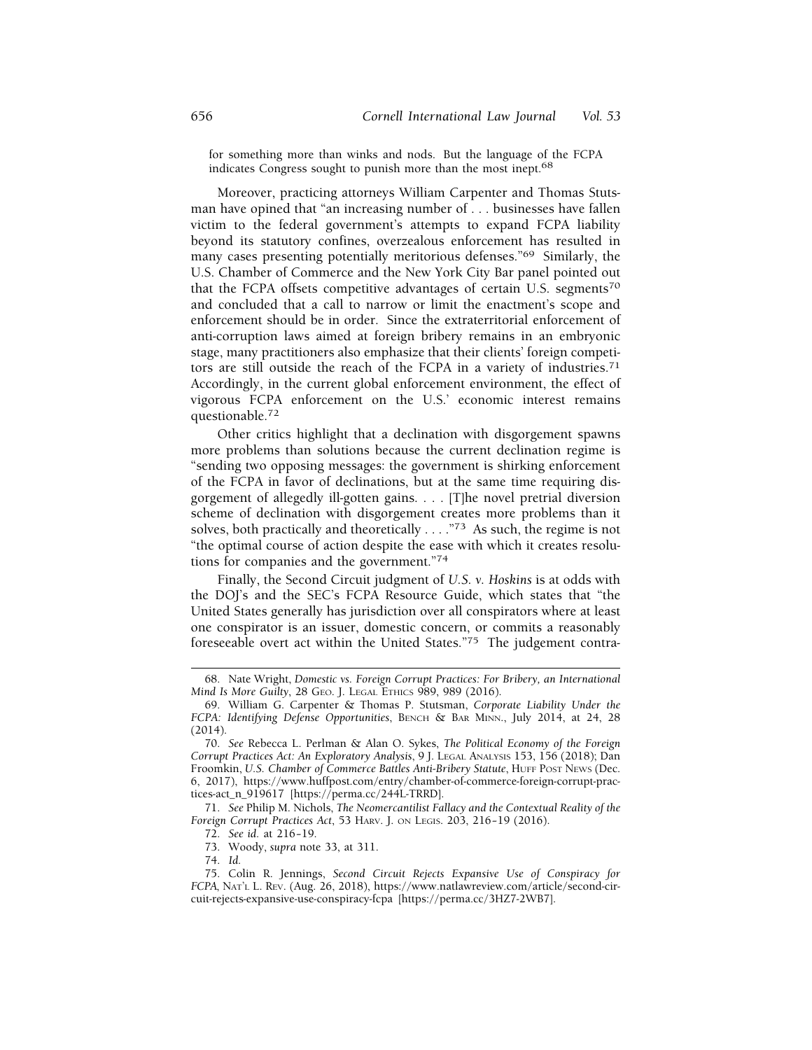for something more than winks and nods. But the language of the FCPA indicates Congress sought to punish more than the most inept.[68]

Moreover, practicing attorneys William Carpenter and Thomas Stutsman have opined that "an increasing number of . . . businesses have fallen victim to the federal government's attempts to expand FCPA liability beyond its statutory confines, overzealous enforcement has resulted in many cases presenting potentially meritorious defenses."[69] Similarly, the U.S. Chamber of Commerce and the New York City Bar panel pointed out that the FCPA offsets competitive advantages of certain U.S. segments[70] and concluded that a call to narrow or limit the enactment's scope and enforcement should be in order. Since the extraterritorial enforcement of anti-corruption laws aimed at foreign bribery remains in an embryonic stage, many practitioners also emphasize that their clients' foreign competitors are still outside the reach of the FCPA in a variety of industries.[71] Accordingly, in the current global enforcement environment, the effect of vigorous FCPA enforcement on the U.S.' economic interest remains questionable.[72]

Other critics highlight that a declination with disgorgement spawns more problems than solutions because the current declination regime is "sending two opposing messages: the government is shirking enforcement of the FCPA in favor of declinations, but at the same time requiring disgorgement of allegedly ill-gotten gains. . . . [T]he novel pretrial diversion scheme of declination with disgorgement creates more problems than it solves, both practically and theoretically . . . ."[73] As such, the regime is not "the optimal course of action despite the ease with which it creates resolutions for companies and the government."[74]

Finally, the Second Circuit judgment of *U.S. v. Hoskins* is at odds with the DOJ's and the SEC's FCPA Resource Guide, which states that "the United States generally has jurisdiction over all conspirators where at least one conspirator is an issuer, domestic concern, or commits a reasonably foreseeable overt act within the United States."[75] The judgement contra-

---

68. Nate Wright, *Domestic vs. Foreign Corrupt Practices: For Bribery, an International Mind Is More Guilty*, 28 GEO. J. LEGAL ETHICS 989, 989 (2016).

69. William G. Carpenter & Thomas P. Stutsman, *Corporate Liability Under the FCPA: Identifying Defense Opportunities*, BENCH & BAR MINN., July 2014, at 24, 28 (2014).

70. *See* Rebecca L. Perlman & Alan O. Sykes, *The Political Economy of the Foreign Corrupt Practices Act: An Exploratory Analysis*, 9 J. LEGAL ANALYSIS 153, 156 (2018); Dan Froomkin, *U.S. Chamber of Commerce Battles Anti-Bribery Statute*, HUFF POST NEWS (Dec. 6, 2017), https://www.huffpost.com/entry/chamber-of-commerce-foreign-corrupt-practices-act_n_919617 [https://perma.cc/244L-TRRD].

71. *See* Philip M. Nichols, *The Neomercantilist Fallacy and the Contextual Reality of the Foreign Corrupt Practices Act*, 53 HARV. J. ON LEGIS. 203, 216–19 (2016).

72. *See id.* at 216–19.

73. Woody, *supra* note 33, at 311.

74. *Id.*

75. Colin R. Jennings, *Second Circuit Rejects Expansive Use of Conspiracy for FCPA*, NAT'L L. REV. (Aug. 26, 2018), https://www.natlawreview.com/article/second-circuit-rejects-expansive-use-conspiracy-fcpa [https://perma.cc/3HZ7-2WB7].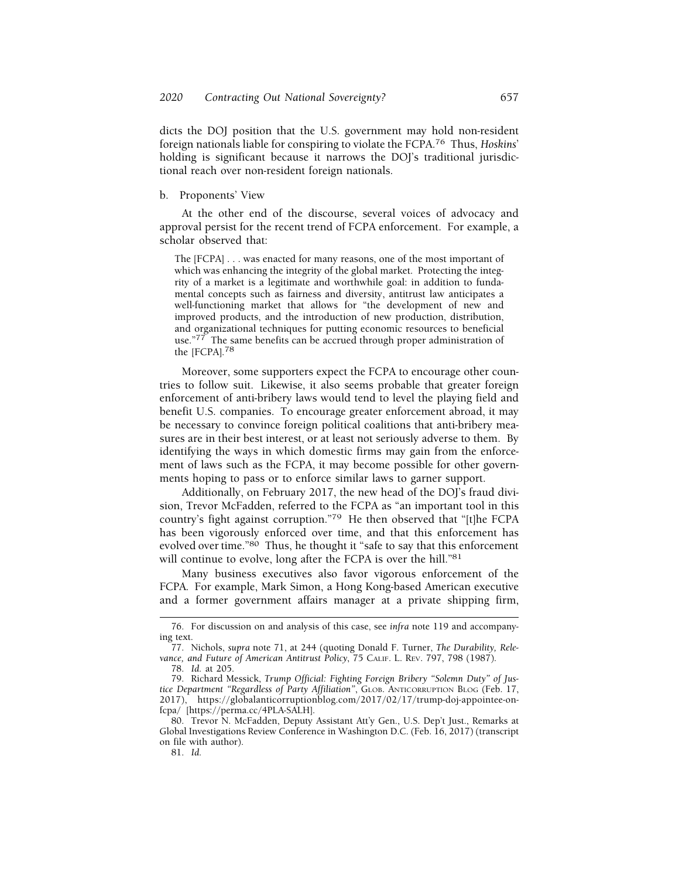dicts the DOJ position that the U.S. government may hold non-resident foreign nationals liable for conspiring to violate the FCPA.[76] Thus, *Hoskins*' holding is significant because it narrows the DOJ's traditional jurisdictional reach over non-resident foreign nationals.

b. Proponents' View

At the other end of the discourse, several voices of advocacy and approval persist for the recent trend of FCPA enforcement. For example, a scholar observed that:

> The [FCPA] . . . was enacted for many reasons, one of the most important of which was enhancing the integrity of the global market. Protecting the integrity of a market is a legitimate and worthwhile goal: in addition to fundamental concepts such as fairness and diversity, antitrust law anticipates a well-functioning market that allows for "the development of new and improved products, and the introduction of new production, distribution, and organizational techniques for putting economic resources to beneficial use."[77] The same benefits can be accrued through proper administration of the [FCPA].[78]

Moreover, some supporters expect the FCPA to encourage other countries to follow suit. Likewise, it also seems probable that greater foreign enforcement of anti-bribery laws would tend to level the playing field and benefit U.S. companies. To encourage greater enforcement abroad, it may be necessary to convince foreign political coalitions that anti-bribery measures are in their best interest, or at least not seriously adverse to them. By identifying the ways in which domestic firms may gain from the enforcement of laws such as the FCPA, it may become possible for other governments hoping to pass or to enforce similar laws to garner support.

Additionally, on February 2017, the new head of the DOJ's fraud division, Trevor McFadden, referred to the FCPA as "an important tool in this country's fight against corruption."[79] He then observed that "[t]he FCPA has been vigorously enforced over time, and that this enforcement has evolved over time."[80] Thus, he thought it "safe to say that this enforcement will continue to evolve, long after the FCPA is over the hill."[81]

Many business executives also favor vigorous enforcement of the FCPA. For example, Mark Simon, a Hong Kong-based American executive and a former government affairs manager at a private shipping firm,

---

76. For discussion on and analysis of this case, see *infra* note 119 and accompanying text.

77. Nichols, *supra* note 71, at 244 (quoting Donald F. Turner, *The Durability, Relevance, and Future of American Antitrust Policy*, 75 CALIF. L. REV. 797, 798 (1987).

78. *Id.* at 205.

79. Richard Messick, *Trump Official: Fighting Foreign Bribery "Solemn Duty" of Justice Department "Regardless of Party Affiliation"*, GLOB. ANTICORRUPTION BLOG (Feb. 17, 2017), https://globalanticorruptionblog.com/2017/02/17/trump-doj-appointee-on-fcpa/ [https://perma.cc/4PLA-SALH].

80. Trevor N. McFadden, Deputy Assistant Att'y Gen., U.S. Dep't Just., Remarks at Global Investigations Review Conference in Washington D.C. (Feb. 16, 2017) (transcript on file with author).

81. *Id.*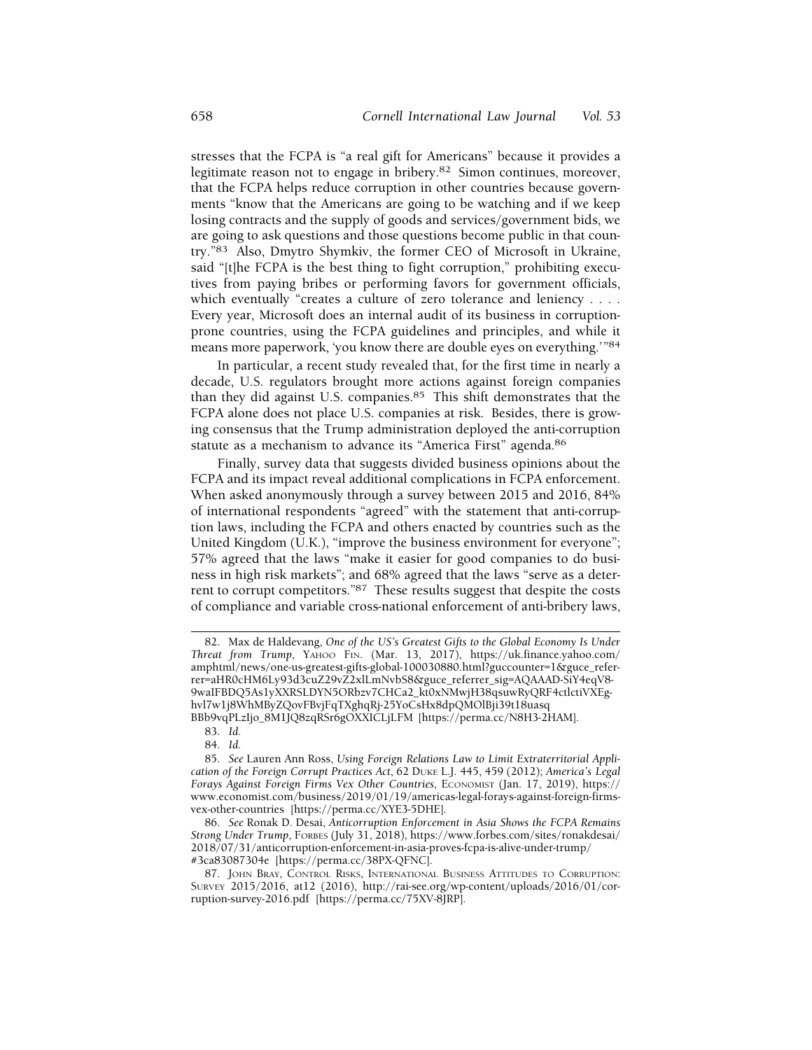stresses that the FCPA is "a real gift for Americans" because it provides a legitimate reason not to engage in bribery.[82] Simon continues, moreover, that the FCPA helps reduce corruption in other countries because governments "know that the Americans are going to be watching and if we keep losing contracts and the supply of goods and services/government bids, we are going to ask questions and those questions become public in that country."[83] Also, Dmytro Shymkiv, the former CEO of Microsoft in Ukraine, said "[t]he FCPA is the best thing to fight corruption," prohibiting executives from paying bribes or performing favors for government officials, which eventually "creates a culture of zero tolerance and leniency . . . . Every year, Microsoft does an internal audit of its business in corruption-prone countries, using the FCPA guidelines and principles, and while it means more paperwork, 'you know there are double eyes on everything.'"[84]

In particular, a recent study revealed that, for the first time in nearly a decade, U.S. regulators brought more actions against foreign companies than they did against U.S. companies.[85] This shift demonstrates that the FCPA alone does not place U.S. companies at risk. Besides, there is growing consensus that the Trump administration deployed the anti-corruption statute as a mechanism to advance its "America First" agenda.[86]

Finally, survey data that suggests divided business opinions about the FCPA and its impact reveal additional complications in FCPA enforcement. When asked anonymously through a survey between 2015 and 2016, 84% of international respondents "agreed" with the statement that anti-corruption laws, including the FCPA and others enacted by countries such as the United Kingdom (U.K.), "improve the business environment for everyone"; 57% agreed that the laws "make it easier for good companies to do business in high risk markets"; and 68% agreed that the laws "serve as a deterrent to corrupt competitors."[87] These results suggest that despite the costs of compliance and variable cross-national enforcement of anti-bribery laws,

---

82. Max de Haldevang, *One of the US's Greatest Gifts to the Global Economy Is Under Threat from Trump*, YAHOO FIN. (Mar. 13, 2017), https://uk.finance.yahoo.com/amphtml/news/one-us-greatest-gifts-global-100030880.html?guccounter=1&guce_referrer=aHR0cHM6Ly93d3cuZ29vZ2xlLmNvbS8&guce_referrer_sig=AQAAAD-SiY4eqV8-9waIFBDQ5As1yXXRSLDYN5ORbzv7CHCa2_kt0xNMwjH38qsuwRyQRF4ctlctiVXEg-hvl7w1j8WhMByZQovFBvjFqTXghqRj-25YoCsHx8dpQMOlBji39t18uasq BBb9vqPLzIjo_8M1JQ8zqRSr6gOXXICLjLFM [https://perma.cc/N8H3-2HAM].

83. *Id.*

84. *Id.*

85. *See* Lauren Ann Ross, *Using Foreign Relations Law to Limit Extraterritorial Application of the Foreign Corrupt Practices Act*, 62 DUKE L.J. 445, 459 (2012); *America's Legal Forays Against Foreign Firms Vex Other Countries*, ECONOMIST (Jan. 17, 2019), https://www.economist.com/business/2019/01/19/americas-legal-forays-against-foreign-firms-vex-other-countries [https://perma.cc/XYE3-5DHE].

86. *See* Ronak D. Desai, *Anticorruption Enforcement in Asia Shows the FCPA Remains Strong Under Trump*, FORBES (July 31, 2018), https://www.forbes.com/sites/ronakdesai/2018/07/31/anticorruption-enforcement-in-asia-proves-fcpa-is-alive-under-trump/#3ca83087304e [https://perma.cc/38PX-QFNC].

87. JOHN BRAY, CONTROL RISKS, INTERNATIONAL BUSINESS ATTITUDES TO CORRUPTION: SURVEY 2015/2016, at12 (2016), http://rai-see.org/wp-content/uploads/2016/01/corruption-survey-2016.pdf [https://perma.cc/75XV-8JRP].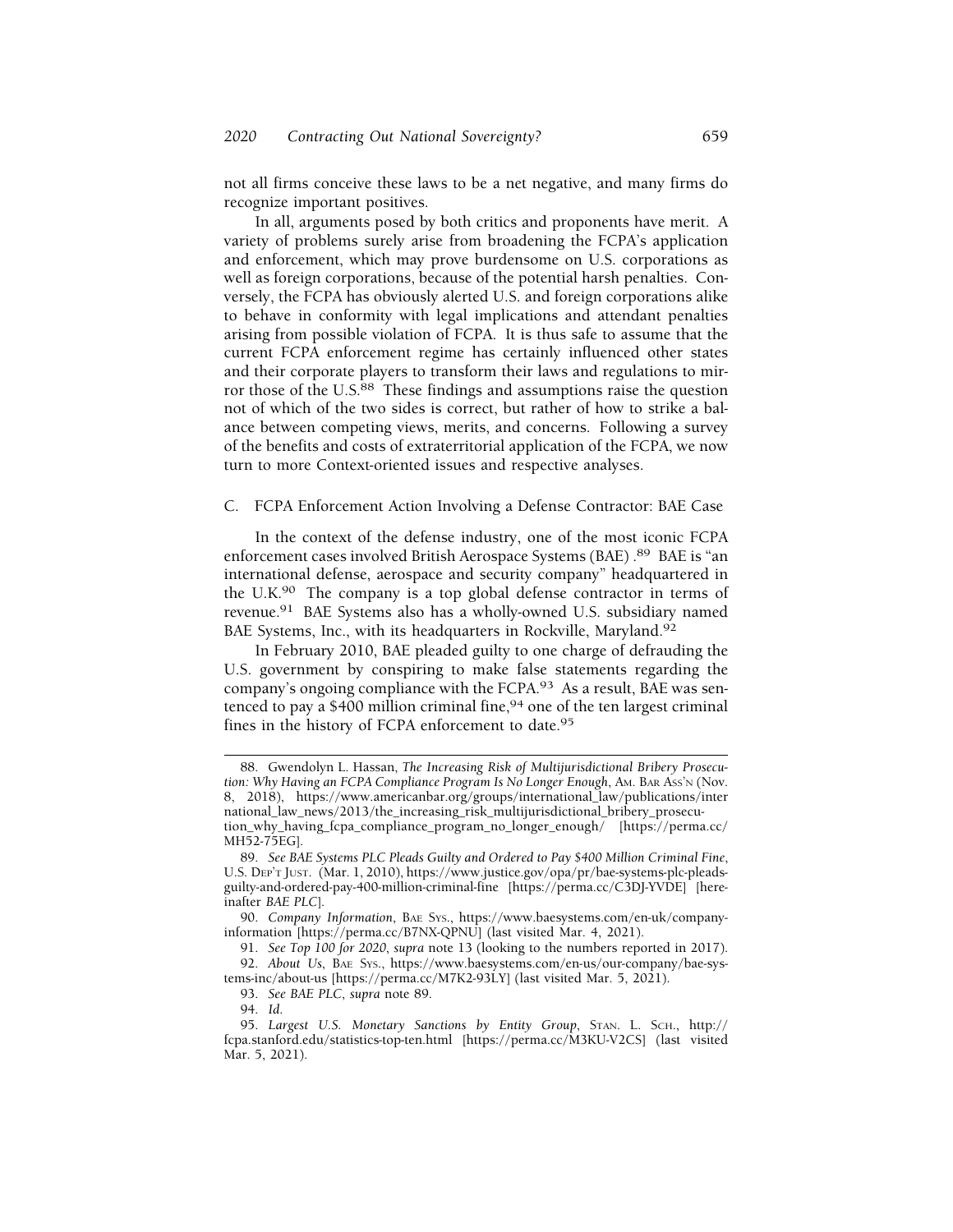not all firms conceive these laws to be a net negative, and many firms do recognize important positives.

In all, arguments posed by both critics and proponents have merit. A variety of problems surely arise from broadening the FCPA's application and enforcement, which may prove burdensome on U.S. corporations as well as foreign corporations, because of the potential harsh penalties. Conversely, the FCPA has obviously alerted U.S. and foreign corporations alike to behave in conformity with legal implications and attendant penalties arising from possible violation of FCPA. It is thus safe to assume that the current FCPA enforcement regime has certainly influenced other states and their corporate players to transform their laws and regulations to mirror those of the U.S.[88] These findings and assumptions raise the question not of which of the two sides is correct, but rather of how to strike a balance between competing views, merits, and concerns. Following a survey of the benefits and costs of extraterritorial application of the FCPA, we now turn to more Context-oriented issues and respective analyses.

### C. FCPA Enforcement Action Involving a Defense Contractor: BAE Case

In the context of the defense industry, one of the most iconic FCPA enforcement cases involved British Aerospace Systems (BAE) .[89] BAE is "an international defense, aerospace and security company" headquartered in the U.K.[90] The company is a top global defense contractor in terms of revenue.[91] BAE Systems also has a wholly-owned U.S. subsidiary named BAE Systems, Inc., with its headquarters in Rockville, Maryland.[92]

In February 2010, BAE pleaded guilty to one charge of defrauding the U.S. government by conspiring to make false statements regarding the company's ongoing compliance with the FCPA.[93] As a result, BAE was sentenced to pay a $400 million criminal fine,[94] one of the ten largest criminal fines in the history of FCPA enforcement to date.[95]

---

88. Gwendolyn L. Hassan, *The Increasing Risk of Multijurisdictional Bribery Prosecution: Why Having an FCPA Compliance Program Is No Longer Enough*, Am. Bar Ass'n (Nov. 8, 2018), https://www.americanbar.org/groups/international_law/publications/international_law_news/2013/the_increasing_risk_multijurisdictional_bribery_prosecution_why_having_fcpa_compliance_program_no_longer_enough/ [https://perma.cc/MH52-75EG].

89. *See BAE Systems PLC Pleads Guilty and Ordered to Pay $400 Million Criminal Fine*, U.S. Dep't Just. (Mar. 1, 2010), https://www.justice.gov/opa/pr/bae-systems-plc-pleads-guilty-and-ordered-pay-400-million-criminal-fine [https://perma.cc/C3DJ-YVDE] [hereinafter *BAE PLC*].

90. *Company Information*, Bae Sys., https://www.baesystems.com/en-uk/company-information [https://perma.cc/B7NX-QPNU] (last visited Mar. 4, 2021).

91. *See Top 100 for 2020*, *supra* note 13 (looking to the numbers reported in 2017).

92. *About Us*, Bae Sys., https://www.baesystems.com/en-us/our-company/bae-systems-inc/about-us [https://perma.cc/M7K2-93LY] (last visited Mar. 5, 2021).

93. *See BAE PLC*, *supra* note 89.

94. *Id.*

95. *Largest U.S. Monetary Sanctions by Entity Group*, Stan. L. Sch., http://fcpa.stanford.edu/statistics-top-ten.html [https://perma.cc/M3KU-V2CS] (last visited Mar. 5, 2021).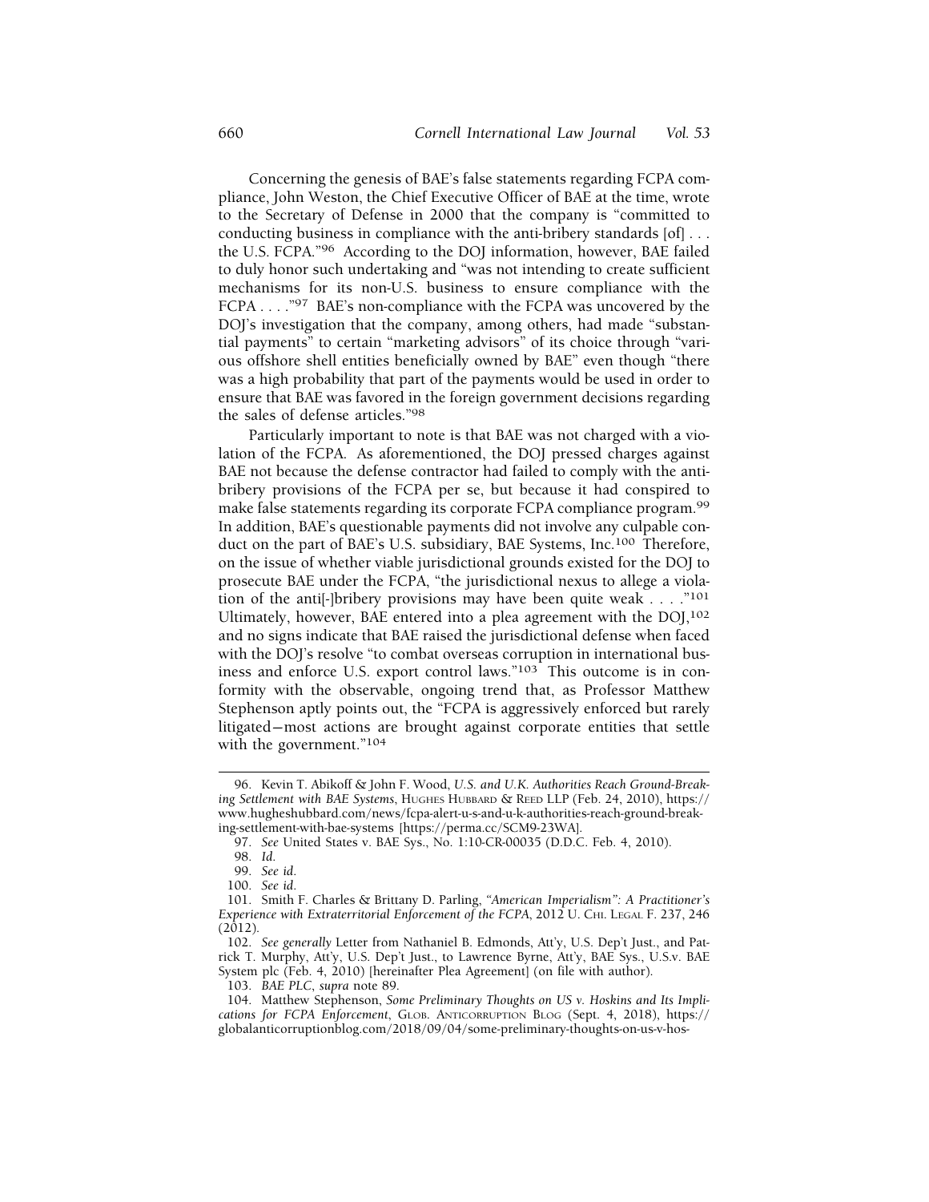Concerning the genesis of BAE's false statements regarding FCPA compliance, John Weston, the Chief Executive Officer of BAE at the time, wrote to the Secretary of Defense in 2000 that the company is "committed to conducting business in compliance with the anti-bribery standards [of] . . . the U.S. FCPA."[96] According to the DOJ information, however, BAE failed to duly honor such undertaking and "was not intending to create sufficient mechanisms for its non-U.S. business to ensure compliance with the FCPA . . . ."[97] BAE's non-compliance with the FCPA was uncovered by the DOJ's investigation that the company, among others, had made "substantial payments" to certain "marketing advisors" of its choice through "various offshore shell entities beneficially owned by BAE" even though "there was a high probability that part of the payments would be used in order to ensure that BAE was favored in the foreign government decisions regarding the sales of defense articles."[98]

Particularly important to note is that BAE was not charged with a violation of the FCPA. As aforementioned, the DOJ pressed charges against BAE not because the defense contractor had failed to comply with the anti-bribery provisions of the FCPA per se, but because it had conspired to make false statements regarding its corporate FCPA compliance program.[99] In addition, BAE's questionable payments did not involve any culpable conduct on the part of BAE's U.S. subsidiary, BAE Systems, Inc.[100] Therefore, on the issue of whether viable jurisdictional grounds existed for the DOJ to prosecute BAE under the FCPA, "the jurisdictional nexus to allege a violation of the anti[-]bribery provisions may have been quite weak . . . ."[101] Ultimately, however, BAE entered into a plea agreement with the DOJ,[102] and no signs indicate that BAE raised the jurisdictional defense when faced with the DOJ's resolve "to combat overseas corruption in international business and enforce U.S. export control laws."[103] This outcome is in conformity with the observable, ongoing trend that, as Professor Matthew Stephenson aptly points out, the "FCPA is aggressively enforced but rarely litigated—most actions are brought against corporate entities that settle with the government."[104]

---

96. Kevin T. Abikoff & John F. Wood, *U.S. and U.K. Authorities Reach Ground-Breaking Settlement with BAE Systems*, Hughes Hubbard & Reed LLP (Feb. 24, 2010), https://www.hugheshubbard.com/news/fcpa-alert-u-s-and-u-k-authorities-reach-ground-breaking-settlement-with-bae-systems [https://perma.cc/SCM9-23WA].

97. *See* United States v. BAE Sys., No. 1:10-CR-00035 (D.D.C. Feb. 4, 2010).

98. *Id.*

99. *See id.*

100. *See id.*

101. Smith F. Charles & Brittany D. Parling, *"American Imperialism": A Practitioner's Experience with Extraterritorial Enforcement of the FCPA*, 2012 U. Chi. Legal F. 237, 246 (2012).

102. *See generally* Letter from Nathaniel B. Edmonds, Att'y, U.S. Dep't Just., and Patrick T. Murphy, Att'y, U.S. Dep't Just., to Lawrence Byrne, Att'y, BAE Sys., U.S.v. BAE System plc (Feb. 4, 2010) [hereinafter Plea Agreement] (on file with author).

103. *BAE PLC*, *supra* note 89.

104. Matthew Stephenson, *Some Preliminary Thoughts on US v. Hoskins and Its Implications for FCPA Enforcement*, Glob. Anticorruption Blog (Sept. 4, 2018), https://globalanticorruptionblog.com/2018/09/04/some-preliminary-thoughts-on-us-v-hos-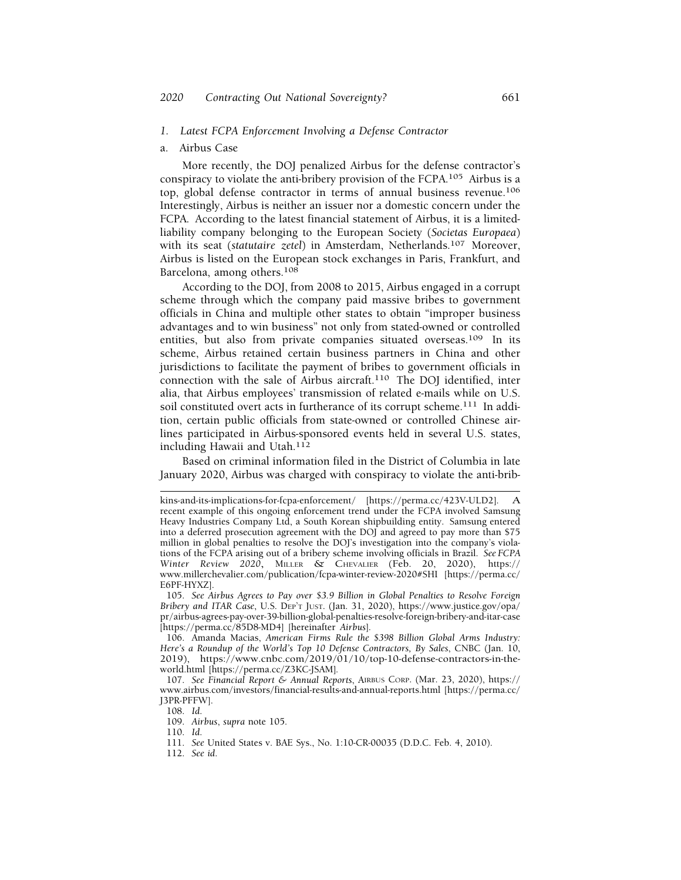### 1. *Latest FCPA Enforcement Involving a Defense Contractor*

#### a. Airbus Case

More recently, the DOJ penalized Airbus for the defense contractor's conspiracy to violate the anti-bribery provision of the FCPA.[105] Airbus is a top, global defense contractor in terms of annual business revenue.[106] Interestingly, Airbus is neither an issuer nor a domestic concern under the FCPA. According to the latest financial statement of Airbus, it is a limited-liability company belonging to the European Society (*Societas Europaea*) with its seat (*statutaire zetel*) in Amsterdam, Netherlands.[107] Moreover, Airbus is listed on the European stock exchanges in Paris, Frankfurt, and Barcelona, among others.[108]

According to the DOJ, from 2008 to 2015, Airbus engaged in a corrupt scheme through which the company paid massive bribes to government officials in China and multiple other states to obtain "improper business advantages and to win business" not only from stated-owned or controlled entities, but also from private companies situated overseas.[109] In its scheme, Airbus retained certain business partners in China and other jurisdictions to facilitate the payment of bribes to government officials in connection with the sale of Airbus aircraft.[110] The DOJ identified, inter alia, that Airbus employees' transmission of related e-mails while on U.S. soil constituted overt acts in furtherance of its corrupt scheme.[111] In addition, certain public officials from state-owned or controlled Chinese airlines participated in Airbus-sponsored events held in several U.S. states, including Hawaii and Utah.[112]

Based on criminal information filed in the District of Columbia in late January 2020, Airbus was charged with conspiracy to violate the anti-brib-

---

kins-and-its-implications-for-fcpa-enforcement/ [https://perma.cc/423V-ULD2]. A recent example of this ongoing enforcement trend under the FCPA involved Samsung Heavy Industries Company Ltd, a South Korean shipbuilding entity. Samsung entered into a deferred prosecution agreement with the DOJ and agreed to pay more than $75 million in global penalties to resolve the DOJ's investigation into the company's violations of the FCPA arising out of a bribery scheme involving officials in Brazil. *See FCPA Winter Review 2020*, MILLER & CHEVALIER (Feb. 20, 2020), https://www.millerchevalier.com/publication/fcpa-winter-review-2020#SHI [https://perma.cc/E6PF-HYXZ].

105. *See Airbus Agrees to Pay over $3.9 Billion in Global Penalties to Resolve Foreign Bribery and ITAR Case*, U.S. DEP'T JUST. (Jan. 31, 2020), https://www.justice.gov/opa/pr/airbus-agrees-pay-over-39-billion-global-penalties-resolve-foreign-bribery-and-itar-case [https://perma.cc/85D8-MD4] [hereinafter *Airbus*].

106. Amanda Macias, *American Firms Rule the $398 Billion Global Arms Industry: Here's a Roundup of the World's Top 10 Defense Contractors, By Sales*, CNBC (Jan. 10, 2019), https://www.cnbc.com/2019/01/10/top-10-defense-contractors-in-the-world.html [https://perma.cc/Z3KC-JSAM].

107. *See Financial Report & Annual Reports*, AIRBUS CORP. (Mar. 23, 2020), https://www.airbus.com/investors/financial-results-and-annual-reports.html [https://perma.cc/J3PR-PFFW].

108. *Id.*

109. *Airbus*, *supra* note 105.

110. *Id.*

111. *See* United States v. BAE Sys., No. 1:10-CR-00035 (D.D.C. Feb. 4, 2010).

112. *See id.*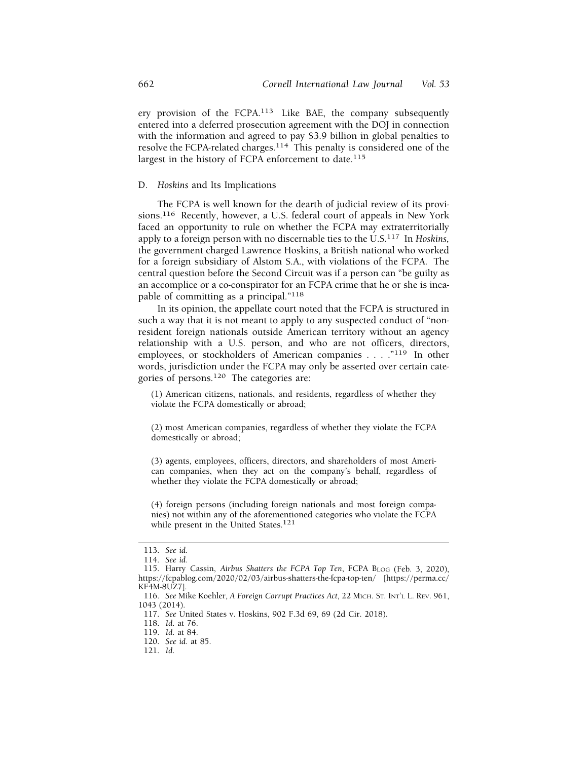ery provision of the FCPA.[113] Like BAE, the company subsequently entered into a deferred prosecution agreement with the DOJ in connection with the information and agreed to pay $3.9 billion in global penalties to resolve the FCPA-related charges.[114] This penalty is considered one of the largest in the history of FCPA enforcement to date.[115]

### D. *Hoskins* and Its Implications

The FCPA is well known for the dearth of judicial review of its provisions.[116] Recently, however, a U.S. federal court of appeals in New York faced an opportunity to rule on whether the FCPA may extraterritorially apply to a foreign person with no discernable ties to the U.S.[117] In *Hoskins*, the government charged Lawrence Hoskins, a British national who worked for a foreign subsidiary of Alstom S.A., with violations of the FCPA. The central question before the Second Circuit was if a person can "be guilty as an accomplice or a co-conspirator for an FCPA crime that he or she is incapable of committing as a principal."[118]

In its opinion, the appellate court noted that the FCPA is structured in such a way that it is not meant to apply to any suspected conduct of "non-resident foreign nationals outside American territory without an agency relationship with a U.S. person, and who are not officers, directors, employees, or stockholders of American companies . . . ."[119] In other words, jurisdiction under the FCPA may only be asserted over certain categories of persons.[120] The categories are:

> (1) American citizens, nationals, and residents, regardless of whether they violate the FCPA domestically or abroad;
>
> (2) most American companies, regardless of whether they violate the FCPA domestically or abroad;
>
> (3) agents, employees, officers, directors, and shareholders of most American companies, when they act on the company's behalf, regardless of whether they violate the FCPA domestically or abroad;
>
> (4) foreign persons (including foreign nationals and most foreign companies) not within any of the aforementioned categories who violate the FCPA while present in the United States.[121]

---

113. *See id.*

114. *See id.*

115. Harry Cassin, *Airbus Shatters the FCPA Top Ten*, FCPA Blog (Feb. 3, 2020), https://fcpablog.com/2020/02/03/airbus-shatters-the-fcpa-top-ten/ [https://perma.cc/KF4M-8UZ7].

116. *See* Mike Koehler, *A Foreign Corrupt Practices Act*, 22 Mich. St. Int'l L. Rev. 961, 1043 (2014).

117. *See* United States v. Hoskins, 902 F.3d 69, 69 (2d Cir. 2018).

118. *Id.* at 76.

119. *Id.* at 84.

120. *See id.* at 85.

121. *Id.*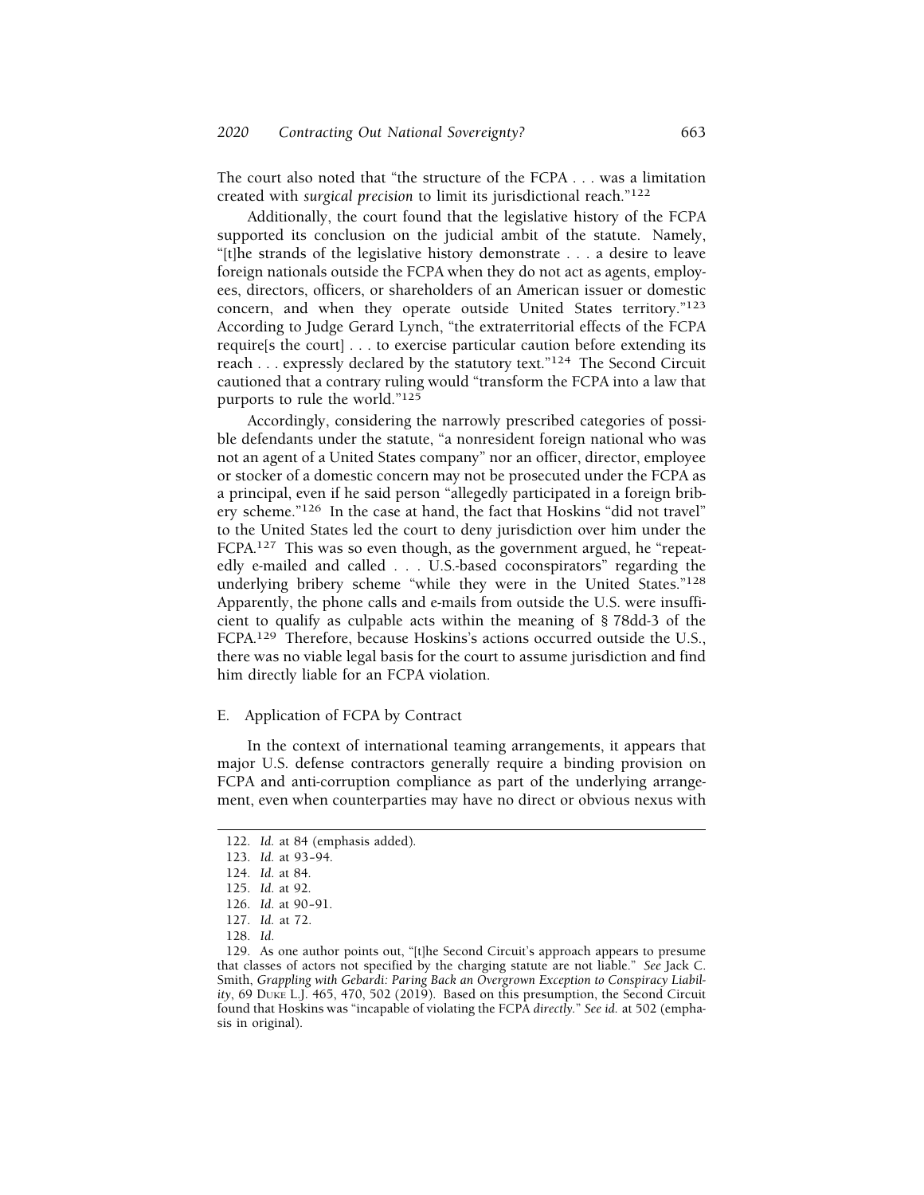The court also noted that "the structure of the FCPA . . . was a limitation created with *surgical precision* to limit its jurisdictional reach."[122]

Additionally, the court found that the legislative history of the FCPA supported its conclusion on the judicial ambit of the statute. Namely, "[t]he strands of the legislative history demonstrate . . . a desire to leave foreign nationals outside the FCPA when they do not act as agents, employees, directors, officers, or shareholders of an American issuer or domestic concern, and when they operate outside United States territory."[123] According to Judge Gerard Lynch, "the extraterritorial effects of the FCPA require[s the court] . . . to exercise particular caution before extending its reach . . . expressly declared by the statutory text."[124] The Second Circuit cautioned that a contrary ruling would "transform the FCPA into a law that purports to rule the world."[125]

Accordingly, considering the narrowly prescribed categories of possible defendants under the statute, "a nonresident foreign national who was not an agent of a United States company" nor an officer, director, employee or stocker of a domestic concern may not be prosecuted under the FCPA as a principal, even if he said person "allegedly participated in a foreign bribery scheme."[126] In the case at hand, the fact that Hoskins "did not travel" to the United States led the court to deny jurisdiction over him under the FCPA.[127] This was so even though, as the government argued, he "repeatedly e-mailed and called . . . U.S.-based coconspirators" regarding the underlying bribery scheme "while they were in the United States."[128] Apparently, the phone calls and e-mails from outside the U.S. were insufficient to qualify as culpable acts within the meaning of § 78dd-3 of the FCPA.[129] Therefore, because Hoskins's actions occurred outside the U.S., there was no viable legal basis for the court to assume jurisdiction and find him directly liable for an FCPA violation.

### E. Application of FCPA by Contract

In the context of international teaming arrangements, it appears that major U.S. defense contractors generally require a binding provision on FCPA and anti-corruption compliance as part of the underlying arrangement, even when counterparties may have no direct or obvious nexus with

---

122. *Id.* at 84 (emphasis added).

123. *Id.* at 93–94.

124. *Id.* at 84.

125. *Id.* at 92.

126. *Id.* at 90–91.

127. *Id.* at 72.

128. *Id.*

129. As one author points out, "[t]he Second Circuit's approach appears to presume that classes of actors not specified by the charging statute are not liable." *See* Jack C. Smith, *Grappling with Gebardi: Paring Back an Overgrown Exception to Conspiracy Liability*, 69 DUKE L.J. 465, 470, 502 (2019). Based on this presumption, the Second Circuit found that Hoskins was "incapable of violating the FCPA *directly*." *See id.* at 502 (emphasis in original).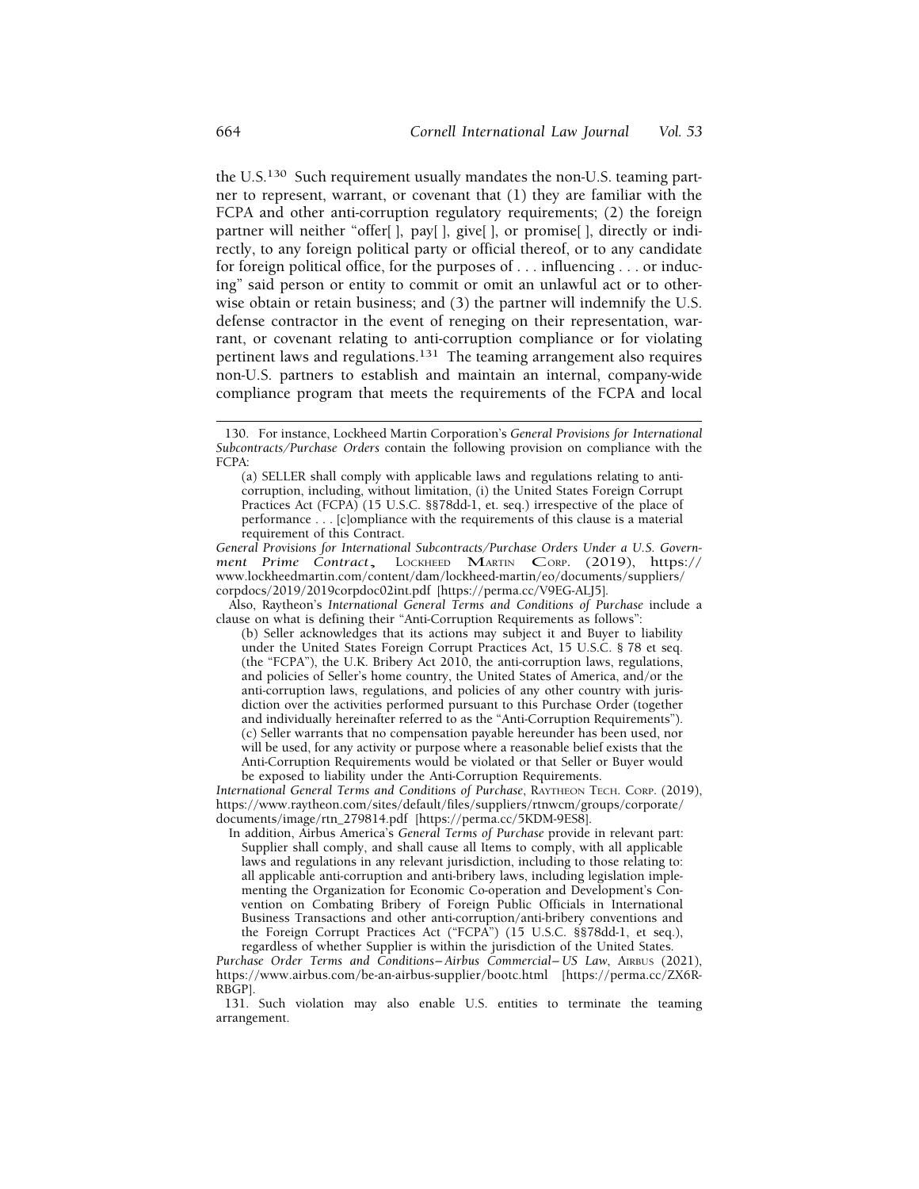the U.S.[130] Such requirement usually mandates the non-U.S. teaming partner to represent, warrant, or covenant that (1) they are familiar with the FCPA and other anti-corruption regulatory requirements; (2) the foreign partner will neither "offer[ ], pay[ ], give[ ], or promise[ ], directly or indirectly, to any foreign political party or official thereof, or to any candidate for foreign political office, for the purposes of . . . influencing . . . or inducing" said person or entity to commit or omit an unlawful act or to otherwise obtain or retain business; and (3) the partner will indemnify the U.S. defense contractor in the event of reneging on their representation, warrant, or covenant relating to anti-corruption compliance or for violating pertinent laws and regulations.[131] The teaming arrangement also requires non-U.S. partners to establish and maintain an internal, company-wide compliance program that meets the requirements of the FCPA and local

---

130. For instance, Lockheed Martin Corporation's *General Provisions for International Subcontracts/Purchase Orders* contain the following provision on compliance with the FCPA:

> (a) SELLER shall comply with applicable laws and regulations relating to anti-corruption, including, without limitation, (i) the United States Foreign Corrupt Practices Act (FCPA) (15 U.S.C. §§78dd-1, et. seq.) irrespective of the place of performance . . . [c]ompliance with the requirements of this clause is a material requirement of this Contract.

*General Provisions for International Subcontracts/Purchase Orders Under a U.S. Government Prime Contract*, LOCKHEED MARTIN CORP. (2019), https://www.lockheedmartin.com/content/dam/lockheed-martin/eo/documents/suppliers/corpdocs/2019/2019corpdoc02int.pdf [https://perma.cc/V9EG-ALJ5].

Also, Raytheon's *International General Terms and Conditions of Purchase* include a clause on what is defining their "Anti-Corruption Requirements as follows":

> (b) Seller acknowledges that its actions may subject it and Buyer to liability under the United States Foreign Corrupt Practices Act, 15 U.S.C. § 78 et seq. (the "FCPA"), the U.K. Bribery Act 2010, the anti-corruption laws, regulations, and policies of Seller's home country, the United States of America, and/or the anti-corruption laws, regulations, and policies of any other country with jurisdiction over the activities performed pursuant to this Purchase Order (together and individually hereinafter referred to as the "Anti-Corruption Requirements"). (c) Seller warrants that no compensation payable hereunder has been used, nor will be used, for any activity or purpose where a reasonable belief exists that the Anti-Corruption Requirements would be violated or that Seller or Buyer would be exposed to liability under the Anti-Corruption Requirements.

*International General Terms and Conditions of Purchase*, RAYTHEON TECH. CORP. (2019), https://www.raytheon.com/sites/default/files/suppliers/rtnwcm/groups/corporate/documents/image/rtn_279814.pdf [https://perma.cc/5KDM-9ES8].

In addition, Airbus America's *General Terms of Purchase* provide in relevant part:

> Supplier shall comply, and shall cause all Items to comply, with all applicable laws and regulations in any relevant jurisdiction, including to those relating to: all applicable anti-corruption and anti-bribery laws, including legislation implementing the Organization for Economic Co-operation and Development's Convention on Combating Bribery of Foreign Public Officials in International Business Transactions and other anti-corruption/anti-bribery conventions and the Foreign Corrupt Practices Act ("FCPA") (15 U.S.C. §§78dd-1, et seq.), regardless of whether Supplier is within the jurisdiction of the United States.

*Purchase Order Terms and Conditions—Airbus Commercial—US Law*, AIRBUS (2021), https://www.airbus.com/be-an-airbus-supplier/bootc.html [https://perma.cc/ZX6R-RBGP].

131. Such violation may also enable U.S. entities to terminate the teaming arrangement.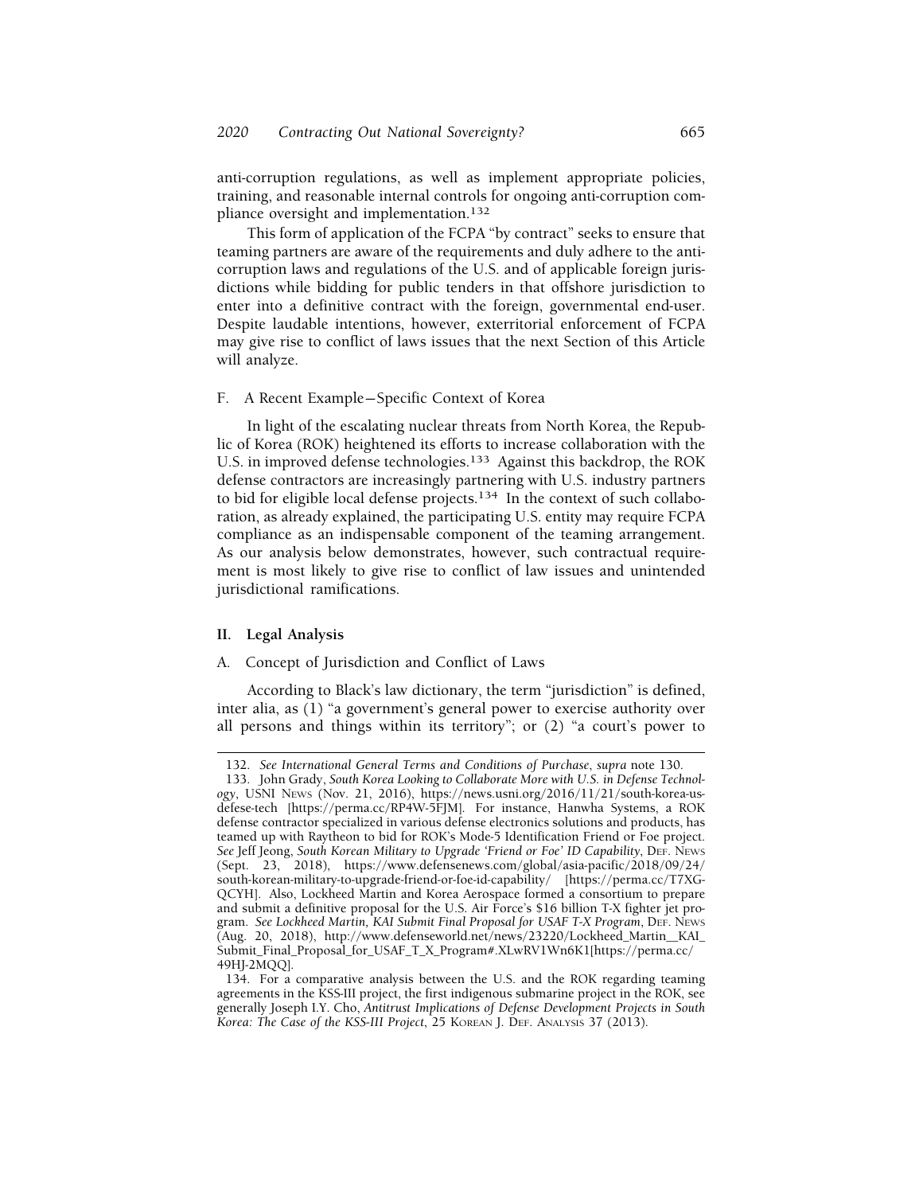anti-corruption regulations, as well as implement appropriate policies, training, and reasonable internal controls for ongoing anti-corruption compliance oversight and implementation.[132]

This form of application of the FCPA "by contract" seeks to ensure that teaming partners are aware of the requirements and duly adhere to the anti-corruption laws and regulations of the U.S. and of applicable foreign jurisdictions while bidding for public tenders in that offshore jurisdiction to enter into a definitive contract with the foreign, governmental end-user. Despite laudable intentions, however, exterritorial enforcement of FCPA may give rise to conflict of laws issues that the next Section of this Article will analyze.

### F. A Recent Example—Specific Context of Korea

In light of the escalating nuclear threats from North Korea, the Republic of Korea (ROK) heightened its efforts to increase collaboration with the U.S. in improved defense technologies.[133] Against this backdrop, the ROK defense contractors are increasingly partnering with U.S. industry partners to bid for eligible local defense projects.[134] In the context of such collaboration, as already explained, the participating U.S. entity may require FCPA compliance as an indispensable component of the teaming arrangement. As our analysis below demonstrates, however, such contractual requirement is most likely to give rise to conflict of law issues and unintended jurisdictional ramifications.

## II. Legal Analysis

### A. Concept of Jurisdiction and Conflict of Laws

According to Black's law dictionary, the term "jurisdiction" is defined, inter alia, as (1) "a government's general power to exercise authority over all persons and things within its territory"; or (2) "a court's power to

---

132. *See International General Terms and Conditions of Purchase*, *supra* note 130.

133. John Grady, *South Korea Looking to Collaborate More with U.S. in Defense Technology*, USNI News (Nov. 21, 2016), https://news.usni.org/2016/11/21/south-korea-us-defese-tech [https://perma.cc/RP4W-5FJM]. For instance, Hanwha Systems, a ROK defense contractor specialized in various defense electronics solutions and products, has teamed up with Raytheon to bid for ROK's Mode-5 Identification Friend or Foe project. *See* Jeff Jeong, *South Korean Military to Upgrade 'Friend or Foe' ID Capability*, Def. News (Sept. 23, 2018), https://www.defensenews.com/global/asia-pacific/2018/09/24/south-korean-military-to-upgrade-friend-or-foe-id-capability/ [https://perma.cc/T7XG-QCYH]. Also, Lockheed Martin and Korea Aerospace formed a consortium to prepare and submit a definitive proposal for the U.S. Air Force's $16 billion T-X fighter jet program. *See Lockheed Martin, KAI Submit Final Proposal for USAF T-X Program*, Def. News (Aug. 20, 2018), http://www.defenseworld.net/news/23220/Lockheed_Martin__KAI_Submit_Final_Proposal_for_USAF_T_X_Program#.XLwRV1Wn6K1[https://perma.cc/49HJ-2MQQ].

134. For a comparative analysis between the U.S. and the ROK regarding teaming agreements in the KSS-III project, the first indigenous submarine project in the ROK, see generally Joseph I.Y. Cho, *Antitrust Implications of Defense Development Projects in South Korea: The Case of the KSS-III Project*, 25 Korean J. Def. Analysis 37 (2013).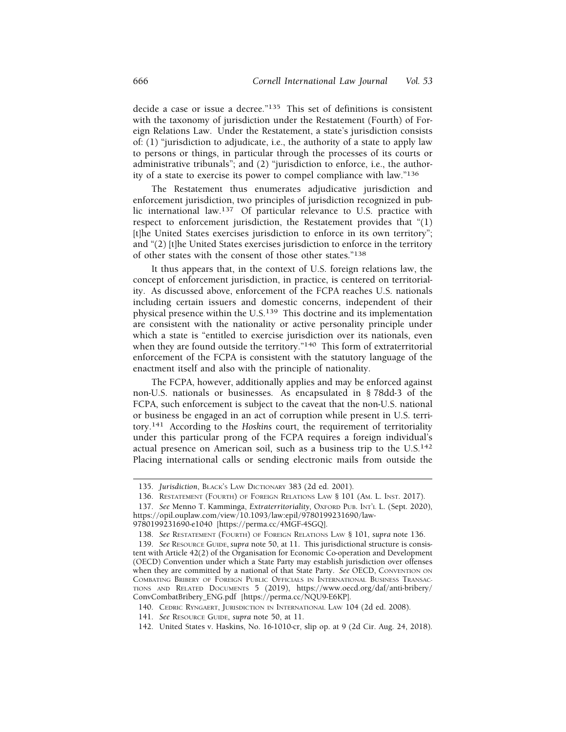decide a case or issue a decree."[135] This set of definitions is consistent with the taxonomy of jurisdiction under the Restatement (Fourth) of Foreign Relations Law. Under the Restatement, a state's jurisdiction consists of: (1) "jurisdiction to adjudicate, i.e., the authority of a state to apply law to persons or things, in particular through the processes of its courts or administrative tribunals"; and (2) "jurisdiction to enforce, i.e., the authority of a state to exercise its power to compel compliance with law."[136]

The Restatement thus enumerates adjudicative jurisdiction and enforcement jurisdiction, two principles of jurisdiction recognized in public international law.[137] Of particular relevance to U.S. practice with respect to enforcement jurisdiction, the Restatement provides that "(1) [t]he United States exercises jurisdiction to enforce in its own territory"; and "(2) [t]he United States exercises jurisdiction to enforce in the territory of other states with the consent of those other states."[138]

It thus appears that, in the context of U.S. foreign relations law, the concept of enforcement jurisdiction, in practice, is centered on territoriality. As discussed above, enforcement of the FCPA reaches U.S. nationals including certain issuers and domestic concerns, independent of their physical presence within the U.S.[139] This doctrine and its implementation are consistent with the nationality or active personality principle under which a state is "entitled to exercise jurisdiction over its nationals, even when they are found outside the territory."[140] This form of extraterritorial enforcement of the FCPA is consistent with the statutory language of the enactment itself and also with the principle of nationality.

The FCPA, however, additionally applies and may be enforced against non-U.S. nationals or businesses. As encapsulated in § 78dd-3 of the FCPA, such enforcement is subject to the caveat that the non-U.S. national or business be engaged in an act of corruption while present in U.S. territory.[141] According to the *Hoskins* court, the requirement of territoriality under this particular prong of the FCPA requires a foreign individual's actual presence on American soil, such as a business trip to the U.S.[142] Placing international calls or sending electronic mails from outside the

---

135. *Jurisdiction*, BLACK'S LAW DICTIONARY 383 (2d ed. 2001).

136. RESTATEMENT (FOURTH) OF FOREIGN RELATIONS LAW § 101 (AM. L. INST. 2017).

137. *See* Menno T. Kamminga, *Extraterritoriality*, OXFORD PUB. INT'L L. (Sept. 2020), https://opil.ouplaw.com/view/10.1093/law:epil/9780199231690/law-9780199231690-e1040 [https://perma.cc/4MGF-4SGQ].

138. *See* RESTATEMENT (FOURTH) OF FOREIGN RELATIONS LAW § 101, *supra* note 136.

139. *See* RESOURCE GUIDE, *supra* note 50, at 11. This jurisdictional structure is consistent with Article 42(2) of the Organisation for Economic Co-operation and Development (OECD) Convention under which a State Party may establish jurisdiction over offenses when they are committed by a national of that State Party. *See* OECD, CONVENTION ON COMBATING BRIBERY OF FOREIGN PUBLIC OFFICIALS IN INTERNATIONAL BUSINESS TRANSACTIONS AND RELATED DOCUMENTS 5 (2019), https://www.oecd.org/daf/anti-bribery/ConvCombatBribery_ENG.pdf [https://perma.cc/NQU9-E6KP].

140. CEDRIC RYNGAERT, JURISDICTION IN INTERNATIONAL LAW 104 (2d ed. 2008).

141. *See* RESOURCE GUIDE, *supra* note 50, at 11.

142. United States v. Haskins, No. 16-1010-cr, slip op. at 9 (2d Cir. Aug. 24, 2018).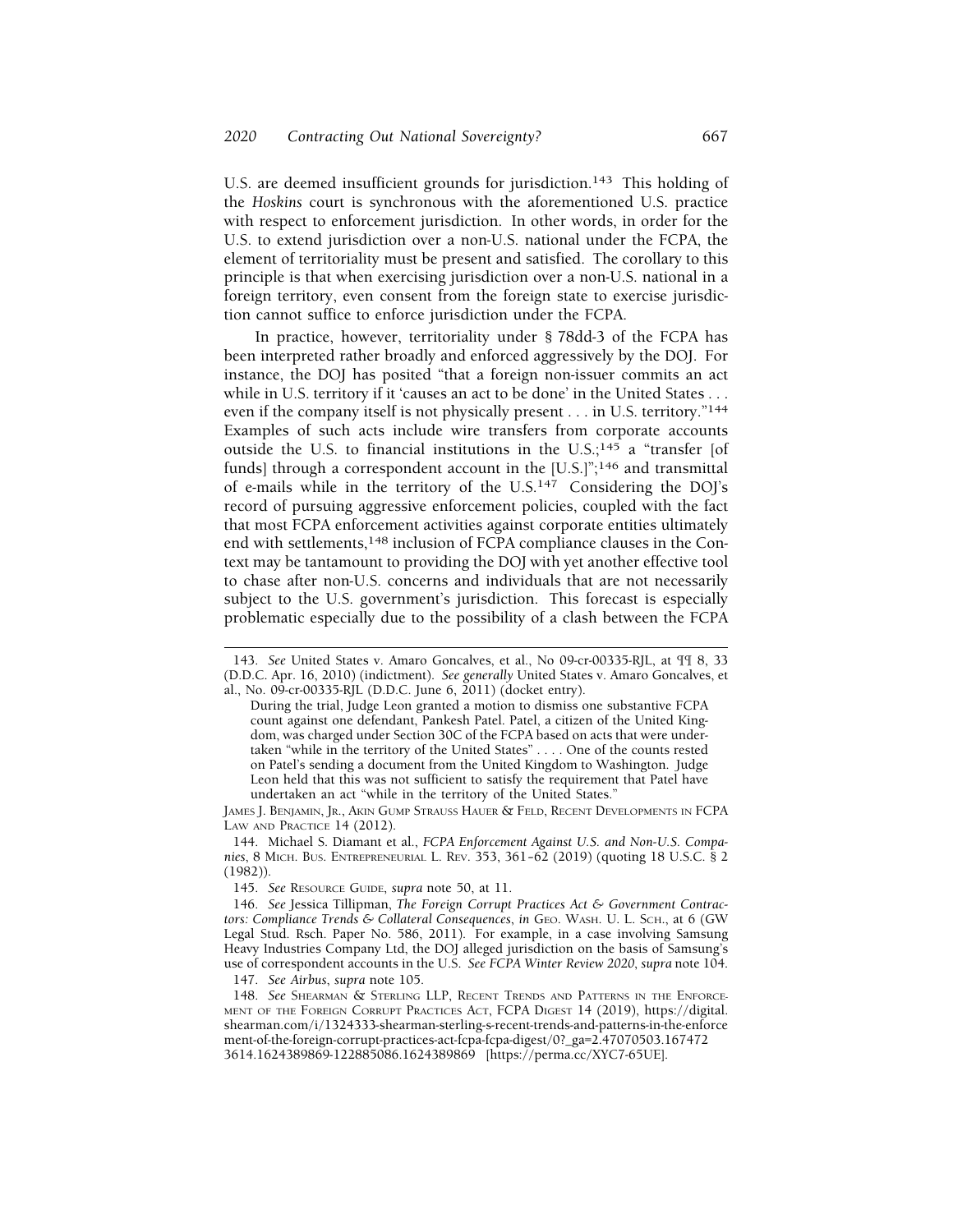U.S. are deemed insufficient grounds for jurisdiction.[143] This holding of the *Hoskins* court is synchronous with the aforementioned U.S. practice with respect to enforcement jurisdiction. In other words, in order for the U.S. to extend jurisdiction over a non-U.S. national under the FCPA, the element of territoriality must be present and satisfied. The corollary to this principle is that when exercising jurisdiction over a non-U.S. national in a foreign territory, even consent from the foreign state to exercise jurisdiction cannot suffice to enforce jurisdiction under the FCPA.

In practice, however, territoriality under § 78dd-3 of the FCPA has been interpreted rather broadly and enforced aggressively by the DOJ. For instance, the DOJ has posited "that a foreign non-issuer commits an act while in U.S. territory if it 'causes an act to be done' in the United States . . . even if the company itself is not physically present . . . in U.S. territory."[144] Examples of such acts include wire transfers from corporate accounts outside the U.S. to financial institutions in the U.S.;[145] a "transfer [of funds] through a correspondent account in the [U.S.]";[146] and transmittal of e-mails while in the territory of the U.S.[147] Considering the DOJ's record of pursuing aggressive enforcement policies, coupled with the fact that most FCPA enforcement activities against corporate entities ultimately end with settlements,[148] inclusion of FCPA compliance clauses in the Context may be tantamount to providing the DOJ with yet another effective tool to chase after non-U.S. concerns and individuals that are not necessarily subject to the U.S. government's jurisdiction. This forecast is especially problematic especially due to the possibility of a clash between the FCPA

---

143. *See* United States v. Amaro Goncalves, et al., No 09-cr-00335-RJL, at ¶¶ 8, 33 (D.D.C. Apr. 16, 2010) (indictment). *See generally* United States v. Amaro Goncalves, et al., No. 09-cr-00335-RJL (D.D.C. June 6, 2011) (docket entry).

> During the trial, Judge Leon granted a motion to dismiss one substantive FCPA count against one defendant, Pankesh Patel. Patel, a citizen of the United Kingdom, was charged under Section 30C of the FCPA based on acts that were undertaken "while in the territory of the United States" . . . . One of the counts rested on Patel's sending a document from the United Kingdom to Washington. Judge Leon held that this was not sufficient to satisfy the requirement that Patel have undertaken an act "while in the territory of the United States."

JAMES J. BENJAMIN, JR., AKIN GUMP STRAUSS HAUER & FELD, RECENT DEVELOPMENTS IN FCPA LAW AND PRACTICE 14 (2012).

144. Michael S. Diamant et al., *FCPA Enforcement Against U.S. and Non-U.S. Companies*, 8 MICH. BUS. ENTREPRENEURIAL L. REV. 353, 361–62 (2019) (quoting 18 U.S.C. § 2 (1982)).

145. *See* RESOURCE GUIDE, *supra* note 50, at 11.

146. *See* Jessica Tillipman, *The Foreign Corrupt Practices Act & Government Contractors: Compliance Trends & Collateral Consequences*, *in* GEO. WASH. U. L. SCH., at 6 (GW Legal Stud. Rsch. Paper No. 586, 2011). For example, in a case involving Samsung Heavy Industries Company Ltd, the DOJ alleged jurisdiction on the basis of Samsung's use of correspondent accounts in the U.S. *See FCPA Winter Review 2020*, *supra* note 104.

147. *See Airbus*, *supra* note 105.

148. *See* SHEARMAN & STERLING LLP, RECENT TRENDS AND PATTERNS IN THE ENFORCEMENT OF THE FOREIGN CORRUPT PRACTICES ACT, FCPA DIGEST 14 (2019), https://digital.shearman.com/i/1324333-shearman-sterling-s-recent-trends-and-patterns-in-the-enforcement-of-the-foreign-corrupt-practices-act-fcpa-fcpa-digest/0?_ga=2.47070503.1674723614.1624389869-122885086.1624389869 [https://perma.cc/XYC7-65UE].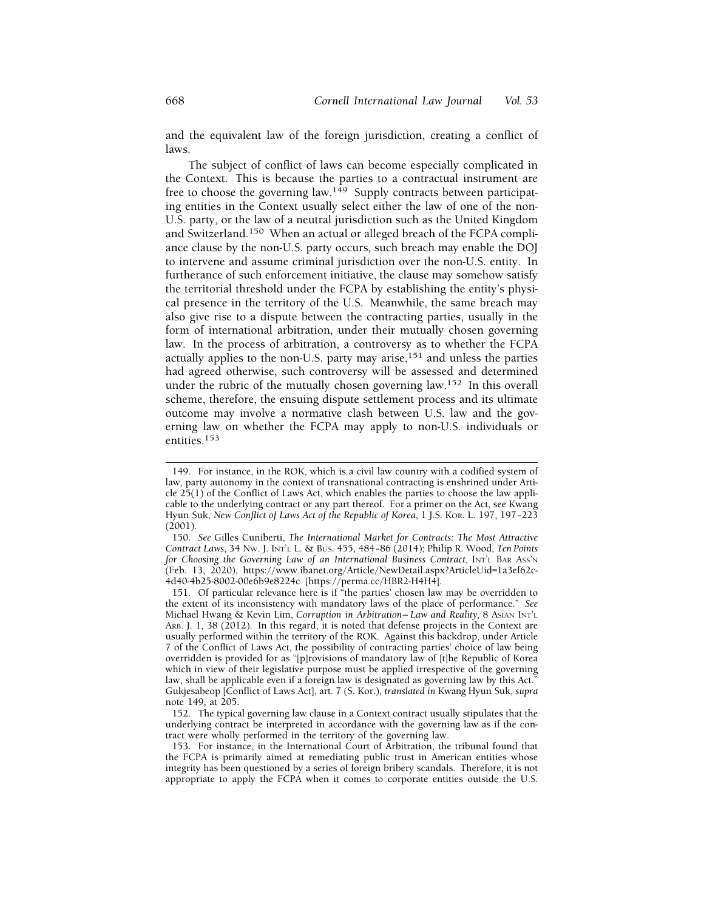and the equivalent law of the foreign jurisdiction, creating a conflict of laws.

The subject of conflict of laws can become especially complicated in the Context. This is because the parties to a contractual instrument are free to choose the governing law.[149] Supply contracts between participating entities in the Context usually select either the law of one of the non-U.S. party, or the law of a neutral jurisdiction such as the United Kingdom and Switzerland.[150] When an actual or alleged breach of the FCPA compliance clause by the non-U.S. party occurs, such breach may enable the DOJ to intervene and assume criminal jurisdiction over the non-U.S. entity. In furtherance of such enforcement initiative, the clause may somehow satisfy the territorial threshold under the FCPA by establishing the entity's physical presence in the territory of the U.S. Meanwhile, the same breach may also give rise to a dispute between the contracting parties, usually in the form of international arbitration, under their mutually chosen governing law. In the process of arbitration, a controversy as to whether the FCPA actually applies to the non-U.S. party may arise,[151] and unless the parties had agreed otherwise, such controversy will be assessed and determined under the rubric of the mutually chosen governing law.[152] In this overall scheme, therefore, the ensuing dispute settlement process and its ultimate outcome may involve a normative clash between U.S. law and the governing law on whether the FCPA may apply to non-U.S. individuals or entities.[153]

---

149. For instance, in the ROK, which is a civil law country with a codified system of law, party autonomy in the context of transnational contracting is enshrined under Article 25(1) of the Conflict of Laws Act, which enables the parties to choose the law applicable to the underlying contract or any part thereof. For a primer on the Act, see Kwang Hyun Suk, *New Conflict of Laws Act of the Republic of Korea*, 1 J.S. Kor. L. 197, 197–223 (2001).

150. *See* Gilles Cuniberti, *The International Market for Contracts: The Most Attractive Contract Laws*, 34 Nw. J. Int'l L. & Bus. 455, 484–86 (2014); Philip R. Wood, *Ten Points for Choosing the Governing Law of an International Business Contract*, Int'l Bar Ass'n (Feb. 13, 2020), https://www.ibanet.org/Article/NewDetail.aspx?ArticleUid=1a3ef62c-4d40-4b25-8002-00e6b9e8224c [https://perma.cc/HBR2-H4H4].

151. Of particular relevance here is if "the parties' chosen law may be overridden to the extent of its inconsistency with mandatory laws of the place of performance." *See* Michael Hwang & Kevin Lim, *Corruption in Arbitration—Law and Reality*, 8 Asian Int'l Arb. J. 1, 38 (2012). In this regard, it is noted that defense projects in the Context are usually performed within the territory of the ROK. Against this backdrop, under Article 7 of the Conflict of Laws Act, the possibility of contracting parties' choice of law being overridden is provided for as "[p]rovisions of mandatory law of [t]he Republic of Korea which in view of their legislative purpose must be applied irrespective of the governing law, shall be applicable even if a foreign law is designated as governing law by this Act." Gukjesabeop [Conflict of Laws Act], art. 7 (S. Kor.), *translated in* Kwang Hyun Suk, *supra* note 149, at 205.

152. The typical governing law clause in a Context contract usually stipulates that the underlying contract be interpreted in accordance with the governing law as if the contract were wholly performed in the territory of the governing law.

153. For instance, in the International Court of Arbitration, the tribunal found that the FCPA is primarily aimed at remediating public trust in American entities whose integrity has been questioned by a series of foreign bribery scandals. Therefore, it is not appropriate to apply the FCPA when it comes to corporate entities outside the U.S.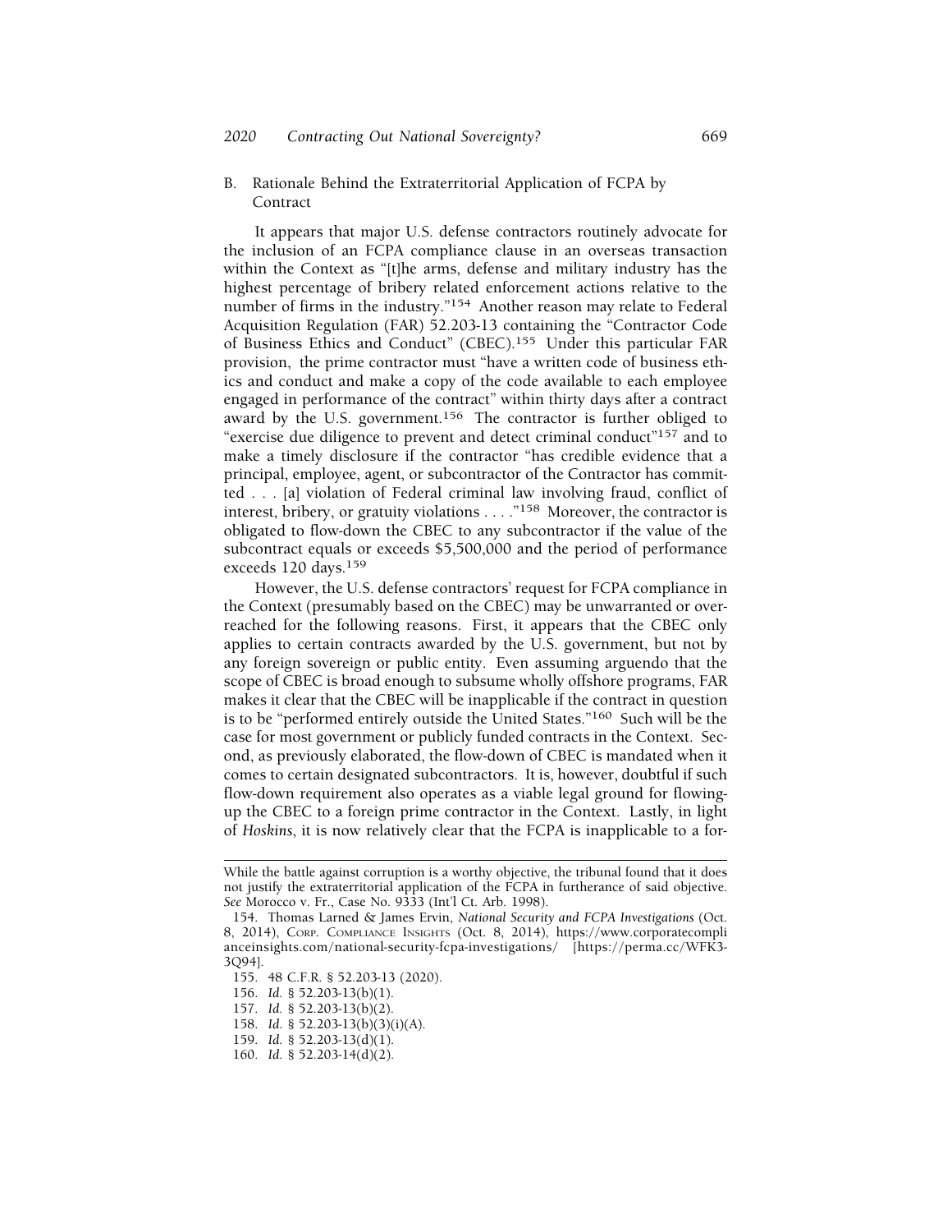### B. Rationale Behind the Extraterritorial Application of FCPA by Contract

It appears that major U.S. defense contractors routinely advocate for the inclusion of an FCPA compliance clause in an overseas transaction within the Context as "[t]he arms, defense and military industry has the highest percentage of bribery related enforcement actions relative to the number of firms in the industry."[154] Another reason may relate to Federal Acquisition Regulation (FAR) 52.203-13 containing the "Contractor Code of Business Ethics and Conduct" (CBEC).[155] Under this particular FAR provision, the prime contractor must "have a written code of business ethics and conduct and make a copy of the code available to each employee engaged in performance of the contract" within thirty days after a contract award by the U.S. government.[156] The contractor is further obliged to "exercise due diligence to prevent and detect criminal conduct"[157] and to make a timely disclosure if the contractor "has credible evidence that a principal, employee, agent, or subcontractor of the Contractor has committed . . . [a] violation of Federal criminal law involving fraud, conflict of interest, bribery, or gratuity violations . . . ."[158] Moreover, the contractor is obligated to flow-down the CBEC to any subcontractor if the value of the subcontract equals or exceeds $5,500,000 and the period of performance exceeds 120 days.[159]

However, the U.S. defense contractors' request for FCPA compliance in the Context (presumably based on the CBEC) may be unwarranted or overreached for the following reasons. First, it appears that the CBEC only applies to certain contracts awarded by the U.S. government, but not by any foreign sovereign or public entity. Even assuming arguendo that the scope of CBEC is broad enough to subsume wholly offshore programs, FAR makes it clear that the CBEC will be inapplicable if the contract in question is to be "performed entirely outside the United States."[160] Such will be the case for most government or publicly funded contracts in the Context. Second, as previously elaborated, the flow-down of CBEC is mandated when it comes to certain designated subcontractors. It is, however, doubtful if such flow-down requirement also operates as a viable legal ground for flowing-up the CBEC to a foreign prime contractor in the Context. Lastly, in light of *Hoskins*, it is now relatively clear that the FCPA is inapplicable to a for-

---

While the battle against corruption is a worthy objective, the tribunal found that it does not justify the extraterritorial application of the FCPA in furtherance of said objective. *See* Morocco v. Fr., Case No. 9333 (Int'l Ct. Arb. 1998).

154. Thomas Larned & James Ervin, *National Security and FCPA Investigations* (Oct. 8, 2014), CORP. COMPLIANCE INSIGHTS (Oct. 8, 2014), https://www.corporatecomplianceinsights.com/national-security-fcpa-investigations/ [https://perma.cc/WFK3-3Q94].

155. 48 C.F.R. § 52.203-13 (2020).

156. *Id.* § 52.203-13(b)(1).

157. *Id.* § 52.203-13(b)(2).

158. *Id.* § 52.203-13(b)(3)(i)(A).

159. *Id.* § 52.203-13(d)(1).

160. *Id.* § 52.203-14(d)(2).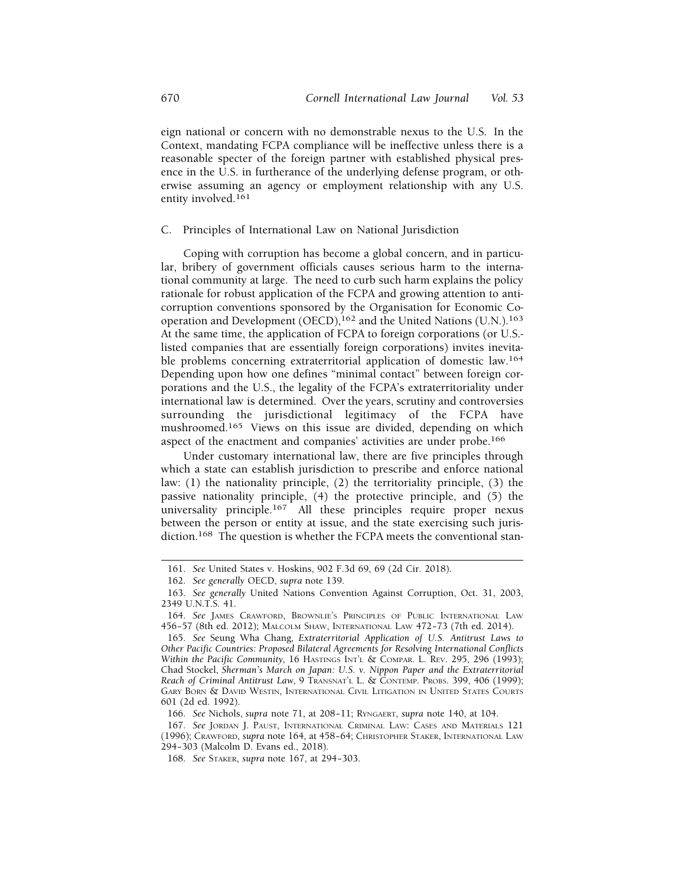eign national or concern with no demonstrable nexus to the U.S. In the Context, mandating FCPA compliance will be ineffective unless there is a reasonable specter of the foreign partner with established physical presence in the U.S. in furtherance of the underlying defense program, or otherwise assuming an agency or employment relationship with any U.S. entity involved.[161]

### C. Principles of International Law on National Jurisdiction

Coping with corruption has become a global concern, and in particular, bribery of government officials causes serious harm to the international community at large. The need to curb such harm explains the policy rationale for robust application of the FCPA and growing attention to anti-corruption conventions sponsored by the Organisation for Economic Co-operation and Development (OECD),[162] and the United Nations (U.N.).[163] At the same time, the application of FCPA to foreign corporations (or U.S.-listed companies that are essentially foreign corporations) invites inevitable problems concerning extraterritorial application of domestic law.[164] Depending upon how one defines "minimal contact" between foreign corporations and the U.S., the legality of the FCPA's extraterritoriality under international law is determined. Over the years, scrutiny and controversies surrounding the jurisdictional legitimacy of the FCPA have mushroomed.[165] Views on this issue are divided, depending on which aspect of the enactment and companies' activities are under probe.[166]

Under customary international law, there are five principles through which a state can establish jurisdiction to prescribe and enforce national law: (1) the nationality principle, (2) the territoriality principle, (3) the passive nationality principle, (4) the protective principle, and (5) the universality principle.[167] All these principles require proper nexus between the person or entity at issue, and the state exercising such jurisdiction.[168] The question is whether the FCPA meets the conventional stan-

---

161. *See* United States v. Hoskins, 902 F.3d 69, 69 (2d Cir. 2018).

162. *See generally* OECD, *supra* note 139.

163. *See generally* United Nations Convention Against Corruption, Oct. 31, 2003, 2349 U.N.T.S. 41.

164. *See* James Crawford, Brownlie's Principles of Public International Law 456–57 (8th ed. 2012); Malcolm Shaw, International Law 472–73 (7th ed. 2014).

165. *See* Seung Wha Chang, *Extraterritorial Application of U.S. Antitrust Laws to Other Pacific Countries: Proposed Bilateral Agreements for Resolving International Conflicts Within the Pacific Community*, 16 Hastings Int'l & Compar. L. Rev. 295, 296 (1993); Chad Stockel, *Sherman's March on Japan: U.S. v. Nippon Paper and the Extraterritorial Reach of Criminal Antitrust Law*, 9 Transnat'l L. & Contemp. Probs. 399, 406 (1999); Gary Born & David Westin, International Civil Litigation in United States Courts 601 (2d ed. 1992).

166. *See* Nichols, *supra* note 71, at 208–11; Ryngaert, *supra* note 140, at 104.

167. *See* Jordan J. Paust, International Criminal Law: Cases and Materials 121 (1996); Crawford, *supra* note 164, at 458–64; Christopher Staker, International Law 294–303 (Malcolm D. Evans ed., 2018).

168. *See* Staker, *supra* note 167, at 294–303.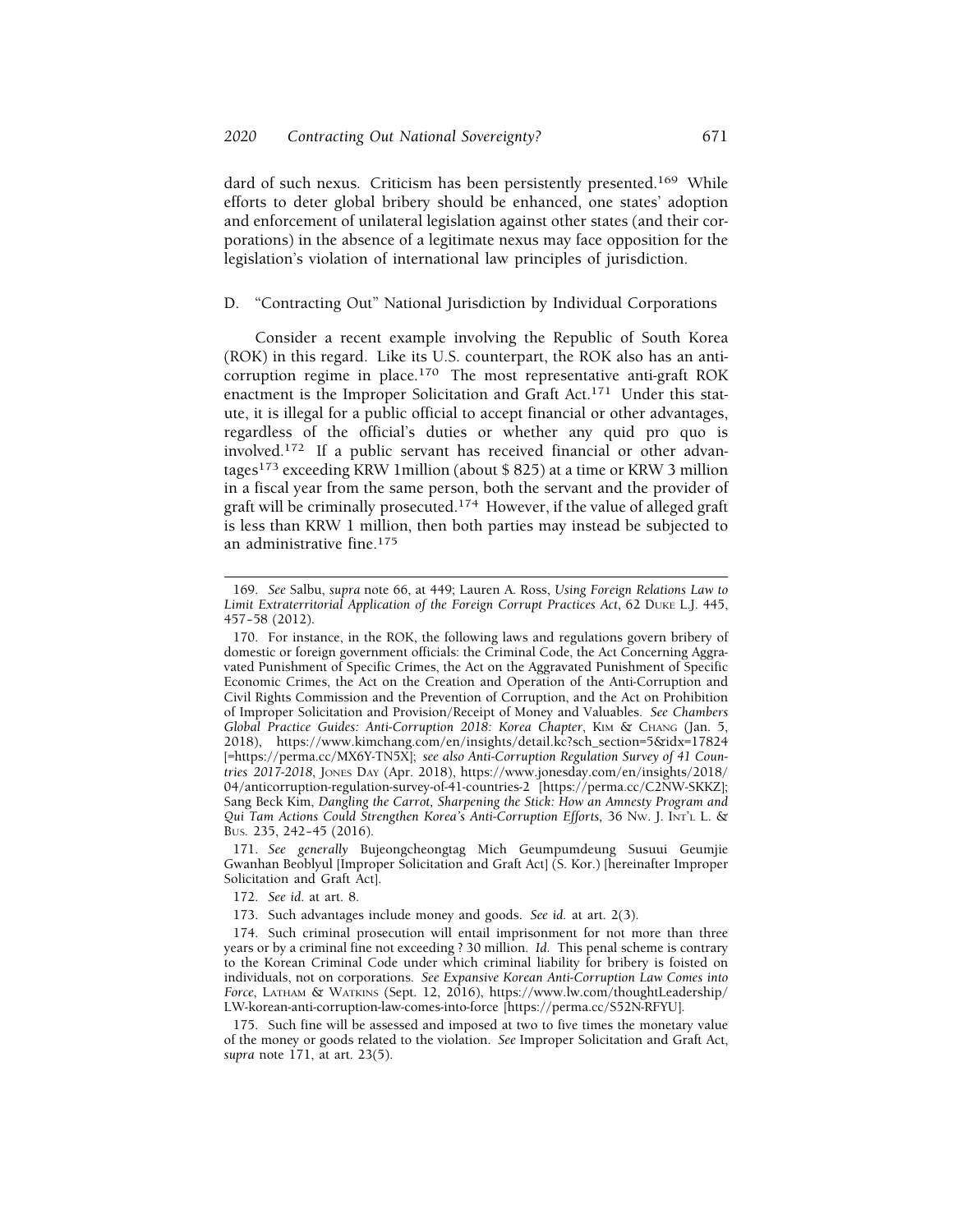dard of such nexus. Criticism has been persistently presented.[169] While efforts to deter global bribery should be enhanced, one states' adoption and enforcement of unilateral legislation against other states (and their corporations) in the absence of a legitimate nexus may face opposition for the legislation's violation of international law principles of jurisdiction.

### D. "Contracting Out" National Jurisdiction by Individual Corporations

Consider a recent example involving the Republic of South Korea (ROK) in this regard. Like its U.S. counterpart, the ROK also has an anti-corruption regime in place.[170] The most representative anti-graft ROK enactment is the Improper Solicitation and Graft Act.[171] Under this statute, it is illegal for a public official to accept financial or other advantages, regardless of the official's duties or whether any quid pro quo is involved.[172] If a public servant has received financial or other advantages[173] exceeding KRW 1million (about $ 825) at a time or KRW 3 million in a fiscal year from the same person, both the servant and the provider of graft will be criminally prosecuted.[174] However, if the value of alleged graft is less than KRW 1 million, then both parties may instead be subjected to an administrative fine.[175]

---

169. *See* Salbu, *supra* note 66, at 449; Lauren A. Ross, *Using Foreign Relations Law to Limit Extraterritorial Application of the Foreign Corrupt Practices Act*, 62 DUKE L.J. 445, 457–58 (2012).

170. For instance, in the ROK, the following laws and regulations govern bribery of domestic or foreign government officials: the Criminal Code, the Act Concerning Aggravated Punishment of Specific Crimes, the Act on the Aggravated Punishment of Specific Economic Crimes, the Act on the Creation and Operation of the Anti-Corruption and Civil Rights Commission and the Prevention of Corruption, and the Act on Prohibition of Improper Solicitation and Provision/Receipt of Money and Valuables. *See Chambers Global Practice Guides: Anti-Corruption 2018: Korea Chapter*, KIM & CHANG (Jan. 5, 2018), https://www.kimchang.com/en/insights/detail.kc?sch_section=5&idx=17824 [=https://perma.cc/MX6Y-TN5X]; *see also Anti-Corruption Regulation Survey of 41 Countries 2017-2018*, JONES DAY (Apr. 2018), https://www.jonesday.com/en/insights/2018/04/anticorruption-regulation-survey-of-41-countries-2 [https://perma.cc/C2NW-SKKZ]; Sang Beck Kim, *Dangling the Carrot, Sharpening the Stick: How an Amnesty Program and Qui Tam Actions Could Strengthen Korea's Anti-Corruption Efforts,* 36 NW. J. INT'L L. & BUS. 235, 242–45 (2016).

171. *See generally* Bujeongcheongtag Mich Geumpumdeung Susuui Geumjie Gwanhan Beoblyul [Improper Solicitation and Graft Act] (S. Kor.) [hereinafter Improper Solicitation and Graft Act].

172. *See id.* at art. 8.

173. Such advantages include money and goods. *See id.* at art. 2(3).

174. Such criminal prosecution will entail imprisonment for not more than three years or by a criminal fine not exceeding ? 30 million. *Id.* This penal scheme is contrary to the Korean Criminal Code under which criminal liability for bribery is foisted on individuals, not on corporations. *See Expansive Korean Anti-Corruption Law Comes into Force*, LATHAM & WATKINS (Sept. 12, 2016), https://www.lw.com/thoughtLeadership/LW-korean-anti-corruption-law-comes-into-force [https://perma.cc/S52N-RFYU].

175. Such fine will be assessed and imposed at two to five times the monetary value of the money or goods related to the violation. *See* Improper Solicitation and Graft Act, *supra* note 171, at art. 23(5).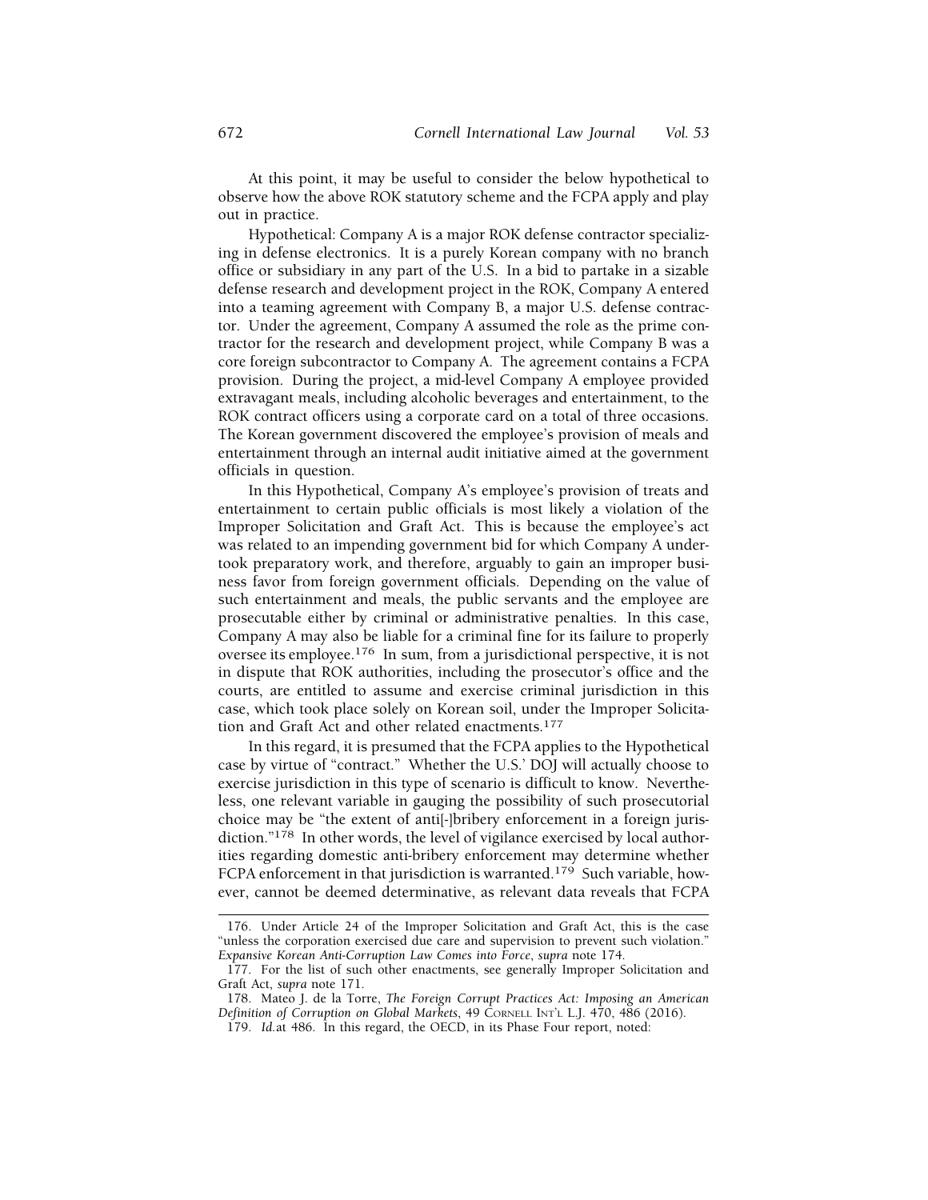At this point, it may be useful to consider the below hypothetical to observe how the above ROK statutory scheme and the FCPA apply and play out in practice.

Hypothetical: Company A is a major ROK defense contractor specializing in defense electronics. It is a purely Korean company with no branch office or subsidiary in any part of the U.S. In a bid to partake in a sizable defense research and development project in the ROK, Company A entered into a teaming agreement with Company B, a major U.S. defense contractor. Under the agreement, Company A assumed the role as the prime contractor for the research and development project, while Company B was a core foreign subcontractor to Company A. The agreement contains a FCPA provision. During the project, a mid-level Company A employee provided extravagant meals, including alcoholic beverages and entertainment, to the ROK contract officers using a corporate card on a total of three occasions. The Korean government discovered the employee's provision of meals and entertainment through an internal audit initiative aimed at the government officials in question.

In this Hypothetical, Company A's employee's provision of treats and entertainment to certain public officials is most likely a violation of the Improper Solicitation and Graft Act. This is because the employee's act was related to an impending government bid for which Company A undertook preparatory work, and therefore, arguably to gain an improper business favor from foreign government officials. Depending on the value of such entertainment and meals, the public servants and the employee are prosecutable either by criminal or administrative penalties. In this case, Company A may also be liable for a criminal fine for its failure to properly oversee its employee.[176] In sum, from a jurisdictional perspective, it is not in dispute that ROK authorities, including the prosecutor's office and the courts, are entitled to assume and exercise criminal jurisdiction in this case, which took place solely on Korean soil, under the Improper Solicitation and Graft Act and other related enactments.[177]

In this regard, it is presumed that the FCPA applies to the Hypothetical case by virtue of "contract." Whether the U.S.' DOJ will actually choose to exercise jurisdiction in this type of scenario is difficult to know. Nevertheless, one relevant variable in gauging the possibility of such prosecutorial choice may be "the extent of anti[-]bribery enforcement in a foreign jurisdiction."[178] In other words, the level of vigilance exercised by local authorities regarding domestic anti-bribery enforcement may determine whether FCPA enforcement in that jurisdiction is warranted.[179] Such variable, however, cannot be deemed determinative, as relevant data reveals that FCPA

---

176. Under Article 24 of the Improper Solicitation and Graft Act, this is the case "unless the corporation exercised due care and supervision to prevent such violation." *Expansive Korean Anti-Corruption Law Comes into Force*, *supra* note 174.

177. For the list of such other enactments, see generally Improper Solicitation and Graft Act, *supra* note 171.

178. Mateo J. de la Torre, *The Foreign Corrupt Practices Act: Imposing an American Definition of Corruption on Global Markets*, 49 Cornell Int'l L.J. 470, 486 (2016).

179. *Id.* at 486. In this regard, the OECD, in its Phase Four report, noted: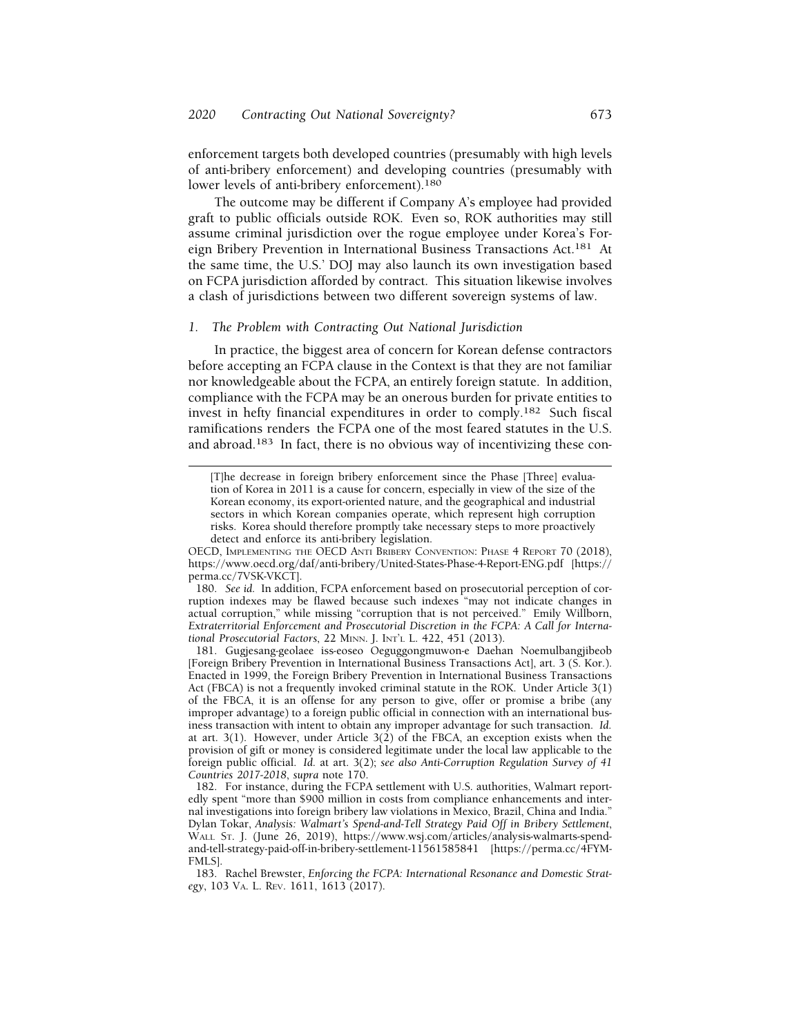enforcement targets both developed countries (presumably with high levels of anti-bribery enforcement) and developing countries (presumably with lower levels of anti-bribery enforcement).[180]

The outcome may be different if Company A's employee had provided graft to public officials outside ROK. Even so, ROK authorities may still assume criminal jurisdiction over the rogue employee under Korea's Foreign Bribery Prevention in International Business Transactions Act.[181] At the same time, the U.S.' DOJ may also launch its own investigation based on FCPA jurisdiction afforded by contract. This situation likewise involves a clash of jurisdictions between two different sovereign systems of law.

### *1. The Problem with Contracting Out National Jurisdiction*

In practice, the biggest area of concern for Korean defense contractors before accepting an FCPA clause in the Context is that they are not familiar nor knowledgeable about the FCPA, an entirely foreign statute. In addition, compliance with the FCPA may be an onerous burden for private entities to invest in hefty financial expenditures in order to comply.[182] Such fiscal ramifications renders the FCPA one of the most feared statutes in the U.S. and abroad.[183] In fact, there is no obvious way of incentivizing these con-

---

> [T]he decrease in foreign bribery enforcement since the Phase [Three] evaluation of Korea in 2011 is a cause for concern, especially in view of the size of the Korean economy, its export-oriented nature, and the geographical and industrial sectors in which Korean companies operate, which represent high corruption risks. Korea should therefore promptly take necessary steps to more proactively detect and enforce its anti-bribery legislation.

OECD, Implementing the OECD Anti Bribery Convention: Phase 4 Report 70 (2018), https://www.oecd.org/daf/anti-bribery/United-States-Phase-4-Report-ENG.pdf [https://perma.cc/7VSK-VKCT].

180. *See id.* In addition, FCPA enforcement based on prosecutorial perception of corruption indexes may be flawed because such indexes "may not indicate changes in actual corruption," while missing "corruption that is not perceived." Emily Willborn, *Extraterritorial Enforcement and Prosecutorial Discretion in the FCPA: A Call for International Prosecutorial Factors*, 22 Minn. J. Int'l L. 422, 451 (2013).

181. Gugjesang-geolaee iss-eoseo Oeguggongmuwon-e Daehan Noemulbangjibeob [Foreign Bribery Prevention in International Business Transactions Act], art. 3 (S. Kor.). Enacted in 1999, the Foreign Bribery Prevention in International Business Transactions Act (FBCA) is not a frequently invoked criminal statute in the ROK. Under Article 3(1) of the FBCA, it is an offense for any person to give, offer or promise a bribe (any improper advantage) to a foreign public official in connection with an international business transaction with intent to obtain any improper advantage for such transaction. *Id.* at art. 3(1). However, under Article 3(2) of the FBCA, an exception exists when the provision of gift or money is considered legitimate under the local law applicable to the foreign public official. *Id.* at art. 3(2); *see also Anti-Corruption Regulation Survey of 41 Countries 2017-2018*, *supra* note 170.

182. For instance, during the FCPA settlement with U.S. authorities, Walmart reportedly spent "more than $900 million in costs from compliance enhancements and internal investigations into foreign bribery law violations in Mexico, Brazil, China and India." Dylan Tokar, *Analysis: Walmart's Spend-and-Tell Strategy Paid Off in Bribery Settlement*, Wall St. J. (June 26, 2019), https://www.wsj.com/articles/analysis-walmarts-spend-and-tell-strategy-paid-off-in-bribery-settlement-11561585841 [https://perma.cc/4FYM-FMLS].

183. Rachel Brewster, *Enforcing the FCPA: International Resonance and Domestic Strategy*, 103 Va. L. Rev. 1611, 1613 (2017).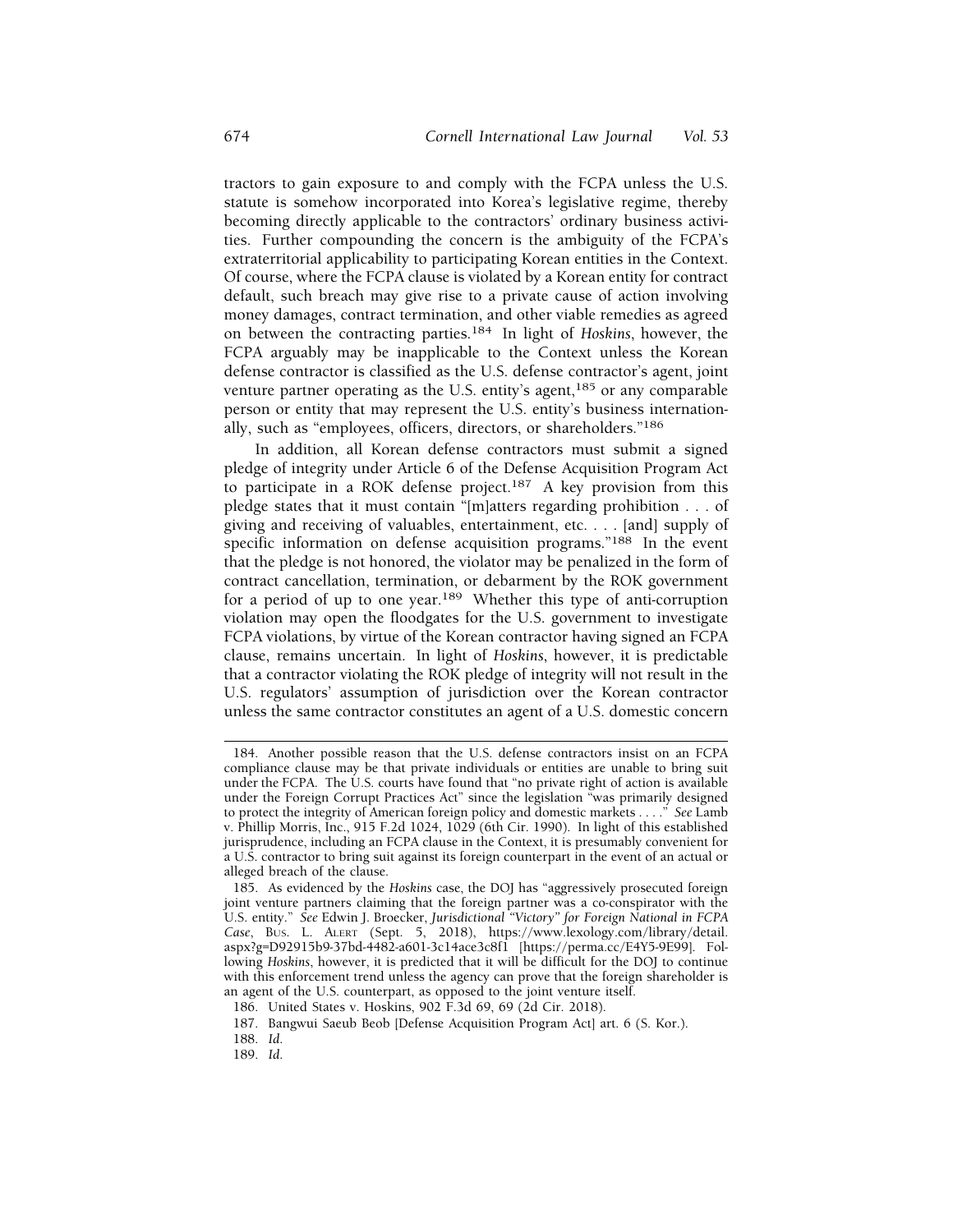tractors to gain exposure to and comply with the FCPA unless the U.S. statute is somehow incorporated into Korea's legislative regime, thereby becoming directly applicable to the contractors' ordinary business activities. Further compounding the concern is the ambiguity of the FCPA's extraterritorial applicability to participating Korean entities in the Context. Of course, where the FCPA clause is violated by a Korean entity for contract default, such breach may give rise to a private cause of action involving money damages, contract termination, and other viable remedies as agreed on between the contracting parties.[184] In light of *Hoskins*, however, the FCPA arguably may be inapplicable to the Context unless the Korean defense contractor is classified as the U.S. defense contractor's agent, joint venture partner operating as the U.S. entity's agent,[185] or any comparable person or entity that may represent the U.S. entity's business internationally, such as "employees, officers, directors, or shareholders."[186]

In addition, all Korean defense contractors must submit a signed pledge of integrity under Article 6 of the Defense Acquisition Program Act to participate in a ROK defense project.[187] A key provision from this pledge states that it must contain "[m]atters regarding prohibition . . . of giving and receiving of valuables, entertainment, etc. . . . [and] supply of specific information on defense acquisition programs."[188] In the event that the pledge is not honored, the violator may be penalized in the form of contract cancellation, termination, or debarment by the ROK government for a period of up to one year.[189] Whether this type of anti-corruption violation may open the floodgates for the U.S. government to investigate FCPA violations, by virtue of the Korean contractor having signed an FCPA clause, remains uncertain. In light of *Hoskins*, however, it is predictable that a contractor violating the ROK pledge of integrity will not result in the U.S. regulators' assumption of jurisdiction over the Korean contractor unless the same contractor constitutes an agent of a U.S. domestic concern

---

184. Another possible reason that the U.S. defense contractors insist on an FCPA compliance clause may be that private individuals or entities are unable to bring suit under the FCPA. The U.S. courts have found that "no private right of action is available under the Foreign Corrupt Practices Act" since the legislation "was primarily designed to protect the integrity of American foreign policy and domestic markets . . . ." *See* Lamb v. Phillip Morris, Inc., 915 F.2d 1024, 1029 (6th Cir. 1990). In light of this established jurisprudence, including an FCPA clause in the Context, it is presumably convenient for a U.S. contractor to bring suit against its foreign counterpart in the event of an actual or alleged breach of the clause.

185. As evidenced by the *Hoskins* case, the DOJ has "aggressively prosecuted foreign joint venture partners claiming that the foreign partner was a co-conspirator with the U.S. entity." *See* Edwin J. Broecker, *Jurisdictional "Victory" for Foreign National in FCPA Case*, BUS. L. ALERT (Sept. 5, 2018), https://www.lexology.com/library/detail.aspx?g=D92915b9-37bd-4482-a601-3c14ace3c8f1 [https://perma.cc/E4Y5-9E99]. Following *Hoskins*, however, it is predicted that it will be difficult for the DOJ to continue with this enforcement trend unless the agency can prove that the foreign shareholder is an agent of the U.S. counterpart, as opposed to the joint venture itself.

186. United States v. Hoskins, 902 F.3d 69, 69 (2d Cir. 2018).

187. Bangwui Saeub Beob [Defense Acquisition Program Act] art. 6 (S. Kor.).

188. *Id.*

189. *Id.*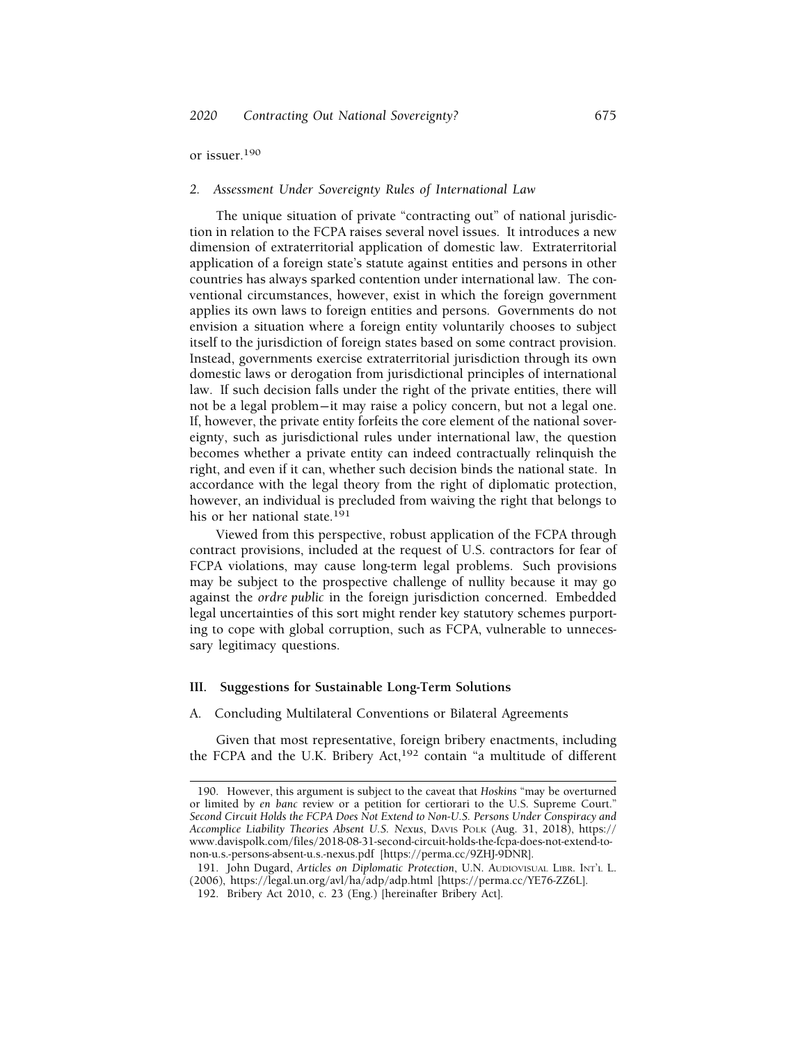or issuer.[190]

### 2. *Assessment Under Sovereignty Rules of International Law*

The unique situation of private "contracting out" of national jurisdiction in relation to the FCPA raises several novel issues. It introduces a new dimension of extraterritorial application of domestic law. Extraterritorial application of a foreign state's statute against entities and persons in other countries has always sparked contention under international law. The conventional circumstances, however, exist in which the foreign government applies its own laws to foreign entities and persons. Governments do not envision a situation where a foreign entity voluntarily chooses to subject itself to the jurisdiction of foreign states based on some contract provision. Instead, governments exercise extraterritorial jurisdiction through its own domestic laws or derogation from jurisdictional principles of international law. If such decision falls under the right of the private entities, there will not be a legal problem—it may raise a policy concern, but not a legal one. If, however, the private entity forfeits the core element of the national sovereignty, such as jurisdictional rules under international law, the question becomes whether a private entity can indeed contractually relinquish the right, and even if it can, whether such decision binds the national state. In accordance with the legal theory from the right of diplomatic protection, however, an individual is precluded from waiving the right that belongs to his or her national state.[191]

Viewed from this perspective, robust application of the FCPA through contract provisions, included at the request of U.S. contractors for fear of FCPA violations, may cause long-term legal problems. Such provisions may be subject to the prospective challenge of nullity because it may go against the *ordre public* in the foreign jurisdiction concerned. Embedded legal uncertainties of this sort might render key statutory schemes purporting to cope with global corruption, such as FCPA, vulnerable to unnecessary legitimacy questions.

## III. Suggestions for Sustainable Long-Term Solutions

### A. Concluding Multilateral Conventions or Bilateral Agreements

Given that most representative, foreign bribery enactments, including the FCPA and the U.K. Bribery Act,[192] contain "a multitude of different

---

190. However, this argument is subject to the caveat that *Hoskins* "may be overturned or limited by *en banc* review or a petition for certiorari to the U.S. Supreme Court." *Second Circuit Holds the FCPA Does Not Extend to Non-U.S. Persons Under Conspiracy and Accomplice Liability Theories Absent U.S. Nexus*, DAVIS POLK (Aug. 31, 2018), https://www.davispolk.com/files/2018-08-31-second-circuit-holds-the-fcpa-does-not-extend-to-non-u.s.-persons-absent-u.s.-nexus.pdf [https://perma.cc/9ZHJ-9DNR].

191. John Dugard, *Articles on Diplomatic Protection*, U.N. AUDIOVISUAL LIBR. INT'L L. (2006), https://legal.un.org/avl/ha/adp/adp.html [https://perma.cc/YE76-ZZ6L].

192. Bribery Act 2010, c. 23 (Eng.) [hereinafter Bribery Act].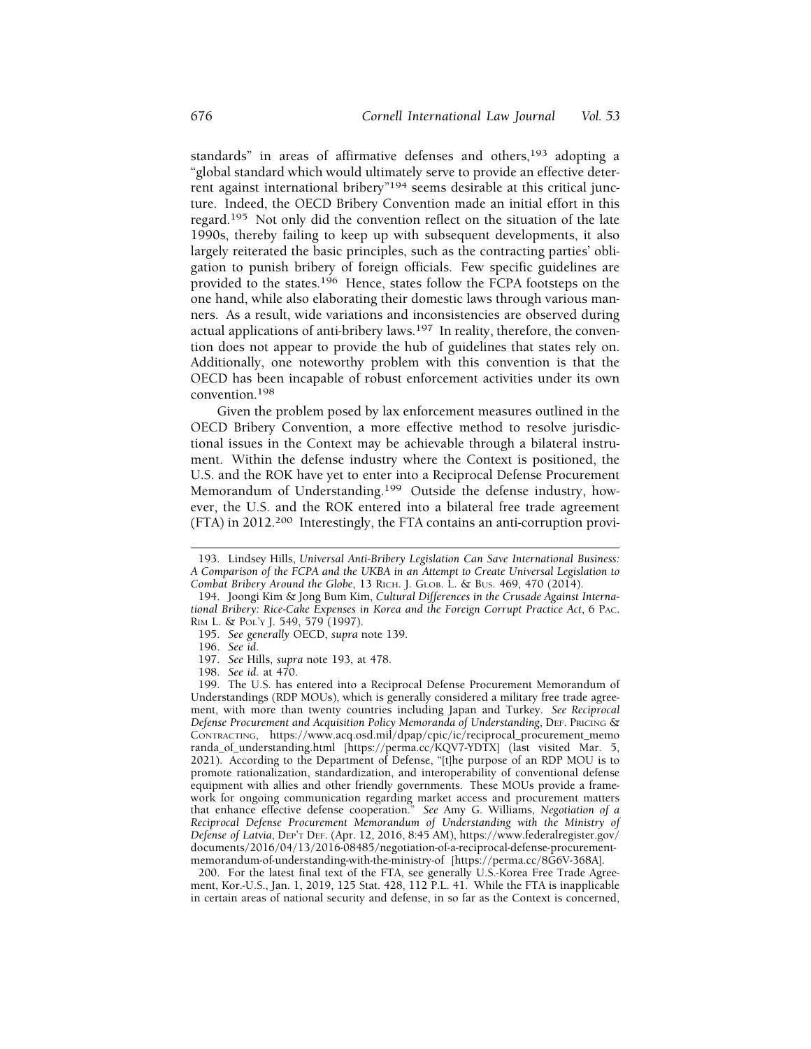standards" in areas of affirmative defenses and others,[193] adopting a "global standard which would ultimately serve to provide an effective deterrent against international bribery"[194] seems desirable at this critical juncture. Indeed, the OECD Bribery Convention made an initial effort in this regard.[195] Not only did the convention reflect on the situation of the late 1990s, thereby failing to keep up with subsequent developments, it also largely reiterated the basic principles, such as the contracting parties' obligation to punish bribery of foreign officials. Few specific guidelines are provided to the states.[196] Hence, states follow the FCPA footsteps on the one hand, while also elaborating their domestic laws through various manners. As a result, wide variations and inconsistencies are observed during actual applications of anti-bribery laws.[197] In reality, therefore, the convention does not appear to provide the hub of guidelines that states rely on. Additionally, one noteworthy problem with this convention is that the OECD has been incapable of robust enforcement activities under its own convention.[198]

Given the problem posed by lax enforcement measures outlined in the OECD Bribery Convention, a more effective method to resolve jurisdictional issues in the Context may be achievable through a bilateral instrument. Within the defense industry where the Context is positioned, the U.S. and the ROK have yet to enter into a Reciprocal Defense Procurement Memorandum of Understanding.[199] Outside the defense industry, however, the U.S. and the ROK entered into a bilateral free trade agreement (FTA) in 2012.[200] Interestingly, the FTA contains an anti-corruption provi-

193. Lindsey Hills, *Universal Anti-Bribery Legislation Can Save International Business: A Comparison of the FCPA and the UKBA in an Attempt to Create Universal Legislation to Combat Bribery Around the Globe*, 13 RICH. J. GLOB. L. & BUS. 469, 470 (2014).

194. Joongi Kim & Jong Bum Kim, *Cultural Differences in the Crusade Against International Bribery: Rice-Cake Expenses in Korea and the Foreign Corrupt Practice Act*, 6 PAC. RIM L. & POL'Y J. 549, 579 (1997).

195. *See generally* OECD, *supra* note 139.

196. *See id.*

197. *See* Hills, *supra* note 193, at 478.

198. *See id.* at 470.

199. The U.S. has entered into a Reciprocal Defense Procurement Memorandum of Understandings (RDP MOUs), which is generally considered a military free trade agreement, with more than twenty countries including Japan and Turkey. *See Reciprocal Defense Procurement and Acquisition Policy Memoranda of Understanding*, DEF. PRICING & CONTRACTING, https://www.acq.osd.mil/dpap/cpic/ic/reciprocal_procurement_memoranda_of_understanding.html [https://perma.cc/KQV7-YDTX] (last visited Mar. 5, 2021). According to the Department of Defense, "[t]he purpose of an RDP MOU is to promote rationalization, standardization, and interoperability of conventional defense equipment with allies and other friendly governments. These MOUs provide a framework for ongoing communication regarding market access and procurement matters that enhance effective defense cooperation." *See* Amy G. Williams, *Negotiation of a Reciprocal Defense Procurement Memorandum of Understanding with the Ministry of Defense of Latvia*, DEP'T DEF. (Apr. 12, 2016, 8:45 AM), https://www.federalregister.gov/documents/2016/04/13/2016-08485/negotiation-of-a-reciprocal-defense-procurement-memorandum-of-understanding-with-the-ministry-of [https://perma.cc/8G6V-368A].

200. For the latest final text of the FTA, see generally U.S.-Korea Free Trade Agreement, Kor.-U.S., Jan. 1, 2019, 125 Stat. 428, 112 P.L. 41. While the FTA is inapplicable in certain areas of national security and defense, in so far as the Context is concerned,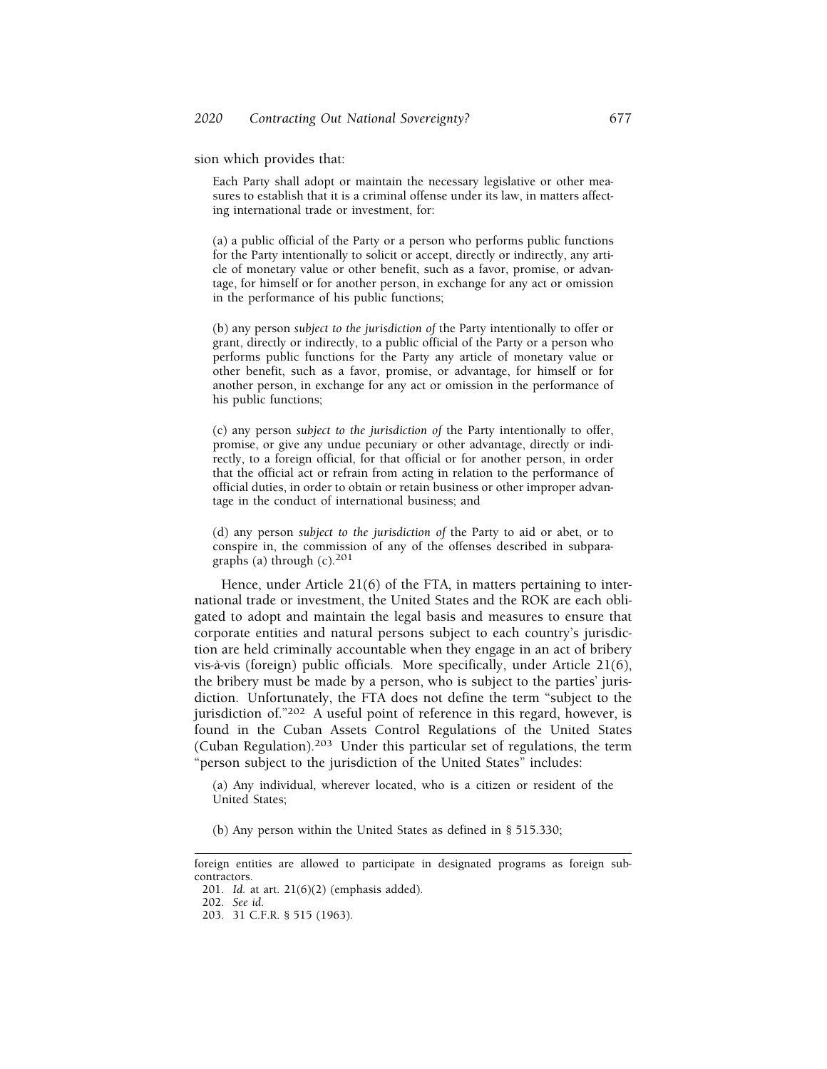sion which provides that:

> Each Party shall adopt or maintain the necessary legislative or other measures to establish that it is a criminal offense under its law, in matters affecting international trade or investment, for:
>
> (a) a public official of the Party or a person who performs public functions for the Party intentionally to solicit or accept, directly or indirectly, any article of monetary value or other benefit, such as a favor, promise, or advantage, for himself or for another person, in exchange for any act or omission in the performance of his public functions;
>
> (b) any person *subject to the jurisdiction of* the Party intentionally to offer or grant, directly or indirectly, to a public official of the Party or a person who performs public functions for the Party any article of monetary value or other benefit, such as a favor, promise, or advantage, for himself or for another person, in exchange for any act or omission in the performance of his public functions;
>
> (c) any person *subject to the jurisdiction of* the Party intentionally to offer, promise, or give any undue pecuniary or other advantage, directly or indirectly, to a foreign official, for that official or for another person, in order that the official act or refrain from acting in relation to the performance of official duties, in order to obtain or retain business or other improper advantage in the conduct of international business; and
>
> (d) any person *subject to the jurisdiction of* the Party to aid or abet, or to conspire in, the commission of any of the offenses described in subparagraphs (a) through (c).[201]

Hence, under Article 21(6) of the FTA, in matters pertaining to international trade or investment, the United States and the ROK are each obligated to adopt and maintain the legal basis and measures to ensure that corporate entities and natural persons subject to each country's jurisdiction are held criminally accountable when they engage in an act of bribery vis-à-vis (foreign) public officials. More specifically, under Article 21(6), the bribery must be made by a person, who is subject to the parties' jurisdiction. Unfortunately, the FTA does not define the term "subject to the jurisdiction of."[202] A useful point of reference in this regard, however, is found in the Cuban Assets Control Regulations of the United States (Cuban Regulation).[203] Under this particular set of regulations, the term "person subject to the jurisdiction of the United States" includes:

> (a) Any individual, wherever located, who is a citizen or resident of the United States;
>
> (b) Any person within the United States as defined in § 515.330;

---

foreign entities are allowed to participate in designated programs as foreign subcontractors.

201. *Id.* at art. 21(6)(2) (emphasis added).

202. *See id.*

203. 31 C.F.R. § 515 (1963).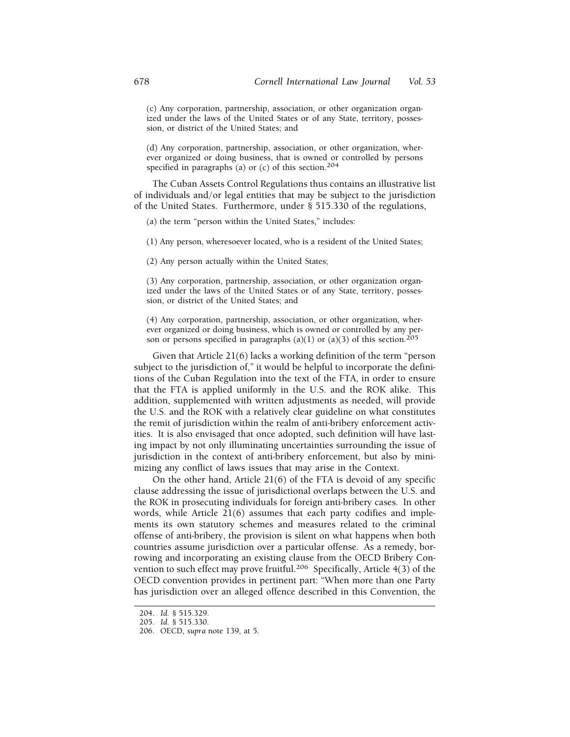> (c) Any corporation, partnership, association, or other organization organized under the laws of the United States or of any State, territory, possession, or district of the United States; and
>
> (d) Any corporation, partnership, association, or other organization, wherever organized or doing business, that is owned or controlled by persons specified in paragraphs (a) or (c) of this section.[204]

The Cuban Assets Control Regulations thus contains an illustrative list of individuals and/or legal entities that may be subject to the jurisdiction of the United States. Furthermore, under § 515.330 of the regulations,

> (a) the term "person within the United States," includes:
>
> (1) Any person, wheresoever located, who is a resident of the United States;
>
> (2) Any person actually within the United States;
>
> (3) Any corporation, partnership, association, or other organization organized under the laws of the United States or of any State, territory, possession, or district of the United States; and
>
> (4) Any corporation, partnership, association, or other organization, wherever organized or doing business, which is owned or controlled by any person or persons specified in paragraphs (a)(1) or (a)(3) of this section.[205]

Given that Article 21(6) lacks a working definition of the term "person subject to the jurisdiction of," it would be helpful to incorporate the definitions of the Cuban Regulation into the text of the FTA, in order to ensure that the FTA is applied uniformly in the U.S. and the ROK alike. This addition, supplemented with written adjustments as needed, will provide the U.S. and the ROK with a relatively clear guideline on what constitutes the remit of jurisdiction within the realm of anti-bribery enforcement activities. It is also envisaged that once adopted, such definition will have lasting impact by not only illuminating uncertainties surrounding the issue of jurisdiction in the context of anti-bribery enforcement, but also by minimizing any conflict of laws issues that may arise in the Context.

On the other hand, Article 21(6) of the FTA is devoid of any specific clause addressing the issue of jurisdictional overlaps between the U.S. and the ROK in prosecuting individuals for foreign anti-bribery cases. In other words, while Article 21(6) assumes that each party codifies and implements its own statutory schemes and measures related to the criminal offense of anti-bribery, the provision is silent on what happens when both countries assume jurisdiction over a particular offense. As a remedy, borrowing and incorporating an existing clause from the OECD Bribery Convention to such effect may prove fruitful.[206] Specifically, Article 4(3) of the OECD convention provides in pertinent part: "When more than one Party has jurisdiction over an alleged offence described in this Convention, the

204. *Id.* § 515.329.

205. *Id.* § 515.330.

206. OECD, *supra* note 139, at 5.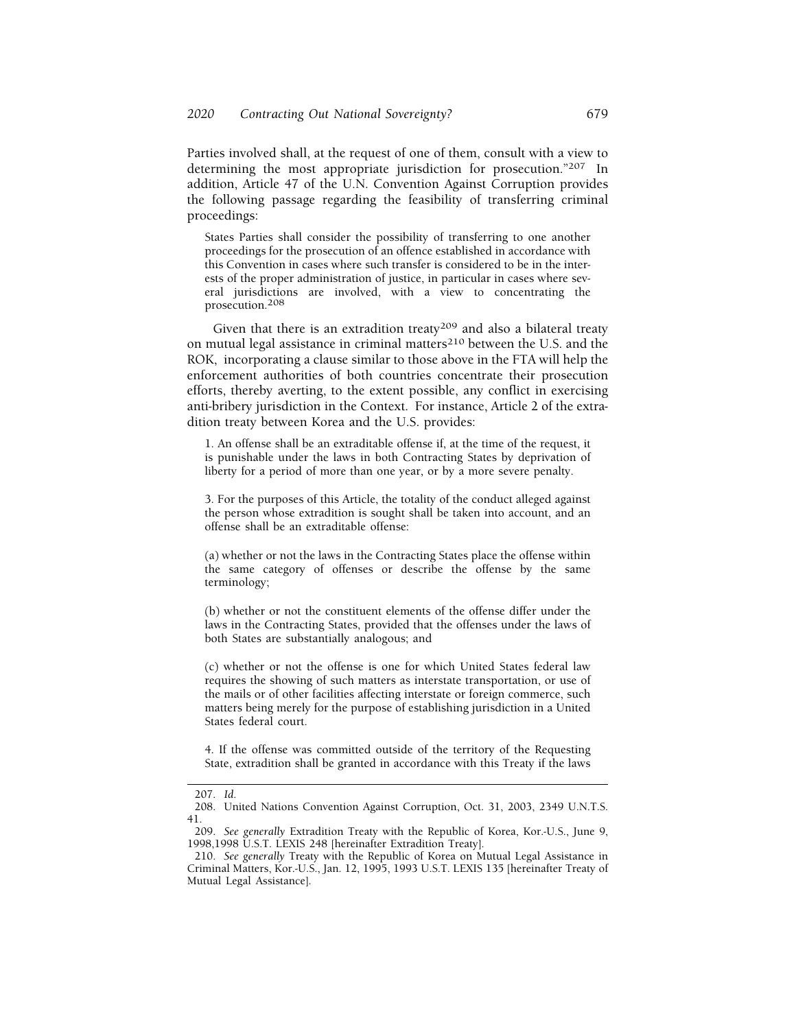Parties involved shall, at the request of one of them, consult with a view to determining the most appropriate jurisdiction for prosecution."[207] In addition, Article 47 of the U.N. Convention Against Corruption provides the following passage regarding the feasibility of transferring criminal proceedings:

> States Parties shall consider the possibility of transferring to one another proceedings for the prosecution of an offence established in accordance with this Convention in cases where such transfer is considered to be in the interests of the proper administration of justice, in particular in cases where several jurisdictions are involved, with a view to concentrating the prosecution.[208]

Given that there is an extradition treaty[209] and also a bilateral treaty on mutual legal assistance in criminal matters[210] between the U.S. and the ROK, incorporating a clause similar to those above in the FTA will help the enforcement authorities of both countries concentrate their prosecution efforts, thereby averting, to the extent possible, any conflict in exercising anti-bribery jurisdiction in the Context. For instance, Article 2 of the extradition treaty between Korea and the U.S. provides:

> 1. An offense shall be an extraditable offense if, at the time of the request, it is punishable under the laws in both Contracting States by deprivation of liberty for a period of more than one year, or by a more severe penalty.
>
> 3. For the purposes of this Article, the totality of the conduct alleged against the person whose extradition is sought shall be taken into account, and an offense shall be an extraditable offense:
>
> (a) whether or not the laws in the Contracting States place the offense within the same category of offenses or describe the offense by the same terminology;
>
> (b) whether or not the constituent elements of the offense differ under the laws in the Contracting States, provided that the offenses under the laws of both States are substantially analogous; and
>
> (c) whether or not the offense is one for which United States federal law requires the showing of such matters as interstate transportation, or use of the mails or of other facilities affecting interstate or foreign commerce, such matters being merely for the purpose of establishing jurisdiction in a United States federal court.
>
> 4. If the offense was committed outside of the territory of the Requesting State, extradition shall be granted in accordance with this Treaty if the laws

---

207. *Id.*

208. United Nations Convention Against Corruption, Oct. 31, 2003, 2349 U.N.T.S. 41.

209. *See generally* Extradition Treaty with the Republic of Korea, Kor.-U.S., June 9, 1998,1998 U.S.T. LEXIS 248 [hereinafter Extradition Treaty].

210. *See generally* Treaty with the Republic of Korea on Mutual Legal Assistance in Criminal Matters, Kor.-U.S., Jan. 12, 1995, 1993 U.S.T. LEXIS 135 [hereinafter Treaty of Mutual Legal Assistance].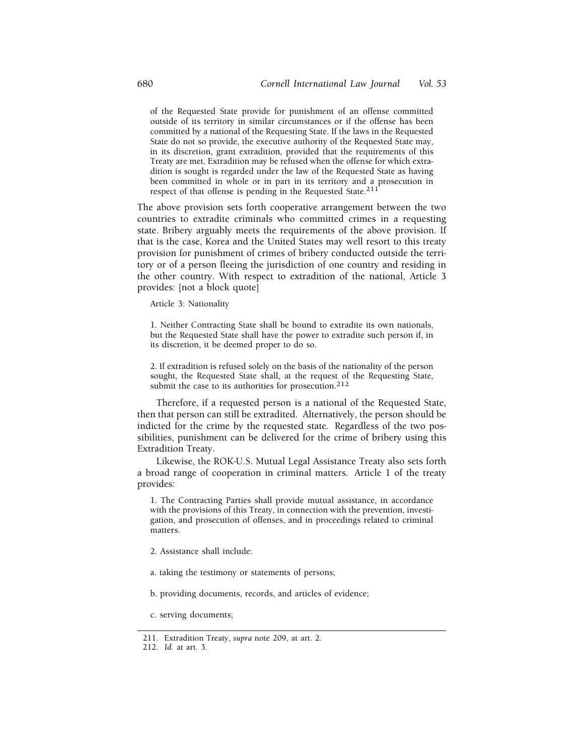> of the Requested State provide for punishment of an offense committed outside of its territory in similar circumstances or if the offense has been committed by a national of the Requesting State. If the laws in the Requested State do not so provide, the executive authority of the Requested State may, in its discretion, grant extradition, provided that the requirements of this Treaty are met. Extradition may be refused when the offense for which extradition is sought is regarded under the law of the Requested State as having been committed in whole or in part in its territory and a prosecution in respect of that offense is pending in the Requested State.[211]

The above provision sets forth cooperative arrangement between the two countries to extradite criminals who committed crimes in a requesting state. Bribery arguably meets the requirements of the above provision. If that is the case, Korea and the United States may well resort to this treaty provision for punishment of crimes of bribery conducted outside the territory or of a person fleeing the jurisdiction of one country and residing in the other country. With respect to extradition of the national, Article 3 provides: [not a block quote]

> Article 3: Nationality
>
> 1. Neither Contracting State shall be bound to extradite its own nationals, but the Requested State shall have the power to extradite such person if, in its discretion, it be deemed proper to do so.
>
> 2. If extradition is refused solely on the basis of the nationality of the person sought, the Requested State shall, at the request of the Requesting State, submit the case to its authorities for prosecution.[212]

Therefore, if a requested person is a national of the Requested State, then that person can still be extradited. Alternatively, the person should be indicted for the crime by the requested state. Regardless of the two possibilities, punishment can be delivered for the crime of bribery using this Extradition Treaty.

Likewise, the ROK-U.S. Mutual Legal Assistance Treaty also sets forth a broad range of cooperation in criminal matters. Article 1 of the treaty provides:

> 1. The Contracting Parties shall provide mutual assistance, in accordance with the provisions of this Treaty, in connection with the prevention, investigation, and prosecution of offenses, and in proceedings related to criminal matters.
>
> 2. Assistance shall include:
>
> a. taking the testimony or statements of persons;
>
> b. providing documents, records, and articles of evidence;
>
> c. serving documents;

---

211. Extradition Treaty, *supra* note 209, at art. 2.

212. *Id.* at art. 3.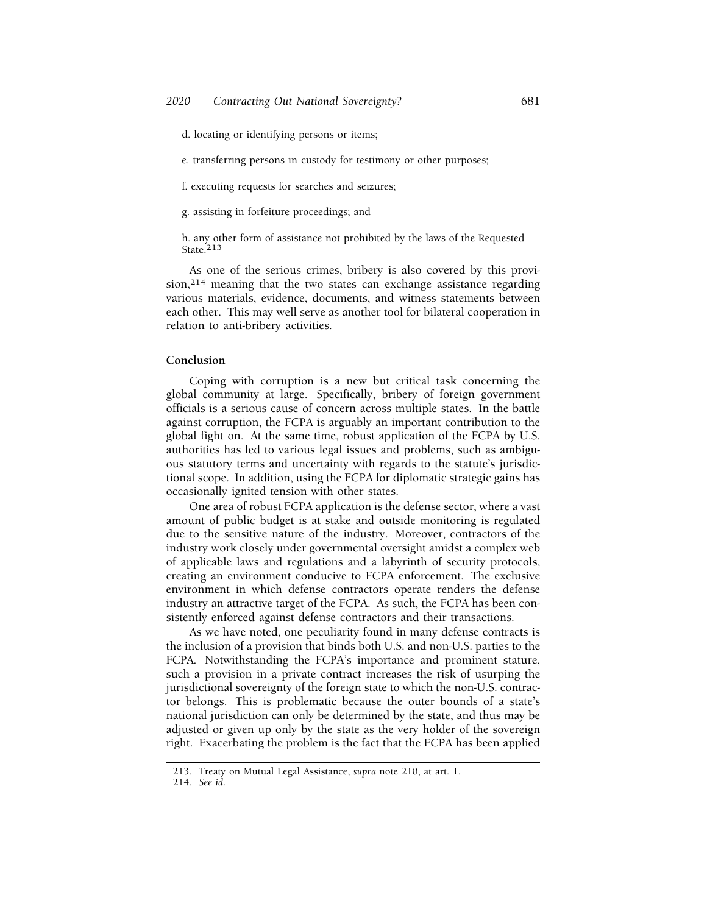d. locating or identifying persons or items;

e. transferring persons in custody for testimony or other purposes;

f. executing requests for searches and seizures;

g. assisting in forfeiture proceedings; and

h. any other form of assistance not prohibited by the laws of the Requested State.[213]

As one of the serious crimes, bribery is also covered by this provision,[214] meaning that the two states can exchange assistance regarding various materials, evidence, documents, and witness statements between each other. This may well serve as another tool for bilateral cooperation in relation to anti-bribery activities.

## Conclusion

Coping with corruption is a new but critical task concerning the global community at large. Specifically, bribery of foreign government officials is a serious cause of concern across multiple states. In the battle against corruption, the FCPA is arguably an important contribution to the global fight on. At the same time, robust application of the FCPA by U.S. authorities has led to various legal issues and problems, such as ambiguous statutory terms and uncertainty with regards to the statute's jurisdictional scope. In addition, using the FCPA for diplomatic strategic gains has occasionally ignited tension with other states.

One area of robust FCPA application is the defense sector, where a vast amount of public budget is at stake and outside monitoring is regulated due to the sensitive nature of the industry. Moreover, contractors of the industry work closely under governmental oversight amidst a complex web of applicable laws and regulations and a labyrinth of security protocols, creating an environment conducive to FCPA enforcement. The exclusive environment in which defense contractors operate renders the defense industry an attractive target of the FCPA. As such, the FCPA has been consistently enforced against defense contractors and their transactions.

As we have noted, one peculiarity found in many defense contracts is the inclusion of a provision that binds both U.S. and non-U.S. parties to the FCPA. Notwithstanding the FCPA's importance and prominent stature, such a provision in a private contract increases the risk of usurping the jurisdictional sovereignty of the foreign state to which the non-U.S. contractor belongs. This is problematic because the outer bounds of a state's national jurisdiction can only be determined by the state, and thus may be adjusted or given up only by the state as the very holder of the sovereign right. Exacerbating the problem is the fact that the FCPA has been applied

213. Treaty on Mutual Legal Assistance, *supra* note 210, at art. 1.

214. *See id.*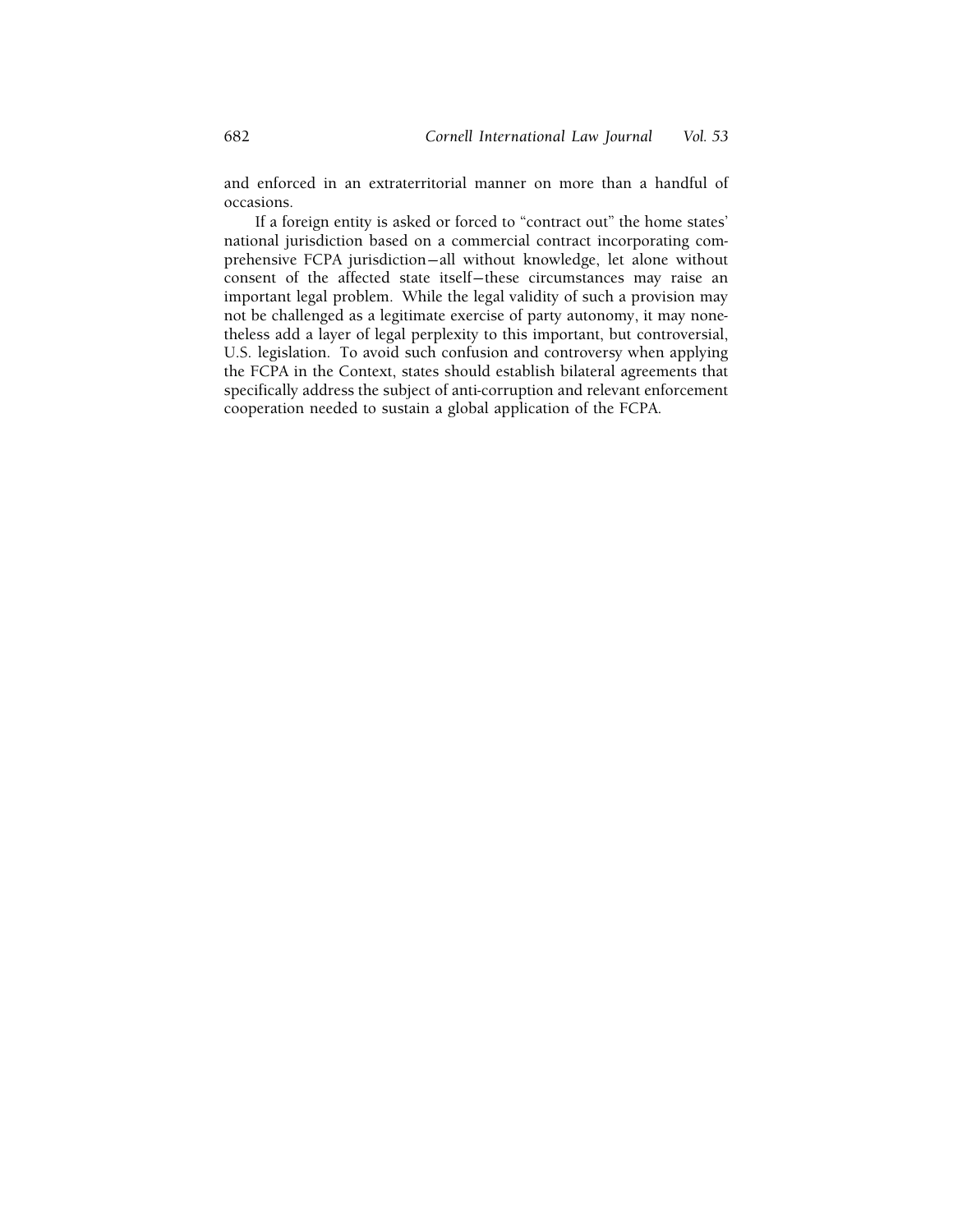and enforced in an extraterritorial manner on more than a handful of occasions.

If a foreign entity is asked or forced to "contract out" the home states' national jurisdiction based on a commercial contract incorporating comprehensive FCPA jurisdiction—all without knowledge, let alone without consent of the affected state itself—these circumstances may raise an important legal problem. While the legal validity of such a provision may not be challenged as a legitimate exercise of party autonomy, it may nonetheless add a layer of legal perplexity to this important, but controversial, U.S. legislation. To avoid such confusion and controversy when applying the FCPA in the Context, states should establish bilateral agreements that specifically address the subject of anti-corruption and relevant enforcement cooperation needed to sustain a global application of the FCPA.